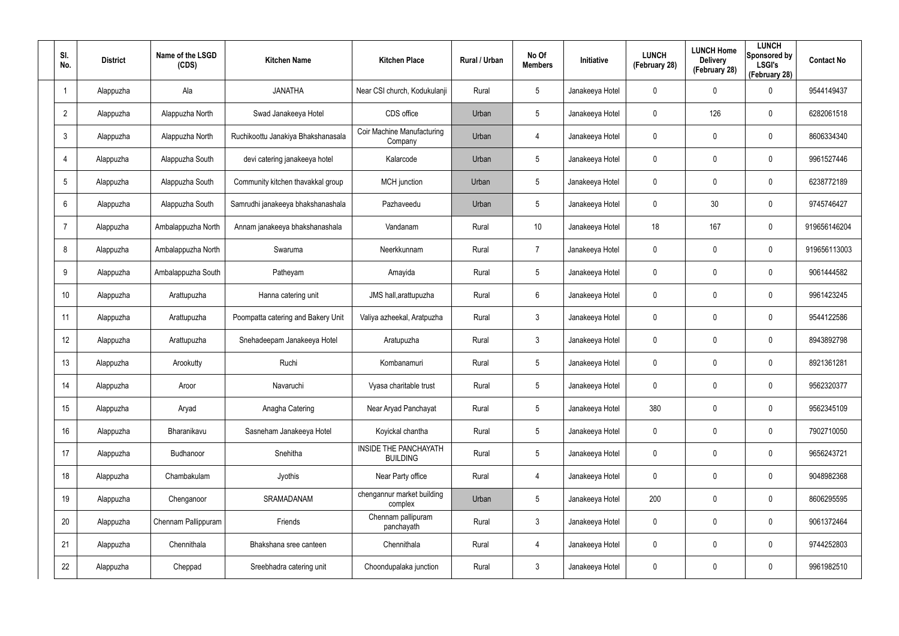| Sl. No. | District | Name of the LSGD (CDS) | Kitchen Name | Kitchen Place | Rural / Urban | No Of Members | Initiative | LUNCH (February 28) | LUNCH Home Delivery (February 28) | LUNCH Sponsored by LSGI's (February 28) | Contact No |
|---|---|---|---|---|---|---|---|---|---|---|---|
| 1 | Alappuzha | Ala | JANATHA | Near CSI church, Kodukulanji | Rural | 5 | Janakeeya Hotel | 0 | 0 | 0 | 9544149437 |
| 2 | Alappuzha | Alappuzha North | Swad Janakeeya Hotel | CDS office | Urban | 5 | Janakeeya Hotel | 0 | 126 | 0 | 6282061518 |
| 3 | Alappuzha | Alappuzha North | Ruchikoottu Janakiya Bhakshanasala | Coir Machine Manufacturing Company | Urban | 4 | Janakeeya Hotel | 0 | 0 | 0 | 8606334340 |
| 4 | Alappuzha | Alappuzha South | devi catering janakeeya hotel | Kalarcode | Urban | 5 | Janakeeya Hotel | 0 | 0 | 0 | 9961527446 |
| 5 | Alappuzha | Alappuzha South | Community kitchen thavakkal group | MCH junction | Urban | 5 | Janakeeya Hotel | 0 | 0 | 0 | 6238772189 |
| 6 | Alappuzha | Alappuzha South | Samrudhi janakeeya bhakshanashala | Pazhaveedu | Urban | 5 | Janakeeya Hotel | 0 | 30 | 0 | 9745746427 |
| 7 | Alappuzha | Ambalappuzha North | Annam janakeeya bhakshanashala | Vandanam | Rural | 10 | Janakeeya Hotel | 18 | 167 | 0 | 919656146204 |
| 8 | Alappuzha | Ambalappuzha North | Swaruma | Neerkkunnam | Rural | 7 | Janakeeya Hotel | 0 | 0 | 0 | 919656113003 |
| 9 | Alappuzha | Ambalappuzha South | Patheyam | Amayida | Rural | 5 | Janakeeya Hotel | 0 | 0 | 0 | 9061444582 |
| 10 | Alappuzha | Arattupuzha | Hanna catering unit | JMS hall,arattupuzha | Rural | 6 | Janakeeya Hotel | 0 | 0 | 0 | 9961423245 |
| 11 | Alappuzha | Arattupuzha | Poompatta catering and Bakery Unit | Valiya azheekal, Aratpuzha | Rural | 3 | Janakeeya Hotel | 0 | 0 | 0 | 9544122586 |
| 12 | Alappuzha | Arattupuzha | Snehadeepam Janakeeya Hotel | Aratupuzha | Rural | 3 | Janakeeya Hotel | 0 | 0 | 0 | 8943892798 |
| 13 | Alappuzha | Arookutty | Ruchi | Kombanamuri | Rural | 5 | Janakeeya Hotel | 0 | 0 | 0 | 8921361281 |
| 14 | Alappuzha | Aroor | Navaruchi | Vyasa charitable trust | Rural | 5 | Janakeeya Hotel | 0 | 0 | 0 | 9562320377 |
| 15 | Alappuzha | Aryad | Anagha Catering | Near Aryad Panchayat | Rural | 5 | Janakeeya Hotel | 380 | 0 | 0 | 9562345109 |
| 16 | Alappuzha | Bharanikavu | Sasneham Janakeeya Hotel | Koyickal chantha | Rural | 5 | Janakeeya Hotel | 0 | 0 | 0 | 7902710050 |
| 17 | Alappuzha | Budhanoor | Snehitha | INSIDE THE PANCHAYATH BUILDING | Rural | 5 | Janakeeya Hotel | 0 | 0 | 0 | 9656243721 |
| 18 | Alappuzha | Chambakulam | Jyothis | Near Party office | Rural | 4 | Janakeeya Hotel | 0 | 0 | 0 | 9048982368 |
| 19 | Alappuzha | Chenganoor | SRAMADANAM | chengannur market building complex | Urban | 5 | Janakeeya Hotel | 200 | 0 | 0 | 8606295595 |
| 20 | Alappuzha | Chennam Pallippuram | Friends | Chennam pallipuram panchayath | Rural | 3 | Janakeeya Hotel | 0 | 0 | 0 | 9061372464 |
| 21 | Alappuzha | Chennithala | Bhakshana sree canteen | Chennithala | Rural | 4 | Janakeeya Hotel | 0 | 0 | 0 | 9744252803 |
| 22 | Alappuzha | Cheppad | Sreebhadra catering unit | Choondupalaka junction | Rural | 3 | Janakeeya Hotel | 0 | 0 | 0 | 9961982510 |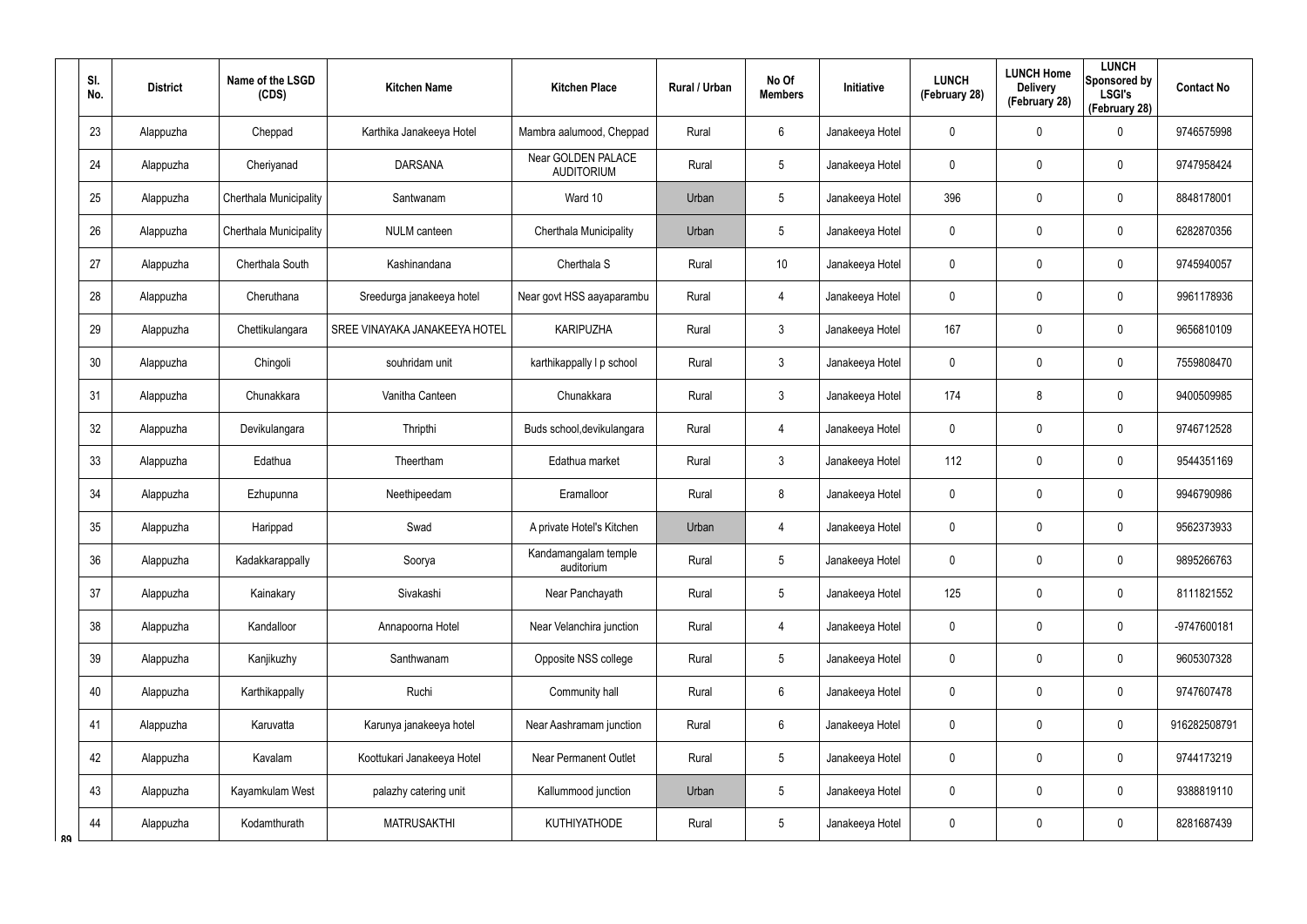| Sl. No. | District | Name of the LSGD (CDS) | Kitchen Name | Kitchen Place | Rural / Urban | No Of Members | Initiative | LUNCH (February 28) | LUNCH Home Delivery (February 28) | LUNCH Sponsored by LSGI's (February 28) | Contact No |
|---|---|---|---|---|---|---|---|---|---|---|---|
| 23 | Alappuzha | Cheppad | Karthika Janakeeya Hotel | Mambra aalumood, Cheppad | Rural | 6 | Janakeeya Hotel | 0 | 0 | 0 | 9746575998 |
| 24 | Alappuzha | Cheriyanad | DARSANA | Near GOLDEN PALACE AUDITORIUM | Rural | 5 | Janakeeya Hotel | 0 | 0 | 0 | 9747958424 |
| 25 | Alappuzha | Cherthala Municipality | Santwanam | Ward 10 | Urban | 5 | Janakeeya Hotel | 396 | 0 | 0 | 8848178001 |
| 26 | Alappuzha | Cherthala Municipality | NULM canteen | Cherthala Municipality | Urban | 5 | Janakeeya Hotel | 0 | 0 | 0 | 6282870356 |
| 27 | Alappuzha | Cherthala South | Kashinandana | Cherthala S | Rural | 10 | Janakeeya Hotel | 0 | 0 | 0 | 9745940057 |
| 28 | Alappuzha | Cheruthana | Sreedurga janakeeya hotel | Near govt HSS aayaparambu | Rural | 4 | Janakeeya Hotel | 0 | 0 | 0 | 9961178936 |
| 29 | Alappuzha | Chettikulangara | SREE VINAYAKA JANAKEEYA HOTEL | KARIPUZHA | Rural | 3 | Janakeeya Hotel | 167 | 0 | 0 | 9656810109 |
| 30 | Alappuzha | Chingoli | souhridam unit | karthikappally l p school | Rural | 3 | Janakeeya Hotel | 0 | 0 | 0 | 7559808470 |
| 31 | Alappuzha | Chunakkara | Vanitha Canteen | Chunakkara | Rural | 3 | Janakeeya Hotel | 174 | 8 | 0 | 9400509985 |
| 32 | Alappuzha | Devikulangara | Thripthi | Buds school,devikulangara | Rural | 4 | Janakeeya Hotel | 0 | 0 | 0 | 9746712528 |
| 33 | Alappuzha | Edathua | Theertham | Edathua market | Rural | 3 | Janakeeya Hotel | 112 | 0 | 0 | 9544351169 |
| 34 | Alappuzha | Ezhupunna | Neethipeedam | Eramalloor | Rural | 8 | Janakeeya Hotel | 0 | 0 | 0 | 9946790986 |
| 35 | Alappuzha | Harippad | Swad | A private Hotel's Kitchen | Urban | 4 | Janakeeya Hotel | 0 | 0 | 0 | 9562373933 |
| 36 | Alappuzha | Kadakkarappally | Soorya | Kandamangalam temple auditorium | Rural | 5 | Janakeeya Hotel | 0 | 0 | 0 | 9895266763 |
| 37 | Alappuzha | Kainakary | Sivakashi | Near Panchayath | Rural | 5 | Janakeeya Hotel | 125 | 0 | 0 | 8111821552 |
| 38 | Alappuzha | Kandalloor | Annapoorna Hotel | Near Velanchira junction | Rural | 4 | Janakeeya Hotel | 0 | 0 | 0 | -9747600181 |
| 39 | Alappuzha | Kanjikuzhy | Santhwanam | Opposite NSS college | Rural | 5 | Janakeeya Hotel | 0 | 0 | 0 | 9605307328 |
| 40 | Alappuzha | Karthikappally | Ruchi | Community hall | Rural | 6 | Janakeeya Hotel | 0 | 0 | 0 | 9747607478 |
| 41 | Alappuzha | Karuvatta | Karunya janakeeya hotel | Near Aashramam junction | Rural | 6 | Janakeeya Hotel | 0 | 0 | 0 | 916282508791 |
| 42 | Alappuzha | Kavalam | Koottukari Janakeeya Hotel | Near Permanent Outlet | Rural | 5 | Janakeeya Hotel | 0 | 0 | 0 | 9744173219 |
| 43 | Alappuzha | Kayamkulam West | palazhy catering unit | Kallummood junction | Urban | 5 | Janakeeya Hotel | 0 | 0 | 0 | 9388819110 |
| 44 | Alappuzha | Kodamthurath | MATRUSAKTHI | KUTHIYATHODE | Rural | 5 | Janakeeya Hotel | 0 | 0 | 0 | 8281687439 |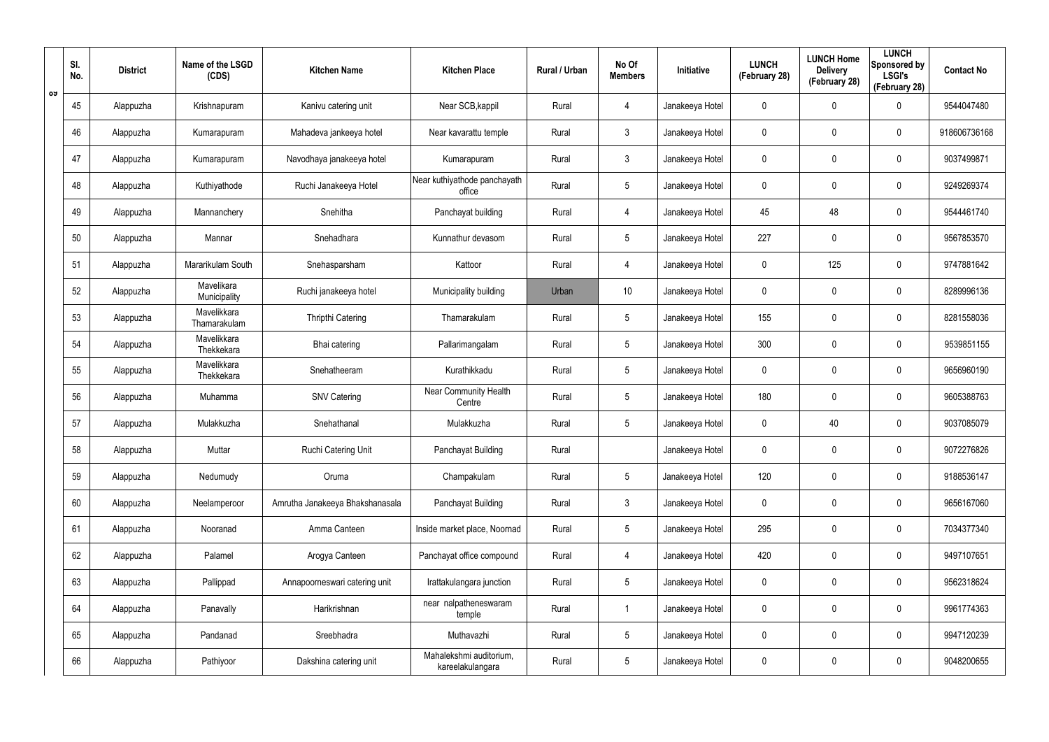| Sl. No. | District | Name of the LSGD (CDS) | Kitchen Name | Kitchen Place | Rural / Urban | No Of Members | Initiative | LUNCH (February 28) | LUNCH Home Delivery (February 28) | LUNCH Sponsored by LSGI's (February 28) | Contact No |
|---|---|---|---|---|---|---|---|---|---|---|---|
| 45 | Alappuzha | Krishnapuram | Kanivu catering unit | Near SCB,kappil | Rural | 4 | Janakeeya Hotel | 0 | 0 | 0 | 9544047480 |
| 46 | Alappuzha | Kumarapuram | Mahadeva jankeeya hotel | Near kavarattu temple | Rural | 3 | Janakeeya Hotel | 0 | 0 | 0 | 918606736168 |
| 47 | Alappuzha | Kumarapuram | Navodhaya janakeeya hotel | Kumarapuram | Rural | 3 | Janakeeya Hotel | 0 | 0 | 0 | 9037499871 |
| 48 | Alappuzha | Kuthiyathode | Ruchi Janakeeya Hotel | Near kuthiyathode panchayath office | Rural | 5 | Janakeeya Hotel | 0 | 0 | 0 | 9249269374 |
| 49 | Alappuzha | Mannanchery | Snehitha | Panchayat building | Rural | 4 | Janakeeya Hotel | 45 | 48 | 0 | 9544461740 |
| 50 | Alappuzha | Mannar | Snehadhara | Kunnathur devasom | Rural | 5 | Janakeeya Hotel | 227 | 0 | 0 | 9567853570 |
| 51 | Alappuzha | Mararikulam South | Snehasparsham | Kattoor | Rural | 4 | Janakeeya Hotel | 0 | 125 | 0 | 9747881642 |
| 52 | Alappuzha | Mavelikara Municipality | Ruchi janakeeya hotel | Municipality building | Urban | 10 | Janakeeya Hotel | 0 | 0 | 0 | 8289996136 |
| 53 | Alappuzha | Mavelikkara Thamarakulam | Thripthi Catering | Thamarakulam | Rural | 5 | Janakeeya Hotel | 155 | 0 | 0 | 8281558036 |
| 54 | Alappuzha | Mavelikkara Thekkekara | Bhai catering | Pallarimangalam | Rural | 5 | Janakeeya Hotel | 300 | 0 | 0 | 9539851155 |
| 55 | Alappuzha | Mavelikkara Thekkekara | Snehatheeram | Kurathikkadu | Rural | 5 | Janakeeya Hotel | 0 | 0 | 0 | 9656960190 |
| 56 | Alappuzha | Muhamma | SNV Catering | Near Community Health Centre | Rural | 5 | Janakeeya Hotel | 180 | 0 | 0 | 9605388763 |
| 57 | Alappuzha | Mulakkuzha | Snehathanal | Mulakkuzha | Rural | 5 | Janakeeya Hotel | 0 | 40 | 0 | 9037085079 |
| 58 | Alappuzha | Muttar | Ruchi Catering Unit | Panchayat Building | Rural | | Janakeeya Hotel | 0 | 0 | 0 | 9072276826 |
| 59 | Alappuzha | Nedumudy | Oruma | Champakulam | Rural | 5 | Janakeeya Hotel | 120 | 0 | 0 | 9188536147 |
| 60 | Alappuzha | Neelamperoor | Amrutha Janakeeya Bhakshanasala | Panchayat Building | Rural | 3 | Janakeeya Hotel | 0 | 0 | 0 | 9656167060 |
| 61 | Alappuzha | Nooranad | Amma Canteen | Inside market place, Noornad | Rural | 5 | Janakeeya Hotel | 295 | 0 | 0 | 7034377340 |
| 62 | Alappuzha | Palamel | Arogya Canteen | Panchayat office compound | Rural | 4 | Janakeeya Hotel | 420 | 0 | 0 | 9497107651 |
| 63 | Alappuzha | Pallippad | Annapoorneswari catering unit | Irattakulangara junction | Rural | 5 | Janakeeya Hotel | 0 | 0 | 0 | 9562318624 |
| 64 | Alappuzha | Panavally | Harikrishnan | near nalpatheneswaram temple | Rural | 1 | Janakeeya Hotel | 0 | 0 | 0 | 9961774363 |
| 65 | Alappuzha | Pandanad | Sreebhadra | Muthavazhi | Rural | 5 | Janakeeya Hotel | 0 | 0 | 0 | 9947120239 |
| 66 | Alappuzha | Pathiyoor | Dakshina catering unit | Mahalekshmi auditorium, kareelakulangara | Rural | 5 | Janakeeya Hotel | 0 | 0 | 0 | 9048200655 |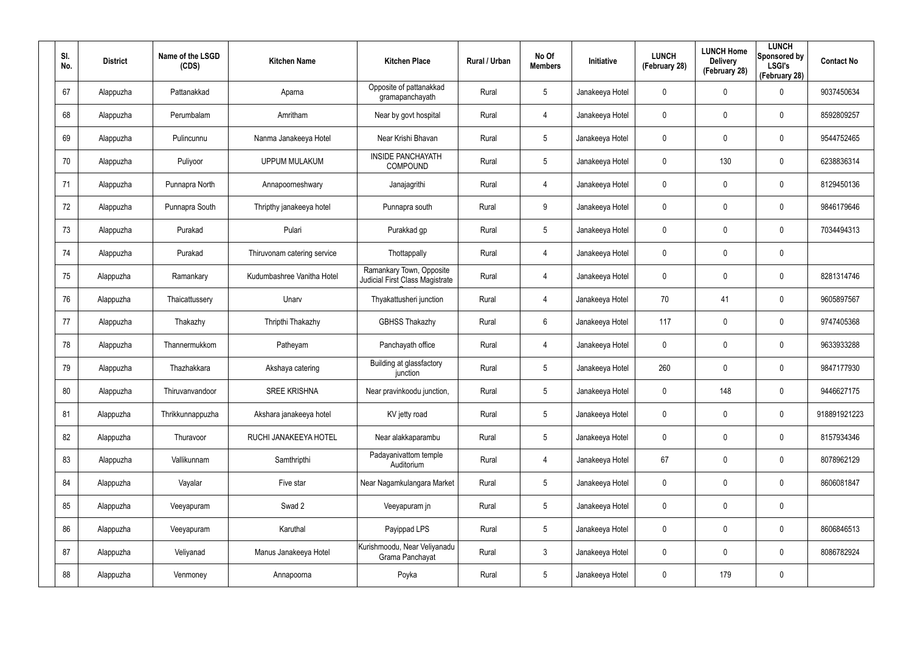| Sl. No. | District | Name of the LSGD (CDS) | Kitchen Name | Kitchen Place | Rural / Urban | No Of Members | Initiative | LUNCH (February 28) | LUNCH Home Delivery (February 28) | LUNCH Sponsored by LSGI's (February 28) | Contact No |
|---|---|---|---|---|---|---|---|---|---|---|---|
| 67 | Alappuzha | Pattanakkad | Aparna | Opposite of pattanakkad gramapanchayath | Rural | 5 | Janakeeya Hotel | 0 | 0 | 0 | 9037450634 |
| 68 | Alappuzha | Perumbalam | Amritham | Near by govt hospital | Rural | 4 | Janakeeya Hotel | 0 | 0 | 0 | 8592809257 |
| 69 | Alappuzha | Pulincunnu | Nanma Janakeeya Hotel | Near Krishi Bhavan | Rural | 5 | Janakeeya Hotel | 0 | 0 | 0 | 9544752465 |
| 70 | Alappuzha | Puliyoor | UPPUM MULAKUM | INSIDE PANCHAYATH COMPOUND | Rural | 5 | Janakeeya Hotel | 0 | 130 | 0 | 6238836314 |
| 71 | Alappuzha | Punnapra North | Annapoorneshwary | Janajagrithi | Rural | 4 | Janakeeya Hotel | 0 | 0 | 0 | 8129450136 |
| 72 | Alappuzha | Punnapra South | Thripthy janakeeya hotel | Punnapra south | Rural | 9 | Janakeeya Hotel | 0 | 0 | 0 | 9846179646 |
| 73 | Alappuzha | Purakad | Pulari | Purakkad gp | Rural | 5 | Janakeeya Hotel | 0 | 0 | 0 | 7034494313 |
| 74 | Alappuzha | Purakad | Thiruvonam catering service | Thottappally | Rural | 4 | Janakeeya Hotel | 0 | 0 | 0 | |
| 75 | Alappuzha | Ramankary | Kudumbashree Vanitha Hotel | Ramankary Town, Opposite Judicial First Class Magistrate Court | Rural | 4 | Janakeeya Hotel | 0 | 0 | 0 | 8281314746 |
| 76 | Alappuzha | Thaicattussery | Unarv | Thyakattusheri junction | Rural | 4 | Janakeeya Hotel | 70 | 41 | 0 | 9605897567 |
| 77 | Alappuzha | Thakazhy | Thripthi Thakazhy | GBHSS Thakazhy | Rural | 6 | Janakeeya Hotel | 117 | 0 | 0 | 9747405368 |
| 78 | Alappuzha | Thannermukkom | Patheyam | Panchayath office | Rural | 4 | Janakeeya Hotel | 0 | 0 | 0 | 9633933288 |
| 79 | Alappuzha | Thazhakkara | Akshaya catering | Building at glassfactory junction | Rural | 5 | Janakeeya Hotel | 260 | 0 | 0 | 9847177930 |
| 80 | Alappuzha | Thiruvanvandoor | SREE KRISHNA | Near pravinkoodu junction, | Rural | 5 | Janakeeya Hotel | 0 | 148 | 0 | 9446627175 |
| 81 | Alappuzha | Thrikkunnappuzha | Akshara janakeeya hotel | KV jetty road | Rural | 5 | Janakeeya Hotel | 0 | 0 | 0 | 918891921223 |
| 82 | Alappuzha | Thuravoor | RUCHI JANAKEEYA HOTEL | Near alakkaparambu | Rural | 5 | Janakeeya Hotel | 0 | 0 | 0 | 8157934346 |
| 83 | Alappuzha | Vallikunnam | Samthripthi | Padayanivattom temple Auditorium | Rural | 4 | Janakeeya Hotel | 67 | 0 | 0 | 8078962129 |
| 84 | Alappuzha | Vayalar | Five star | Near Nagamkulangara Market | Rural | 5 | Janakeeya Hotel | 0 | 0 | 0 | 8606081847 |
| 85 | Alappuzha | Veeyapuram | Swad 2 | Veeyapuram jn | Rural | 5 | Janakeeya Hotel | 0 | 0 | 0 | |
| 86 | Alappuzha | Veeyapuram | Karuthal | Payippad LPS | Rural | 5 | Janakeeya Hotel | 0 | 0 | 0 | 8606846513 |
| 87 | Alappuzha | Veliyanad | Manus Janakeeya Hotel | Kurishmoodu, Near Veliyanadu Grama Panchayat | Rural | 3 | Janakeeya Hotel | 0 | 0 | 0 | 8086782924 |
| 88 | Alappuzha | Venmoney | Annapoorna | Poyka | Rural | 5 | Janakeeya Hotel | 0 | 179 | 0 | |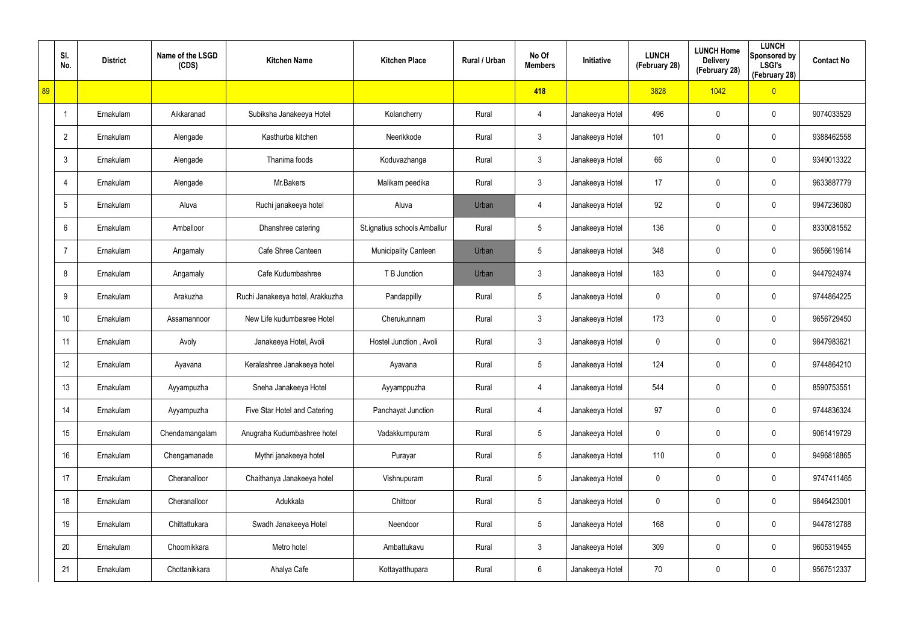| | Sl. No. | District | Name of the LSGD (CDS) | Kitchen Name | Kitchen Place | Rural / Urban | No Of Members | Initiative | LUNCH (February 28) | LUNCH Home Delivery (February 28) | LUNCH Sponsored by LSGI's (February 28) | Contact No |
|---|---|---|---|---|---|---|---|---|---|---|---|---|
| 89 | | | | | | | 418 | | 3828 | 1042 | 0 | |
| | 1 | Ernakulam | Aikkaranad | Subiksha Janakeeya Hotel | Kolancherry | Rural | 4 | Janakeeya Hotel | 496 | 0 | 0 | 9074033529 |
| | 2 | Ernakulam | Alengade | Kasthurba kitchen | Neerikkode | Rural | 3 | Janakeeya Hotel | 101 | 0 | 0 | 9388462558 |
| | 3 | Ernakulam | Alengade | Thanima foods | Koduvazhanga | Rural | 3 | Janakeeya Hotel | 66 | 0 | 0 | 9349013322 |
| | 4 | Ernakulam | Alengade | Mr.Bakers | Malikam peedika | Rural | 3 | Janakeeya Hotel | 17 | 0 | 0 | 9633887779 |
| | 5 | Ernakulam | Aluva | Ruchi janakeeya hotel | Aluva | Urban | 4 | Janakeeya Hotel | 92 | 0 | 0 | 9947236080 |
| | 6 | Ernakulam | Amballoor | Dhanshree catering | St.ignatius schools Amballur | Rural | 5 | Janakeeya Hotel | 136 | 0 | 0 | 8330081552 |
| | 7 | Ernakulam | Angamaly | Cafe Shree Canteen | Municipality Canteen | Urban | 5 | Janakeeya Hotel | 348 | 0 | 0 | 9656619614 |
| | 8 | Ernakulam | Angamaly | Cafe Kudumbashree | T B Junction | Urban | 3 | Janakeeya Hotel | 183 | 0 | 0 | 9447924974 |
| | 9 | Ernakulam | Arakuzha | Ruchi Janakeeya hotel, Arakkuzha | Pandappilly | Rural | 5 | Janakeeya Hotel | 0 | 0 | 0 | 9744864225 |
| | 10 | Ernakulam | Assamannoor | New Life kudumbasree Hotel | Cherukunnam | Rural | 3 | Janakeeya Hotel | 173 | 0 | 0 | 9656729450 |
| | 11 | Ernakulam | Avoly | Janakeeya Hotel, Avoli | Hostel Junction , Avoli | Rural | 3 | Janakeeya Hotel | 0 | 0 | 0 | 9847983621 |
| | 12 | Ernakulam | Ayavana | Keralashree Janakeeya hotel | Ayavana | Rural | 5 | Janakeeya Hotel | 124 | 0 | 0 | 9744864210 |
| | 13 | Ernakulam | Ayyampuzha | Sneha Janakeeya Hotel | Ayyamppuzha | Rural | 4 | Janakeeya Hotel | 544 | 0 | 0 | 8590753551 |
| | 14 | Ernakulam | Ayyampuzha | Five Star Hotel and Catering | Panchayat Junction | Rural | 4 | Janakeeya Hotel | 97 | 0 | 0 | 9744836324 |
| | 15 | Ernakulam | Chendamangalam | Anugraha Kudumbashree hotel | Vadakkumpuram | Rural | 5 | Janakeeya Hotel | 0 | 0 | 0 | 9061419729 |
| | 16 | Ernakulam | Chengamanade | Mythri janakeeya hotel | Purayar | Rural | 5 | Janakeeya Hotel | 110 | 0 | 0 | 9496818865 |
| | 17 | Ernakulam | Cheranalloor | Chaithanya Janakeeya hotel | Vishnupuram | Rural | 5 | Janakeeya Hotel | 0 | 0 | 0 | 9747411465 |
| | 18 | Ernakulam | Cheranalloor | Adukkala | Chittoor | Rural | 5 | Janakeeya Hotel | 0 | 0 | 0 | 9846423001 |
| | 19 | Ernakulam | Chittattukara | Swadh Janakeeya Hotel | Neendoor | Rural | 5 | Janakeeya Hotel | 168 | 0 | 0 | 9447812788 |
| | 20 | Ernakulam | Choornikkara | Metro hotel | Ambattukavu | Rural | 3 | Janakeeya Hotel | 309 | 0 | 0 | 9605319455 |
| | 21 | Ernakulam | Chottanikkara | Ahalya Cafe | Kottayatthupara | Rural | 6 | Janakeeya Hotel | 70 | 0 | 0 | 9567512337 |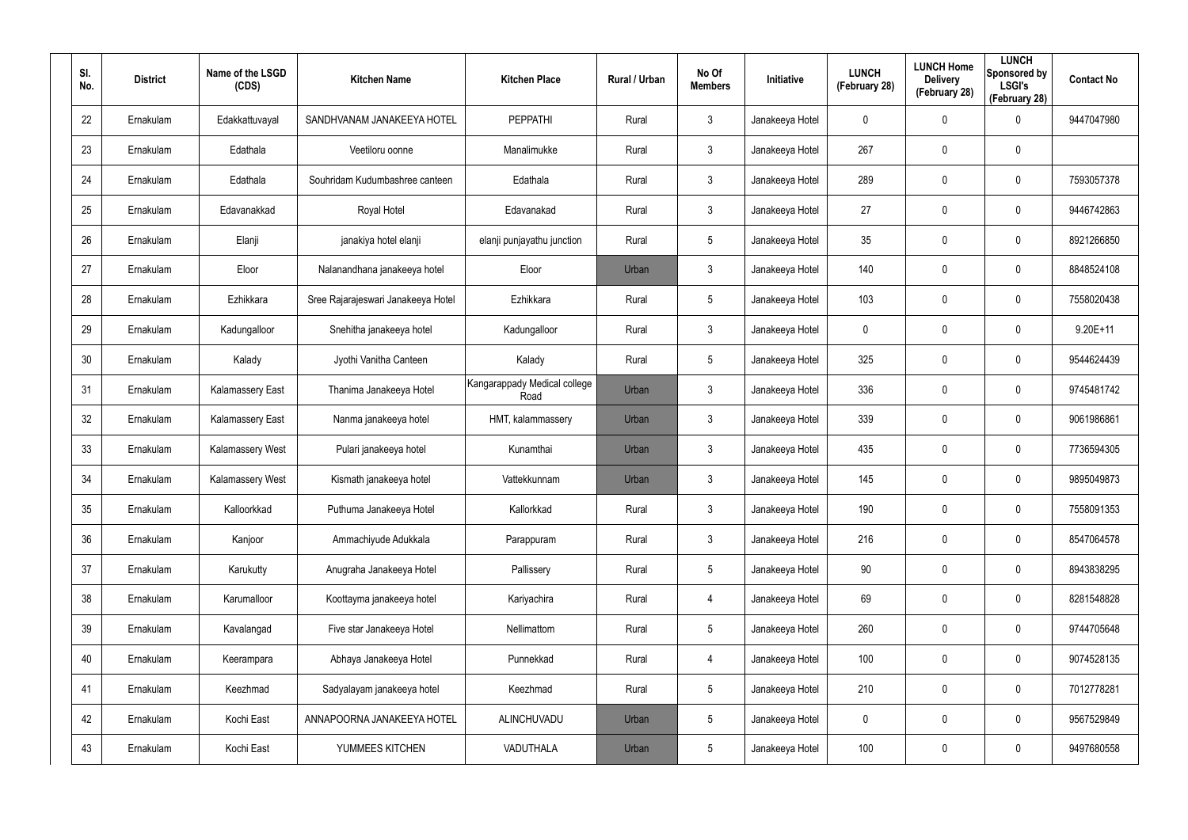| Sl. No. | District | Name of the LSGD (CDS) | Kitchen Name | Kitchen Place | Rural / Urban | No Of Members | Initiative | LUNCH (February 28) | LUNCH Home Delivery (February 28) | LUNCH Sponsored by LSGI's (February 28) | Contact No |
|---|---|---|---|---|---|---|---|---|---|---|---|
| 22 | Ernakulam | Edakkattuvayal | SANDHVANAM JANAKEEYA HOTEL | PEPPATHI | Rural | 3 | Janakeeya Hotel | 0 | 0 | 0 | 9447047980 |
| 23 | Ernakulam | Edathala | Veetiloru oonne | Manalimukke | Rural | 3 | Janakeeya Hotel | 267 | 0 | 0 | |
| 24 | Ernakulam | Edathala | Souhridam Kudumbashree canteen | Edathala | Rural | 3 | Janakeeya Hotel | 289 | 0 | 0 | 7593057378 |
| 25 | Ernakulam | Edavanakkad | Royal Hotel | Edavanakad | Rural | 3 | Janakeeya Hotel | 27 | 0 | 0 | 9446742863 |
| 26 | Ernakulam | Elanji | janakiya hotel elanji | elanji punjayathu junction | Rural | 5 | Janakeeya Hotel | 35 | 0 | 0 | 8921266850 |
| 27 | Ernakulam | Eloor | Nalanandhana janakeeya hotel | Eloor | Urban | 3 | Janakeeya Hotel | 140 | 0 | 0 | 8848524108 |
| 28 | Ernakulam | Ezhikkara | Sree Rajarajeswari Janakeeya Hotel | Ezhikkara | Rural | 5 | Janakeeya Hotel | 103 | 0 | 0 | 7558020438 |
| 29 | Ernakulam | Kadungalloor | Snehitha janakeeya hotel | Kadungalloor | Rural | 3 | Janakeeya Hotel | 0 | 0 | 0 | 9.20E+11 |
| 30 | Ernakulam | Kalady | Jyothi Vanitha Canteen | Kalady | Rural | 5 | Janakeeya Hotel | 325 | 0 | 0 | 9544624439 |
| 31 | Ernakulam | Kalamassery East | Thanima Janakeeya Hotel | Kangarappady Medical college Road | Urban | 3 | Janakeeya Hotel | 336 | 0 | 0 | 9745481742 |
| 32 | Ernakulam | Kalamassery East | Nanma janakeeya hotel | HMT, kalammassery | Urban | 3 | Janakeeya Hotel | 339 | 0 | 0 | 9061986861 |
| 33 | Ernakulam | Kalamassery West | Pulari janakeeya hotel | Kunamthai | Urban | 3 | Janakeeya Hotel | 435 | 0 | 0 | 7736594305 |
| 34 | Ernakulam | Kalamassery West | Kismath janakeeya hotel | Vattekkunnam | Urban | 3 | Janakeeya Hotel | 145 | 0 | 0 | 9895049873 |
| 35 | Ernakulam | Kalloorkkad | Puthuma Janakeeya Hotel | Kallorkkad | Rural | 3 | Janakeeya Hotel | 190 | 0 | 0 | 7558091353 |
| 36 | Ernakulam | Kanjoor | Ammachiyude Adukkala | Parappuram | Rural | 3 | Janakeeya Hotel | 216 | 0 | 0 | 8547064578 |
| 37 | Ernakulam | Karukutty | Anugraha Janakeeya Hotel | Pallissery | Rural | 5 | Janakeeya Hotel | 90 | 0 | 0 | 8943838295 |
| 38 | Ernakulam | Karumalloor | Koottayma janakeeya hotel | Kariyachira | Rural | 4 | Janakeeya Hotel | 69 | 0 | 0 | 8281548828 |
| 39 | Ernakulam | Kavalangad | Five star Janakeeya Hotel | Nellimattom | Rural | 5 | Janakeeya Hotel | 260 | 0 | 0 | 9744705648 |
| 40 | Ernakulam | Keerampara | Abhaya Janakeeya Hotel | Punnekkad | Rural | 4 | Janakeeya Hotel | 100 | 0 | 0 | 9074528135 |
| 41 | Ernakulam | Keezhmad | Sadyalayam janakeeya hotel | Keezhmad | Rural | 5 | Janakeeya Hotel | 210 | 0 | 0 | 7012778281 |
| 42 | Ernakulam | Kochi East | ANNAPOORNA JANAKEEYA HOTEL | ALINCHUVADU | Urban | 5 | Janakeeya Hotel | 0 | 0 | 0 | 9567529849 |
| 43 | Ernakulam | Kochi East | YUMMEES KITCHEN | VADUTHALA | Urban | 5 | Janakeeya Hotel | 100 | 0 | 0 | 9497680558 |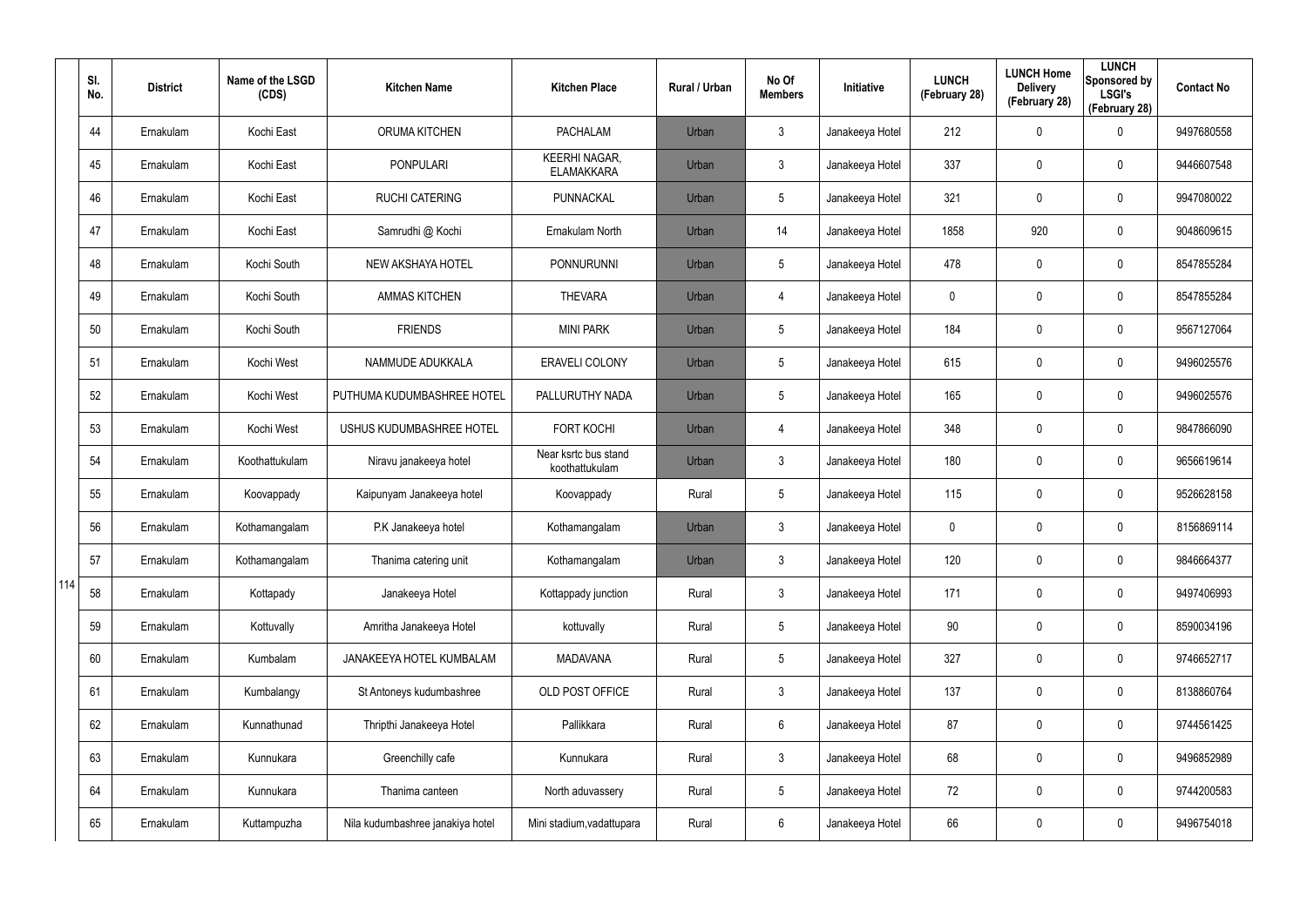| | Sl. No. | District | Name of the LSGD (CDS) | Kitchen Name | Kitchen Place | Rural / Urban | No Of Members | Initiative | LUNCH (February 28) | LUNCH Home Delivery (February 28) | LUNCH Sponsored by LSGI's (February 28) | Contact No |
|---|---|---|---|---|---|---|---|---|---|---|---|---|
| | 44 | Ernakulam | Kochi East | ORUMA KITCHEN | PACHALAM | Urban | 3 | Janakeeya Hotel | 212 | 0 | 0 | 9497680558 |
| | 45 | Ernakulam | Kochi East | PONPULARI | KEERHI NAGAR, ELAMAKKARA | Urban | 3 | Janakeeya Hotel | 337 | 0 | 0 | 9446607548 |
| | 46 | Ernakulam | Kochi East | RUCHI CATERING | PUNNACKAL | Urban | 5 | Janakeeya Hotel | 321 | 0 | 0 | 9947080022 |
| | 47 | Ernakulam | Kochi East | Samrudhi @ Kochi | Ernakulam North | Urban | 14 | Janakeeya Hotel | 1858 | 920 | 0 | 9048609615 |
| | 48 | Ernakulam | Kochi South | NEW AKSHAYA HOTEL | PONNURUNNI | Urban | 5 | Janakeeya Hotel | 478 | 0 | 0 | 8547855284 |
| | 49 | Ernakulam | Kochi South | AMMAS KITCHEN | THEVARA | Urban | 4 | Janakeeya Hotel | 0 | 0 | 0 | 8547855284 |
| | 50 | Ernakulam | Kochi South | FRIENDS | MINI PARK | Urban | 5 | Janakeeya Hotel | 184 | 0 | 0 | 9567127064 |
| | 51 | Ernakulam | Kochi West | NAMMUDE ADUKKALA | ERAVELI COLONY | Urban | 5 | Janakeeya Hotel | 615 | 0 | 0 | 9496025576 |
| | 52 | Ernakulam | Kochi West | PUTHUMA KUDUMBASHREE HOTEL | PALLURUTHY NADA | Urban | 5 | Janakeeya Hotel | 165 | 0 | 0 | 9496025576 |
| | 53 | Ernakulam | Kochi West | USHUS KUDUMBASHREE HOTEL | FORT KOCHI | Urban | 4 | Janakeeya Hotel | 348 | 0 | 0 | 9847866090 |
| | 54 | Ernakulam | Koothattukulam | Niravu janakeeya hotel | Near ksrtc bus stand koothattukulam | Urban | 3 | Janakeeya Hotel | 180 | 0 | 0 | 9656619614 |
| | 55 | Ernakulam | Koovappady | Kaipunyam Janakeeya hotel | Koovappady | Rural | 5 | Janakeeya Hotel | 115 | 0 | 0 | 9526628158 |
| | 56 | Ernakulam | Kothamangalam | P.K Janakeeya hotel | Kothamangalam | Urban | 3 | Janakeeya Hotel | 0 | 0 | 0 | 8156869114 |
| | 57 | Ernakulam | Kothamangalam | Thanima catering unit | Kothamangalam | Urban | 3 | Janakeeya Hotel | 120 | 0 | 0 | 9846664377 |
| 114 | 58 | Ernakulam | Kottapady | Janakeeya Hotel | Kottappady junction | Rural | 3 | Janakeeya Hotel | 171 | 0 | 0 | 9497406993 |
| | 59 | Ernakulam | Kottuvally | Amritha Janakeeya Hotel | kottuvally | Rural | 5 | Janakeeya Hotel | 90 | 0 | 0 | 8590034196 |
| | 60 | Ernakulam | Kumbalam | JANAKEEYA HOTEL KUMBALAM | MADAVANA | Rural | 5 | Janakeeya Hotel | 327 | 0 | 0 | 9746652717 |
| | 61 | Ernakulam | Kumbalangy | St Antoneys kudumbashree | OLD POST OFFICE | Rural | 3 | Janakeeya Hotel | 137 | 0 | 0 | 8138860764 |
| | 62 | Ernakulam | Kunnathunad | Thripthi Janakeeya Hotel | Pallikkara | Rural | 6 | Janakeeya Hotel | 87 | 0 | 0 | 9744561425 |
| | 63 | Ernakulam | Kunnukara | Greenchilly cafe | Kunnukara | Rural | 3 | Janakeeya Hotel | 68 | 0 | 0 | 9496852989 |
| | 64 | Ernakulam | Kunnukara | Thanima canteen | North aduvassery | Rural | 5 | Janakeeya Hotel | 72 | 0 | 0 | 9744200583 |
| | 65 | Ernakulam | Kuttampuzha | Nila kudumbashree janakiya hotel | Mini stadium,vadattupara | Rural | 6 | Janakeeya Hotel | 66 | 0 | 0 | 9496754018 |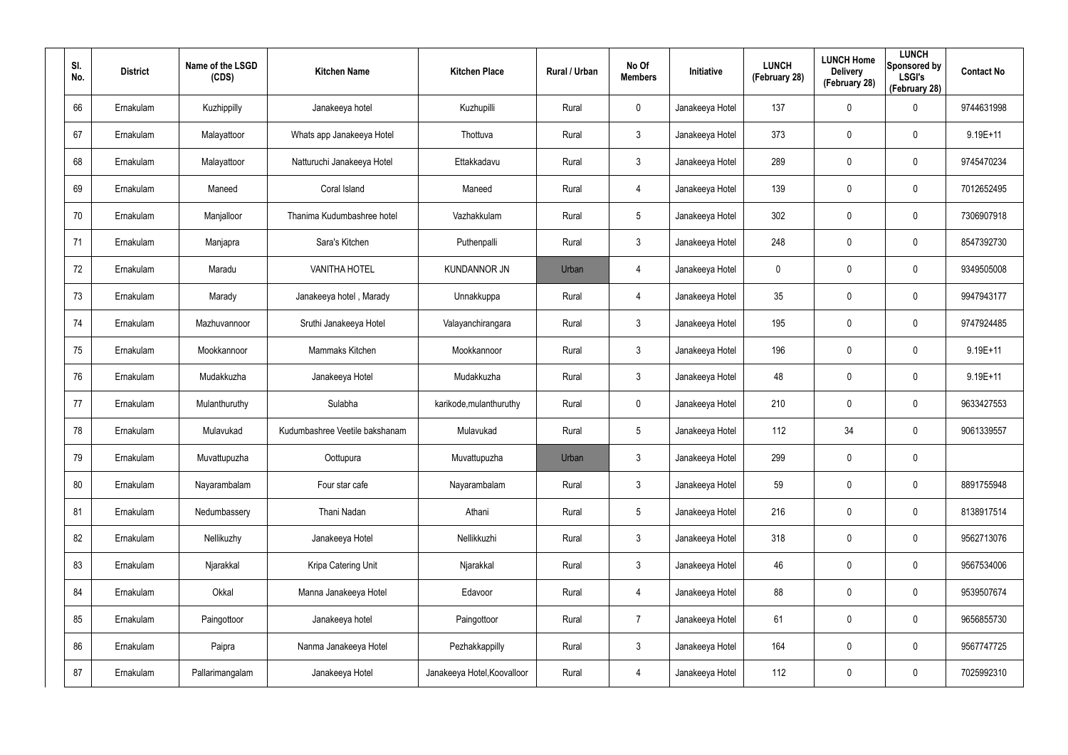| Sl. No. | District | Name of the LSGD (CDS) | Kitchen Name | Kitchen Place | Rural / Urban | No Of Members | Initiative | LUNCH (February 28) | LUNCH Home Delivery (February 28) | LUNCH Sponsored by LSGI's (February 28) | Contact No |
|---|---|---|---|---|---|---|---|---|---|---|---|
| 66 | Ernakulam | Kuzhippilly | Janakeeya hotel | Kuzhupilli | Rural | 0 | Janakeeya Hotel | 137 | 0 | 0 | 9744631998 |
| 67 | Ernakulam | Malayattoor | Whats app Janakeeya Hotel | Thottuva | Rural | 3 | Janakeeya Hotel | 373 | 0 | 0 | 9.19E+11 |
| 68 | Ernakulam | Malayattoor | Natturuchi Janakeeya Hotel | Ettakkadavu | Rural | 3 | Janakeeya Hotel | 289 | 0 | 0 | 9745470234 |
| 69 | Ernakulam | Maneed | Coral Island | Maneed | Rural | 4 | Janakeeya Hotel | 139 | 0 | 0 | 7012652495 |
| 70 | Ernakulam | Manjalloor | Thanima Kudumbashree hotel | Vazhakkulam | Rural | 5 | Janakeeya Hotel | 302 | 0 | 0 | 7306907918 |
| 71 | Ernakulam | Manjapra | Sara's Kitchen | Puthenpalli | Rural | 3 | Janakeeya Hotel | 248 | 0 | 0 | 8547392730 |
| 72 | Ernakulam | Maradu | VANITHA HOTEL | KUNDANNOR JN | Urban | 4 | Janakeeya Hotel | 0 | 0 | 0 | 9349505008 |
| 73 | Ernakulam | Marady | Janakeeya hotel , Marady | Unnakkuppa | Rural | 4 | Janakeeya Hotel | 35 | 0 | 0 | 9947943177 |
| 74 | Ernakulam | Mazhuvannoor | Sruthi Janakeeya Hotel | Valayanchirangara | Rural | 3 | Janakeeya Hotel | 195 | 0 | 0 | 9747924485 |
| 75 | Ernakulam | Mookkannoor | Mammaks Kitchen | Mookkannoor | Rural | 3 | Janakeeya Hotel | 196 | 0 | 0 | 9.19E+11 |
| 76 | Ernakulam | Mudakkuzha | Janakeeya Hotel | Mudakkuzha | Rural | 3 | Janakeeya Hotel | 48 | 0 | 0 | 9.19E+11 |
| 77 | Ernakulam | Mulanthuruthy | Sulabha | karikode,mulanthuruthy | Rural | 0 | Janakeeya Hotel | 210 | 0 | 0 | 9633427553 |
| 78 | Ernakulam | Mulavukad | Kudumbashree Veetile bakshanam | Mulavukad | Rural | 5 | Janakeeya Hotel | 112 | 34 | 0 | 9061339557 |
| 79 | Ernakulam | Muvattupuzha | Oottupura | Muvattupuzha | Urban | 3 | Janakeeya Hotel | 299 | 0 | 0 | |
| 80 | Ernakulam | Nayarambalam | Four star cafe | Nayarambalam | Rural | 3 | Janakeeya Hotel | 59 | 0 | 0 | 8891755948 |
| 81 | Ernakulam | Nedumbassery | Thani Nadan | Athani | Rural | 5 | Janakeeya Hotel | 216 | 0 | 0 | 8138917514 |
| 82 | Ernakulam | Nellikuzhy | Janakeeya Hotel | Nellikkuzhi | Rural | 3 | Janakeeya Hotel | 318 | 0 | 0 | 9562713076 |
| 83 | Ernakulam | Njarakkal | Kripa Catering Unit | Njarakkal | Rural | 3 | Janakeeya Hotel | 46 | 0 | 0 | 9567534006 |
| 84 | Ernakulam | Okkal | Manna Janakeeya Hotel | Edavoor | Rural | 4 | Janakeeya Hotel | 88 | 0 | 0 | 9539507674 |
| 85 | Ernakulam | Paingottoor | Janakeeya hotel | Paingottoor | Rural | 7 | Janakeeya Hotel | 61 | 0 | 0 | 9656855730 |
| 86 | Ernakulam | Paipra | Nanma Janakeeya Hotel | Pezhakkappilly | Rural | 3 | Janakeeya Hotel | 164 | 0 | 0 | 9567747725 |
| 87 | Ernakulam | Pallarimangalam | Janakeeya Hotel | Janakeeya Hotel,Koovalloor | Rural | 4 | Janakeeya Hotel | 112 | 0 | 0 | 7025992310 |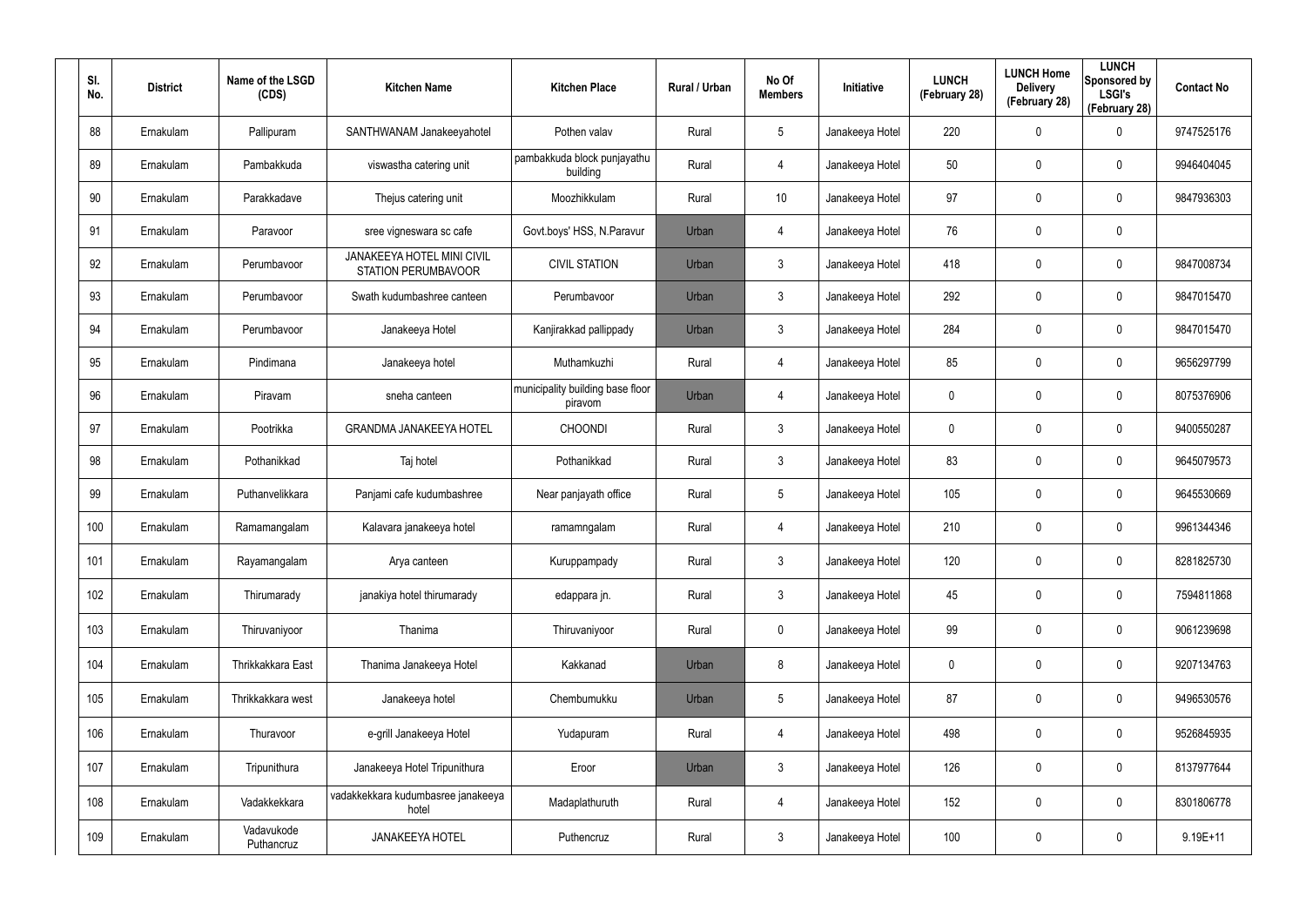| Sl. No. | District | Name of the LSGD (CDS) | Kitchen Name | Kitchen Place | Rural / Urban | No Of Members | Initiative | LUNCH (February 28) | LUNCH Home Delivery (February 28) | LUNCH Sponsored by LSGI's (February 28) | Contact No |
|---|---|---|---|---|---|---|---|---|---|---|---|
| 88 | Ernakulam | Pallipuram | SANTHWANAM Janakeeyahotel | Pothen valav | Rural | 5 | Janakeeya Hotel | 220 | 0 | 0 | 9747525176 |
| 89 | Ernakulam | Pambakkuda | viswastha catering unit | pambakkuda block punjayathu building | Rural | 4 | Janakeeya Hotel | 50 | 0 | 0 | 9946404045 |
| 90 | Ernakulam | Parakkadave | Thejus catering unit | Moozhikkulam | Rural | 10 | Janakeeya Hotel | 97 | 0 | 0 | 9847936303 |
| 91 | Ernakulam | Paravoor | sree vigneswara sc cafe | Govt.boys' HSS, N.Paravur | Urban | 4 | Janakeeya Hotel | 76 | 0 | 0 | |
| 92 | Ernakulam | Perumbavoor | JANAKEEYA HOTEL MINI CIVIL STATION PERUMBAVOOR | CIVIL STATION | Urban | 3 | Janakeeya Hotel | 418 | 0 | 0 | 9847008734 |
| 93 | Ernakulam | Perumbavoor | Swath kudumbashree canteen | Perumbavoor | Urban | 3 | Janakeeya Hotel | 292 | 0 | 0 | 9847015470 |
| 94 | Ernakulam | Perumbavoor | Janakeeya Hotel | Kanjirakkad pallippady | Urban | 3 | Janakeeya Hotel | 284 | 0 | 0 | 9847015470 |
| 95 | Ernakulam | Pindimana | Janakeeya hotel | Muthamkuzhi | Rural | 4 | Janakeeya Hotel | 85 | 0 | 0 | 9656297799 |
| 96 | Ernakulam | Piravam | sneha canteen | municipality building base floor piravom | Urban | 4 | Janakeeya Hotel | 0 | 0 | 0 | 8075376906 |
| 97 | Ernakulam | Pootrikka | GRANDMA JANAKEEYA HOTEL | CHOONDI | Rural | 3 | Janakeeya Hotel | 0 | 0 | 0 | 9400550287 |
| 98 | Ernakulam | Pothanikkad | Taj hotel | Pothanikkad | Rural | 3 | Janakeeya Hotel | 83 | 0 | 0 | 9645079573 |
| 99 | Ernakulam | Puthanvelikkara | Panjami cafe kudumbashree | Near panjayath office | Rural | 5 | Janakeeya Hotel | 105 | 0 | 0 | 9645530669 |
| 100 | Ernakulam | Ramamangalam | Kalavara janakeeya hotel | ramamngalam | Rural | 4 | Janakeeya Hotel | 210 | 0 | 0 | 9961344346 |
| 101 | Ernakulam | Rayamangalam | Arya canteen | Kuruppampady | Rural | 3 | Janakeeya Hotel | 120 | 0 | 0 | 8281825730 |
| 102 | Ernakulam | Thirumarady | janakiya hotel thirumarady | edappara jn. | Rural | 3 | Janakeeya Hotel | 45 | 0 | 0 | 7594811868 |
| 103 | Ernakulam | Thiruvaniyoor | Thanima | Thiruvaniyoor | Rural | 0 | Janakeeya Hotel | 99 | 0 | 0 | 9061239698 |
| 104 | Ernakulam | Thrikkakkara East | Thanima Janakeeya Hotel | Kakkanad | Urban | 8 | Janakeeya Hotel | 0 | 0 | 0 | 9207134763 |
| 105 | Ernakulam | Thrikkakkara west | Janakeeya hotel | Chembumukku | Urban | 5 | Janakeeya Hotel | 87 | 0 | 0 | 9496530576 |
| 106 | Ernakulam | Thuravoor | e-grill Janakeeya Hotel | Yudapuram | Rural | 4 | Janakeeya Hotel | 498 | 0 | 0 | 9526845935 |
| 107 | Ernakulam | Tripunithura | Janakeeya Hotel Tripunithura | Eroor | Urban | 3 | Janakeeya Hotel | 126 | 0 | 0 | 8137977644 |
| 108 | Ernakulam | Vadakkekkara | vadakkekkara kudumbasree janakeeya hotel | Madaplathuruth | Rural | 4 | Janakeeya Hotel | 152 | 0 | 0 | 8301806778 |
| 109 | Ernakulam | Vadavukode Puthancruz | JANAKEEYA HOTEL | Puthencruz | Rural | 3 | Janakeeya Hotel | 100 | 0 | 0 | 9.19E+11 |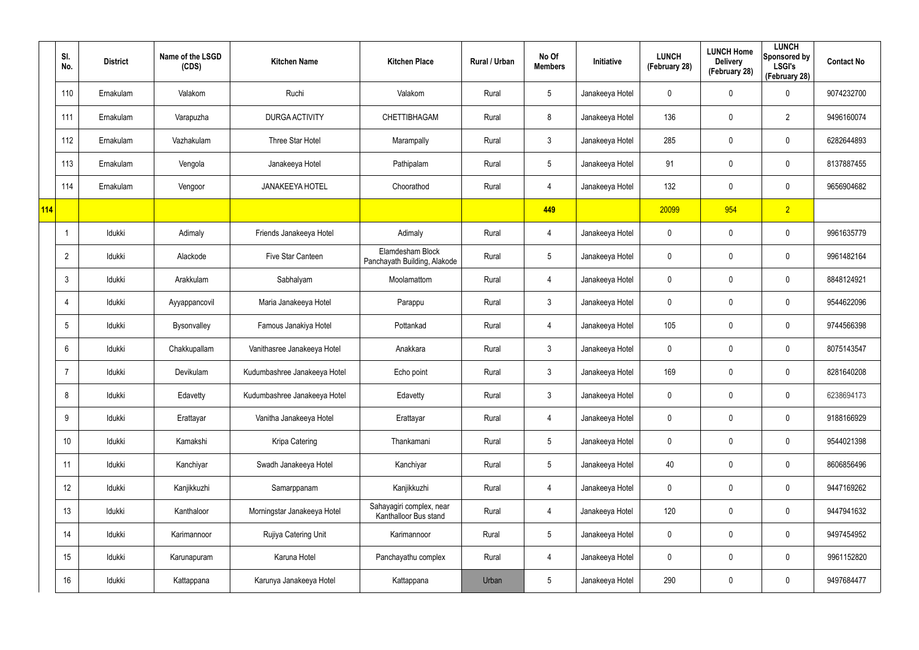| | Sl. No. | District | Name of the LSGD (CDS) | Kitchen Name | Kitchen Place | Rural / Urban | No Of Members | Initiative | LUNCH (February 28) | LUNCH Home Delivery (February 28) | LUNCH Sponsored by LSGI's (February 28) | Contact No |
|---|---|---|---|---|---|---|---|---|---|---|---|---|
| | 110 | Ernakulam | Valakom | Ruchi | Valakom | Rural | 5 | Janakeeya Hotel | 0 | 0 | 0 | 9074232700 |
| | 111 | Ernakulam | Varapuzha | DURGA ACTIVITY | CHETTIBHAGAM | Rural | 8 | Janakeeya Hotel | 136 | 0 | 2 | 9496160074 |
| | 112 | Ernakulam | Vazhakulam | Three Star Hotel | Marampally | Rural | 3 | Janakeeya Hotel | 285 | 0 | 0 | 6282644893 |
| | 113 | Ernakulam | Vengola | Janakeeya Hotel | Pathipalam | Rural | 5 | Janakeeya Hotel | 91 | 0 | 0 | 8137887455 |
| | 114 | Ernakulam | Vengoor | JANAKEEYA HOTEL | Choorathod | Rural | 4 | Janakeeya Hotel | 132 | 0 | 0 | 9656904682 |
| 114 | | | | | | | 449 | | 20099 | 954 | 2 | |
| | 1 | Idukki | Adimaly | Friends Janakeeya Hotel | Adimaly | Rural | 4 | Janakeeya Hotel | 0 | 0 | 0 | 9961635779 |
| | 2 | Idukki | Alackode | Five Star Canteen | Elamdesham Block Panchayath Building, Alakode | Rural | 5 | Janakeeya Hotel | 0 | 0 | 0 | 9961482164 |
| | 3 | Idukki | Arakkulam | Sabhalyam | Moolamattom | Rural | 4 | Janakeeya Hotel | 0 | 0 | 0 | 8848124921 |
| | 4 | Idukki | Ayyappancovil | Maria Janakeeya Hotel | Parappu | Rural | 3 | Janakeeya Hotel | 0 | 0 | 0 | 9544622096 |
| | 5 | Idukki | Bysonvalley | Famous Janakiya Hotel | Pottankad | Rural | 4 | Janakeeya Hotel | 105 | 0 | 0 | 9744566398 |
| | 6 | Idukki | Chakkupallam | Vanithasree Janakeeya Hotel | Anakkara | Rural | 3 | Janakeeya Hotel | 0 | 0 | 0 | 8075143547 |
| | 7 | Idukki | Devikulam | Kudumbashree Janakeeya Hotel | Echo point | Rural | 3 | Janakeeya Hotel | 169 | 0 | 0 | 8281640208 |
| | 8 | Idukki | Edavetty | Kudumbashree Janakeeya Hotel | Edavetty | Rural | 3 | Janakeeya Hotel | 0 | 0 | 0 | 6238694173 |
| | 9 | Idukki | Erattayar | Vanitha Janakeeya Hotel | Erattayar | Rural | 4 | Janakeeya Hotel | 0 | 0 | 0 | 9188166929 |
| | 10 | Idukki | Kamakshi | Kripa Catering | Thankamani | Rural | 5 | Janakeeya Hotel | 0 | 0 | 0 | 9544021398 |
| | 11 | Idukki | Kanchiyar | Swadh Janakeeya Hotel | Kanchiyar | Rural | 5 | Janakeeya Hotel | 40 | 0 | 0 | 8606856496 |
| | 12 | Idukki | Kanjikkuzhi | Samarppanam | Kanjikkuzhi | Rural | 4 | Janakeeya Hotel | 0 | 0 | 0 | 9447169262 |
| | 13 | Idukki | Kanthaloor | Morningstar Janakeeya Hotel | Sahayagiri complex, near Kanthalloor Bus stand | Rural | 4 | Janakeeya Hotel | 120 | 0 | 0 | 9447941632 |
| | 14 | Idukki | Karimannoor | Rujiya Catering Unit | Karimannoor | Rural | 5 | Janakeeya Hotel | 0 | 0 | 0 | 9497454952 |
| | 15 | Idukki | Karunapuram | Karuna Hotel | Panchayathu complex | Rural | 4 | Janakeeya Hotel | 0 | 0 | 0 | 9961152820 |
| | 16 | Idukki | Kattappana | Karunya Janakeeya Hotel | Kattappana | Urban | 5 | Janakeeya Hotel | 290 | 0 | 0 | 9497684477 |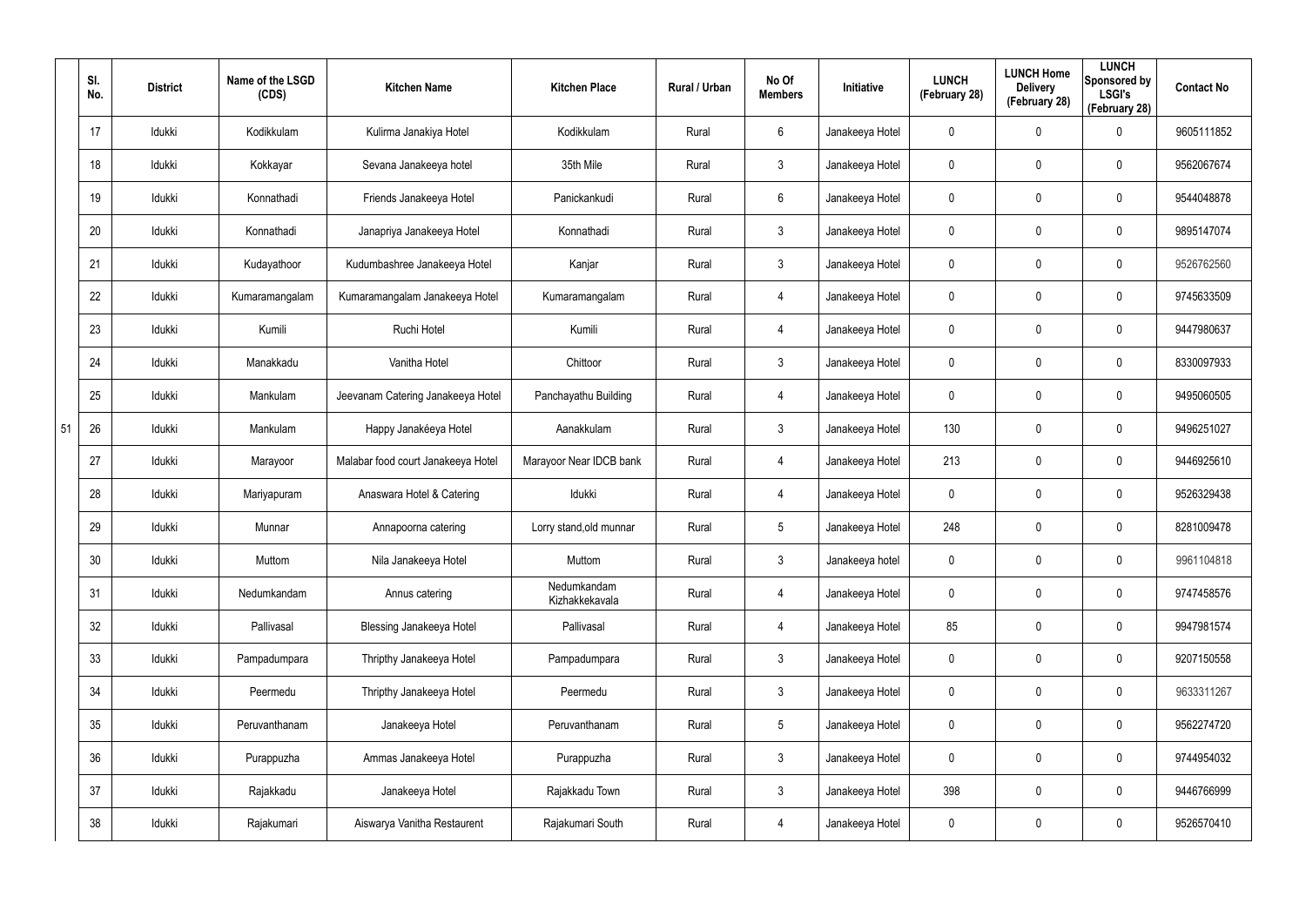| | Sl. No. | District | Name of the LSGD (CDS) | Kitchen Name | Kitchen Place | Rural / Urban | No Of Members | Initiative | LUNCH (February 28) | LUNCH Home Delivery (February 28) | LUNCH Sponsored by LSGI's (February 28) | Contact No |
|---|---|---|---|---|---|---|---|---|---|---|---|---|
| | 17 | Idukki | Kodikkulam | Kulirma Janakiya Hotel | Kodikkulam | Rural | 6 | Janakeeya Hotel | 0 | 0 | 0 | 9605111852 |
| | 18 | Idukki | Kokkayar | Sevana Janakeeya hotel | 35th Mile | Rural | 3 | Janakeeya Hotel | 0 | 0 | 0 | 9562067674 |
| | 19 | Idukki | Konnathadi | Friends Janakeeya Hotel | Panickankudi | Rural | 6 | Janakeeya Hotel | 0 | 0 | 0 | 9544048878 |
| | 20 | Idukki | Konnathadi | Janapriya Janakeeya Hotel | Konnathadi | Rural | 3 | Janakeeya Hotel | 0 | 0 | 0 | 9895147074 |
| | 21 | Idukki | Kudayathoor | Kudumbashree Janakeeya Hotel | Kanjar | Rural | 3 | Janakeeya Hotel | 0 | 0 | 0 | 9526762560 |
| | 22 | Idukki | Kumaramangalam | Kumaramangalam Janakeeya Hotel | Kumaramangalam | Rural | 4 | Janakeeya Hotel | 0 | 0 | 0 | 9745633509 |
| | 23 | Idukki | Kumili | Ruchi Hotel | Kumili | Rural | 4 | Janakeeya Hotel | 0 | 0 | 0 | 9447980637 |
| | 24 | Idukki | Manakkadu | Vanitha Hotel | Chittoor | Rural | 3 | Janakeeya Hotel | 0 | 0 | 0 | 8330097933 |
| | 25 | Idukki | Mankulam | Jeevanam Catering Janakeeya Hotel | Panchayathu Building | Rural | 4 | Janakeeya Hotel | 0 | 0 | 0 | 9495060505 |
| 51 | 26 | Idukki | Mankulam | Happy Janakéeya Hotel | Aanakkulam | Rural | 3 | Janakeeya Hotel | 130 | 0 | 0 | 9496251027 |
| | 27 | Idukki | Marayoor | Malabar food court Janakeeya Hotel | Marayoor Near IDCB bank | Rural | 4 | Janakeeya Hotel | 213 | 0 | 0 | 9446925610 |
| | 28 | Idukki | Mariyapuram | Anaswara Hotel & Catering | Idukki | Rural | 4 | Janakeeya Hotel | 0 | 0 | 0 | 9526329438 |
| | 29 | Idukki | Munnar | Annapoorna catering | Lorry stand,old munnar | Rural | 5 | Janakeeya Hotel | 248 | 0 | 0 | 8281009478 |
| | 30 | Idukki | Muttom | Nila Janakeeya Hotel | Muttom | Rural | 3 | Janakeeya hotel | 0 | 0 | 0 | 9961104818 |
| | 31 | Idukki | Nedumkandam | Annus catering | Nedumkandam Kizhakkekavala | Rural | 4 | Janakeeya Hotel | 0 | 0 | 0 | 9747458576 |
| | 32 | Idukki | Pallivasal | Blessing Janakeeya Hotel | Pallivasal | Rural | 4 | Janakeeya Hotel | 85 | 0 | 0 | 9947981574 |
| | 33 | Idukki | Pampadumpara | Thripthy Janakeeya Hotel | Pampadumpara | Rural | 3 | Janakeeya Hotel | 0 | 0 | 0 | 9207150558 |
| | 34 | Idukki | Peermedu | Thripthy Janakeeya Hotel | Peermedu | Rural | 3 | Janakeeya Hotel | 0 | 0 | 0 | 9633311267 |
| | 35 | Idukki | Peruvanthanam | Janakeeya Hotel | Peruvanthanam | Rural | 5 | Janakeeya Hotel | 0 | 0 | 0 | 9562274720 |
| | 36 | Idukki | Purappuzha | Ammas Janakeeya Hotel | Purappuzha | Rural | 3 | Janakeeya Hotel | 0 | 0 | 0 | 9744954032 |
| | 37 | Idukki | Rajakkadu | Janakeeya Hotel | Rajakkadu Town | Rural | 3 | Janakeeya Hotel | 398 | 0 | 0 | 9446766999 |
| | 38 | Idukki | Rajakumari | Aiswarya Vanitha Restaurent | Rajakumari South | Rural | 4 | Janakeeya Hotel | 0 | 0 | 0 | 9526570410 |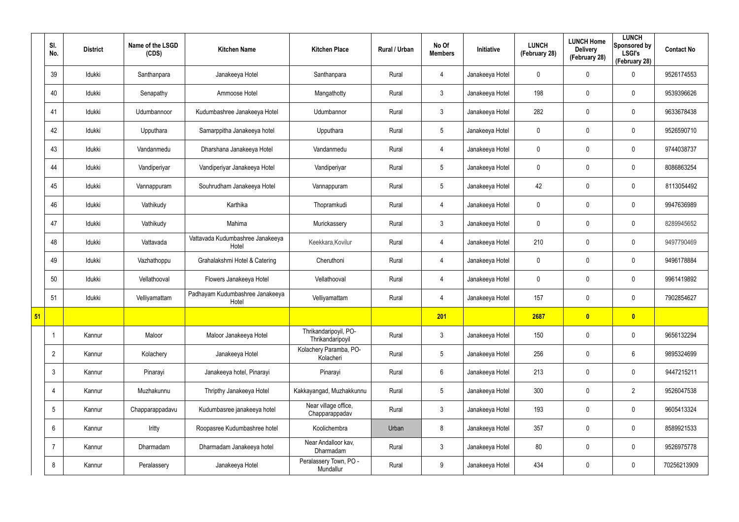|  | Sl. No. | District | Name of the LSGD (CDS) | Kitchen Name | Kitchen Place | Rural / Urban | No Of Members | Initiative | LUNCH (February 28) | LUNCH Home Delivery (February 28) | LUNCH Sponsored by LSGI's (February 28) | Contact No |
|---|---|---|---|---|---|---|---|---|---|---|---|---|
|  | 39 | Idukki | Santhanpara | Janakeeya Hotel | Santhanpara | Rural | 4 | Janakeeya Hotel | 0 | 0 | 0 | 9526174553 |
|  | 40 | Idukki | Senapathy | Ammoose Hotel | Mangathotty | Rural | 3 | Janakeeya Hotel | 198 | 0 | 0 | 9539396626 |
|  | 41 | Idukki | Udumbannoor | Kudumbashree Janakeeya Hotel | Udumbannor | Rural | 3 | Janakeeya Hotel | 282 | 0 | 0 | 9633678438 |
|  | 42 | Idukki | Upputhara | Samarppitha Janakeeya hotel | Upputhara | Rural | 5 | Janakeeya Hotel | 0 | 0 | 0 | 9526590710 |
|  | 43 | Idukki | Vandanmedu | Dharshana Janakeeya Hotel | Vandanmedu | Rural | 4 | Janakeeya Hotel | 0 | 0 | 0 | 9744038737 |
|  | 44 | Idukki | Vandiperiyar | Vandiperiyar Janakeeya Hotel | Vandiperiyar | Rural | 5 | Janakeeya Hotel | 0 | 0 | 0 | 8086863254 |
|  | 45 | Idukki | Vannappuram | Souhrudham Janakeeya Hotel | Vannappuram | Rural | 5 | Janakeeya Hotel | 42 | 0 | 0 | 8113054492 |
|  | 46 | Idukki | Vathikudy | Karthika | Thopramkudi | Rural | 4 | Janakeeya Hotel | 0 | 0 | 0 | 9947636989 |
|  | 47 | Idukki | Vathikudy | Mahima | Murickassery | Rural | 3 | Janakeeya Hotel | 0 | 0 | 0 | 8289945652 |
|  | 48 | Idukki | Vattavada | Vattavada Kudumbashree Janakeeya Hotel | Keekkara,Kovilur | Rural | 4 | Janakeeya Hotel | 210 | 0 | 0 | 9497790469 |
|  | 49 | Idukki | Vazhathoppu | Grahalakshmi Hotel & Catering | Cheruthoni | Rural | 4 | Janakeeya Hotel | 0 | 0 | 0 | 9496178884 |
|  | 50 | Idukki | Vellathooval | Flowers Janakeeya Hotel | Vellathooval | Rural | 4 | Janakeeya Hotel | 0 | 0 | 0 | 9961419892 |
|  | 51 | Idukki | Velliyamattam | Padhayam Kudumbashree Janakeeya Hotel | Velliyamattam | Rural | 4 | Janakeeya Hotel | 157 | 0 | 0 | 7902854627 |
| **51** |  |  |  |  |  |  | **201** |  | **2687** | **0** | **0** |  |
|  | 1 | Kannur | Maloor | Maloor Janakeeya Hotel | Thrikandaripoyil, PO-Thrikandaripoyil | Rural | 3 | Janakeeya Hotel | 150 | 0 | 0 | 9656132294 |
|  | 2 | Kannur | Kolachery | Janakeeya Hotel | Kolachery Paramba, PO-Kolacheri | Rural | 5 | Janakeeya Hotel | 256 | 0 | 6 | 9895324699 |
|  | 3 | Kannur | Pinarayi | Janakeeya hotel, Pinarayi | Pinarayi | Rural | 6 | Janakeeya Hotel | 213 | 0 | 0 | 9447215211 |
|  | 4 | Kannur | Muzhakunnu | Thripthy Janakeeya Hotel | Kakkayangad, Muzhakkunnu | Rural | 5 | Janakeeya Hotel | 300 | 0 | 2 | 9526047538 |
|  | 5 | Kannur | Chapparappadavu | Kudumbasree janakeeya hotel | Near village office, Chapparappadav | Rural | 3 | Janakeeya Hotel | 193 | 0 | 0 | 9605413324 |
|  | 6 | Kannur | Iritty | Roopasree Kudumbashree hotel | Koolichembra | Urban | 8 | Janakeeya Hotel | 357 | 0 | 0 | 8589921533 |
|  | 7 | Kannur | Dharmadam | Dharmadam Janakeeya hotel | Near Andalloor kav, Dharmadam | Rural | 3 | Janakeeya Hotel | 80 | 0 | 0 | 9526975778 |
|  | 8 | Kannur | Peralassery | Janakeeya Hotel | Peralassery Town, PO - Mundallur | Rural | 9 | Janakeeya Hotel | 434 | 0 | 0 | 70256213909 |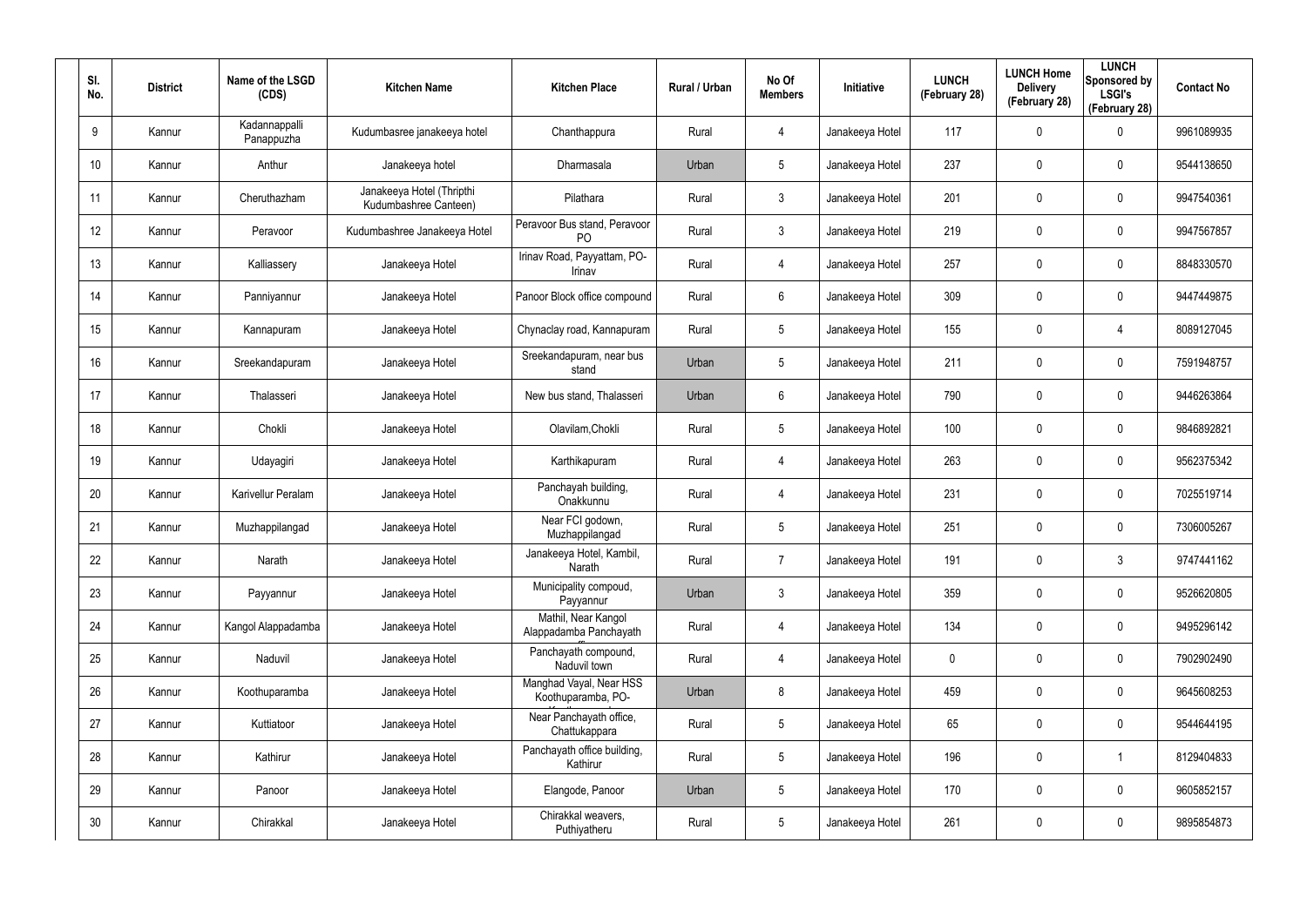| Sl. No. | District | Name of the LSGD (CDS) | Kitchen Name | Kitchen Place | Rural / Urban | No Of Members | Initiative | LUNCH (February 28) | LUNCH Home Delivery (February 28) | LUNCH Sponsored by LSGI's (February 28) | Contact No |
|---|---|---|---|---|---|---|---|---|---|---|---|
| 9 | Kannur | Kadannappalli Panappuzha | Kudumbasree janakeeya hotel | Chanthappura | Rural | 4 | Janakeeya Hotel | 117 | 0 | 0 | 9961089935 |
| 10 | Kannur | Anthur | Janakeeya hotel | Dharmasala | Urban | 5 | Janakeeya Hotel | 237 | 0 | 0 | 9544138650 |
| 11 | Kannur | Cheruthazham | Janakeeya Hotel (Thripthi Kudumbashree Canteen) | Pilathara | Rural | 3 | Janakeeya Hotel | 201 | 0 | 0 | 9947540361 |
| 12 | Kannur | Peravoor | Kudumbashree Janakeeya Hotel | Peravoor Bus stand, Peravoor PO | Rural | 3 | Janakeeya Hotel | 219 | 0 | 0 | 9947567857 |
| 13 | Kannur | Kalliassery | Janakeeya Hotel | Irinav Road, Payyattam, PO-Irinav | Rural | 4 | Janakeeya Hotel | 257 | 0 | 0 | 8848330570 |
| 14 | Kannur | Panniyannur | Janakeeya Hotel | Panoor Block office compound | Rural | 6 | Janakeeya Hotel | 309 | 0 | 0 | 9447449875 |
| 15 | Kannur | Kannapuram | Janakeeya Hotel | Chynaclay road, Kannapuram | Rural | 5 | Janakeeya Hotel | 155 | 0 | 4 | 8089127045 |
| 16 | Kannur | Sreekandapuram | Janakeeya Hotel | Sreekandapuram, near bus stand | Urban | 5 | Janakeeya Hotel | 211 | 0 | 0 | 7591948757 |
| 17 | Kannur | Thalasseri | Janakeeya Hotel | New bus stand, Thalasseri | Urban | 6 | Janakeeya Hotel | 790 | 0 | 0 | 9446263864 |
| 18 | Kannur | Chokli | Janakeeya Hotel | Olavilam,Chokli | Rural | 5 | Janakeeya Hotel | 100 | 0 | 0 | 9846892821 |
| 19 | Kannur | Udayagiri | Janakeeya Hotel | Karthikapuram | Rural | 4 | Janakeeya Hotel | 263 | 0 | 0 | 9562375342 |
| 20 | Kannur | Karivellur Peralam | Janakeeya Hotel | Panchayah building, Onakkunnu | Rural | 4 | Janakeeya Hotel | 231 | 0 | 0 | 7025519714 |
| 21 | Kannur | Muzhappilangad | Janakeeya Hotel | Near FCI godown, Muzhappilangad | Rural | 5 | Janakeeya Hotel | 251 | 0 | 0 | 7306005267 |
| 22 | Kannur | Narath | Janakeeya Hotel | Janakeeya Hotel, Kambil, Narath | Rural | 7 | Janakeeya Hotel | 191 | 0 | 3 | 9747441162 |
| 23 | Kannur | Payyannur | Janakeeya Hotel | Municipality compoud, Payyannur | Urban | 3 | Janakeeya Hotel | 359 | 0 | 0 | 9526620805 |
| 24 | Kannur | Kangol Alappadamba | Janakeeya Hotel | Mathil, Near Kangol Alappadamba Panchayath | Rural | 4 | Janakeeya Hotel | 134 | 0 | 0 | 9495296142 |
| 25 | Kannur | Naduvil | Janakeeya Hotel | Panchayath compound, Naduvil town | Rural | 4 | Janakeeya Hotel | 0 | 0 | 0 | 7902902490 |
| 26 | Kannur | Koothuparamba | Janakeeya Hotel | Manghad Vayal, Near HSS Koothuparamba, PO- | Urban | 8 | Janakeeya Hotel | 459 | 0 | 0 | 9645608253 |
| 27 | Kannur | Kuttiatoor | Janakeeya Hotel | Near Panchayath office, Chattukappara | Rural | 5 | Janakeeya Hotel | 65 | 0 | 0 | 9544644195 |
| 28 | Kannur | Kathirur | Janakeeya Hotel | Panchayath office building, Kathirur | Rural | 5 | Janakeeya Hotel | 196 | 0 | 1 | 8129404833 |
| 29 | Kannur | Panoor | Janakeeya Hotel | Elangode, Panoor | Urban | 5 | Janakeeya Hotel | 170 | 0 | 0 | 9605852157 |
| 30 | Kannur | Chirakkal | Janakeeya Hotel | Chirakkal weavers, Puthiyatheru | Rural | 5 | Janakeeya Hotel | 261 | 0 | 0 | 9895854873 |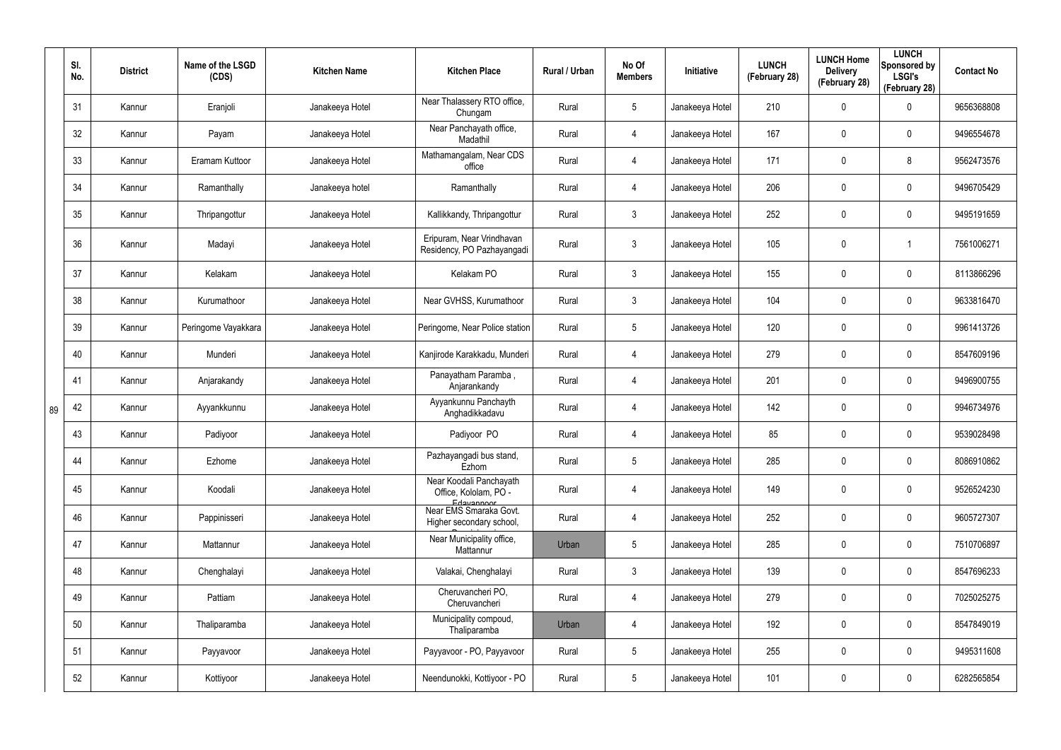| | Sl. No. | District | Name of the LSGD (CDS) | Kitchen Name | Kitchen Place | Rural / Urban | No Of Members | Initiative | LUNCH (February 28) | LUNCH Home Delivery (February 28) | LUNCH Sponsored by LSGI's (February 28) | Contact No |
|---|---|---|---|---|---|---|---|---|---|---|---|---|
| 89 | 31 | Kannur | Eranjoli | Janakeeya Hotel | Near Thalassery RTO office, Chungam | Rural | 5 | Janakeeya Hotel | 210 | 0 | 0 | 9656368808 |
| | 32 | Kannur | Payam | Janakeeya Hotel | Near Panchayath office, Madathil | Rural | 4 | Janakeeya Hotel | 167 | 0 | 0 | 9496554678 |
| | 33 | Kannur | Eramam Kuttoor | Janakeeya Hotel | Mathamangalam, Near CDS office | Rural | 4 | Janakeeya Hotel | 171 | 0 | 8 | 9562473576 |
| | 34 | Kannur | Ramanthally | Janakeeya hotel | Ramanthally | Rural | 4 | Janakeeya Hotel | 206 | 0 | 0 | 9496705429 |
| | 35 | Kannur | Thripangottur | Janakeeya Hotel | Kallikkandy, Thripangottur | Rural | 3 | Janakeeya Hotel | 252 | 0 | 0 | 9495191659 |
| | 36 | Kannur | Madayi | Janakeeya Hotel | Eripuram, Near Vrindhavan Residency, PO Pazhayangadi | Rural | 3 | Janakeeya Hotel | 105 | 0 | 1 | 7561006271 |
| | 37 | Kannur | Kelakam | Janakeeya Hotel | Kelakam PO | Rural | 3 | Janakeeya Hotel | 155 | 0 | 0 | 8113866296 |
| | 38 | Kannur | Kurumathoor | Janakeeya Hotel | Near GVHSS, Kurumathoor | Rural | 3 | Janakeeya Hotel | 104 | 0 | 0 | 9633816470 |
| | 39 | Kannur | Peringome Vayakkara | Janakeeya Hotel | Peringome, Near Police station | Rural | 5 | Janakeeya Hotel | 120 | 0 | 0 | 9961413726 |
| | 40 | Kannur | Munderi | Janakeeya Hotel | Kanjirode Karakkadu, Munderi | Rural | 4 | Janakeeya Hotel | 279 | 0 | 0 | 8547609196 |
| | 41 | Kannur | Anjarakandy | Janakeeya Hotel | Panayatham Paramba , Anjarankandy | Rural | 4 | Janakeeya Hotel | 201 | 0 | 0 | 9496900755 |
| | 42 | Kannur | Ayyankkunnu | Janakeeya Hotel | Ayyankunnu Panchayth Anghadikkadavu | Rural | 4 | Janakeeya Hotel | 142 | 0 | 0 | 9946734976 |
| | 43 | Kannur | Padiyoor | Janakeeya Hotel | Padiyoor PO | Rural | 4 | Janakeeya Hotel | 85 | 0 | 0 | 9539028498 |
| | 44 | Kannur | Ezhome | Janakeeya Hotel | Pazhayangadi bus stand, Ezhom | Rural | 5 | Janakeeya Hotel | 285 | 0 | 0 | 8086910862 |
| | 45 | Kannur | Koodali | Janakeeya Hotel | Near Koodali Panchayath Office, Kololam, PO - Edavannoor | Rural | 4 | Janakeeya Hotel | 149 | 0 | 0 | 9526524230 |
| | 46 | Kannur | Pappinisseri | Janakeeya Hotel | Near EMS Smaraka Govt. Higher secondary school, | Rural | 4 | Janakeeya Hotel | 252 | 0 | 0 | 9605727307 |
| | 47 | Kannur | Mattannur | Janakeeya Hotel | Near Municipality office, Mattannur | Urban | 5 | Janakeeya Hotel | 285 | 0 | 0 | 7510706897 |
| | 48 | Kannur | Chenghalayi | Janakeeya Hotel | Valakai, Chenghalayi | Rural | 3 | Janakeeya Hotel | 139 | 0 | 0 | 8547696233 |
| | 49 | Kannur | Pattiam | Janakeeya Hotel | Cheruvancheri PO, Cheruvancheri | Rural | 4 | Janakeeya Hotel | 279 | 0 | 0 | 7025025275 |
| | 50 | Kannur | Thaliparamba | Janakeeya Hotel | Municipality compoud, Thaliparamba | Urban | 4 | Janakeeya Hotel | 192 | 0 | 0 | 8547849019 |
| | 51 | Kannur | Payyavoor | Janakeeya Hotel | Payyavoor - PO, Payyavoor | Rural | 5 | Janakeeya Hotel | 255 | 0 | 0 | 9495311608 |
| | 52 | Kannur | Kottiyoor | Janakeeya Hotel | Neendunokki, Kottiyoor - PO | Rural | 5 | Janakeeya Hotel | 101 | 0 | 0 | 6282565854 |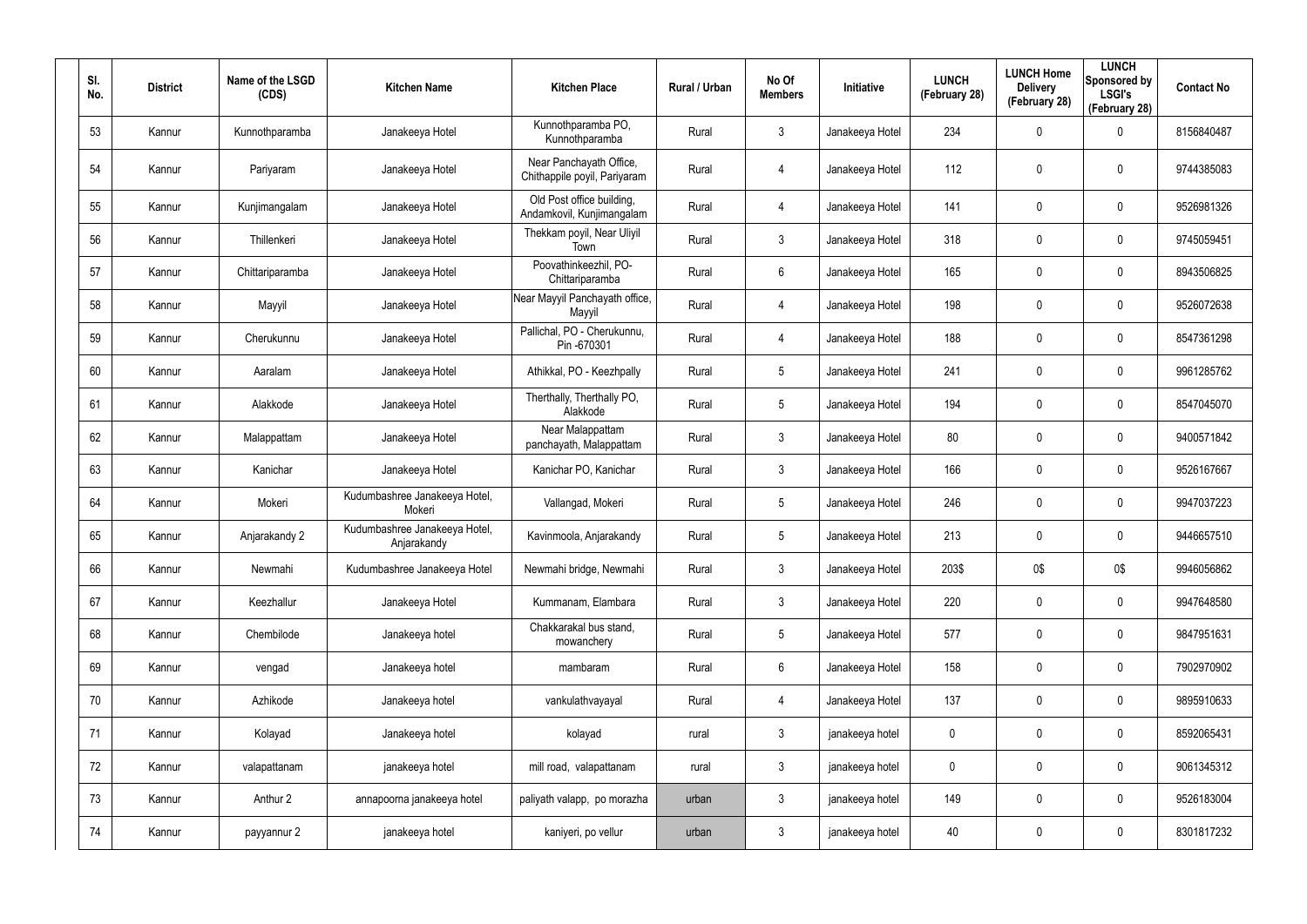| Sl. No. | District | Name of the LSGD (CDS) | Kitchen Name | Kitchen Place | Rural / Urban | No Of Members | Initiative | LUNCH (February 28) | LUNCH Home Delivery (February 28) | LUNCH Sponsored by LSGI's (February 28) | Contact No |
|---|---|---|---|---|---|---|---|---|---|---|---|
| 53 | Kannur | Kunnothparamba | Janakeeya Hotel | Kunnothparamba PO, Kunnothparamba | Rural | 3 | Janakeeya Hotel | 234 | 0 | 0 | 8156840487 |
| 54 | Kannur | Pariyaram | Janakeeya Hotel | Near Panchayath Office, Chithappile poyil, Pariyaram | Rural | 4 | Janakeeya Hotel | 112 | 0 | 0 | 9744385083 |
| 55 | Kannur | Kunjimangalam | Janakeeya Hotel | Old Post office building, Andamkovil, Kunjimangalam | Rural | 4 | Janakeeya Hotel | 141 | 0 | 0 | 9526981326 |
| 56 | Kannur | Thillenkeri | Janakeeya Hotel | Thekkam poyil, Near Uliyil Town | Rural | 3 | Janakeeya Hotel | 318 | 0 | 0 | 9745059451 |
| 57 | Kannur | Chittariparamba | Janakeeya Hotel | Poovathinkeezhil, PO-Chittariparamba | Rural | 6 | Janakeeya Hotel | 165 | 0 | 0 | 8943506825 |
| 58 | Kannur | Mayyil | Janakeeya Hotel | Near Mayyil Panchayath office, Mayyil | Rural | 4 | Janakeeya Hotel | 198 | 0 | 0 | 9526072638 |
| 59 | Kannur | Cherukunnu | Janakeeya Hotel | Pallichal, PO - Cherukunnu, Pin -670301 | Rural | 4 | Janakeeya Hotel | 188 | 0 | 0 | 8547361298 |
| 60 | Kannur | Aaralam | Janakeeya Hotel | Athikkal, PO - Keezhpally | Rural | 5 | Janakeeya Hotel | 241 | 0 | 0 | 9961285762 |
| 61 | Kannur | Alakkode | Janakeeya Hotel | Therthally, Therthally PO, Alakkode | Rural | 5 | Janakeeya Hotel | 194 | 0 | 0 | 8547045070 |
| 62 | Kannur | Malappattam | Janakeeya Hotel | Near Malappattam panchayath, Malappattam | Rural | 3 | Janakeeya Hotel | 80 | 0 | 0 | 9400571842 |
| 63 | Kannur | Kanichar | Janakeeya Hotel | Kanichar PO, Kanichar | Rural | 3 | Janakeeya Hotel | 166 | 0 | 0 | 9526167667 |
| 64 | Kannur | Mokeri | Kudumbashree Janakeeya Hotel, Mokeri | Vallangad, Mokeri | Rural | 5 | Janakeeya Hotel | 246 | 0 | 0 | 9947037223 |
| 65 | Kannur | Anjarakandy 2 | Kudumbashree Janakeeya Hotel, Anjarakandy | Kavinmoola, Anjarakandy | Rural | 5 | Janakeeya Hotel | 213 | 0 | 0 | 9446657510 |
| 66 | Kannur | Newmahi | Kudumbashree Janakeeya Hotel | Newmahi bridge, Newmahi | Rural | 3 | Janakeeya Hotel | 203$ | 0$ | 0$ | 9946056862 |
| 67 | Kannur | Keezhallur | Janakeeya Hotel | Kummanam, Elambara | Rural | 3 | Janakeeya Hotel | 220 | 0 | 0 | 9947648580 |
| 68 | Kannur | Chembilode | Janakeeya hotel | Chakkarakal bus stand, mowanchery | Rural | 5 | Janakeeya Hotel | 577 | 0 | 0 | 9847951631 |
| 69 | Kannur | vengad | Janakeeya hotel | mambaram | Rural | 6 | Janakeeya Hotel | 158 | 0 | 0 | 7902970902 |
| 70 | Kannur | Azhikode | Janakeeya hotel | vankulathvayayal | Rural | 4 | Janakeeya Hotel | 137 | 0 | 0 | 9895910633 |
| 71 | Kannur | Kolayad | Janakeeya hotel | kolayad | rural | 3 | janakeeya hotel | 0 | 0 | 0 | 8592065431 |
| 72 | Kannur | valapattanam | janakeeya hotel | mill road, valapattanam | rural | 3 | janakeeya hotel | 0 | 0 | 0 | 9061345312 |
| 73 | Kannur | Anthur 2 | annapoorna janakeeya hotel | paliyath valapp, po morazha | urban | 3 | janakeeya hotel | 149 | 0 | 0 | 9526183004 |
| 74 | Kannur | payyannur 2 | janakeeya hotel | kaniyeri, po vellur | urban | 3 | janakeeya hotel | 40 | 0 | 0 | 8301817232 |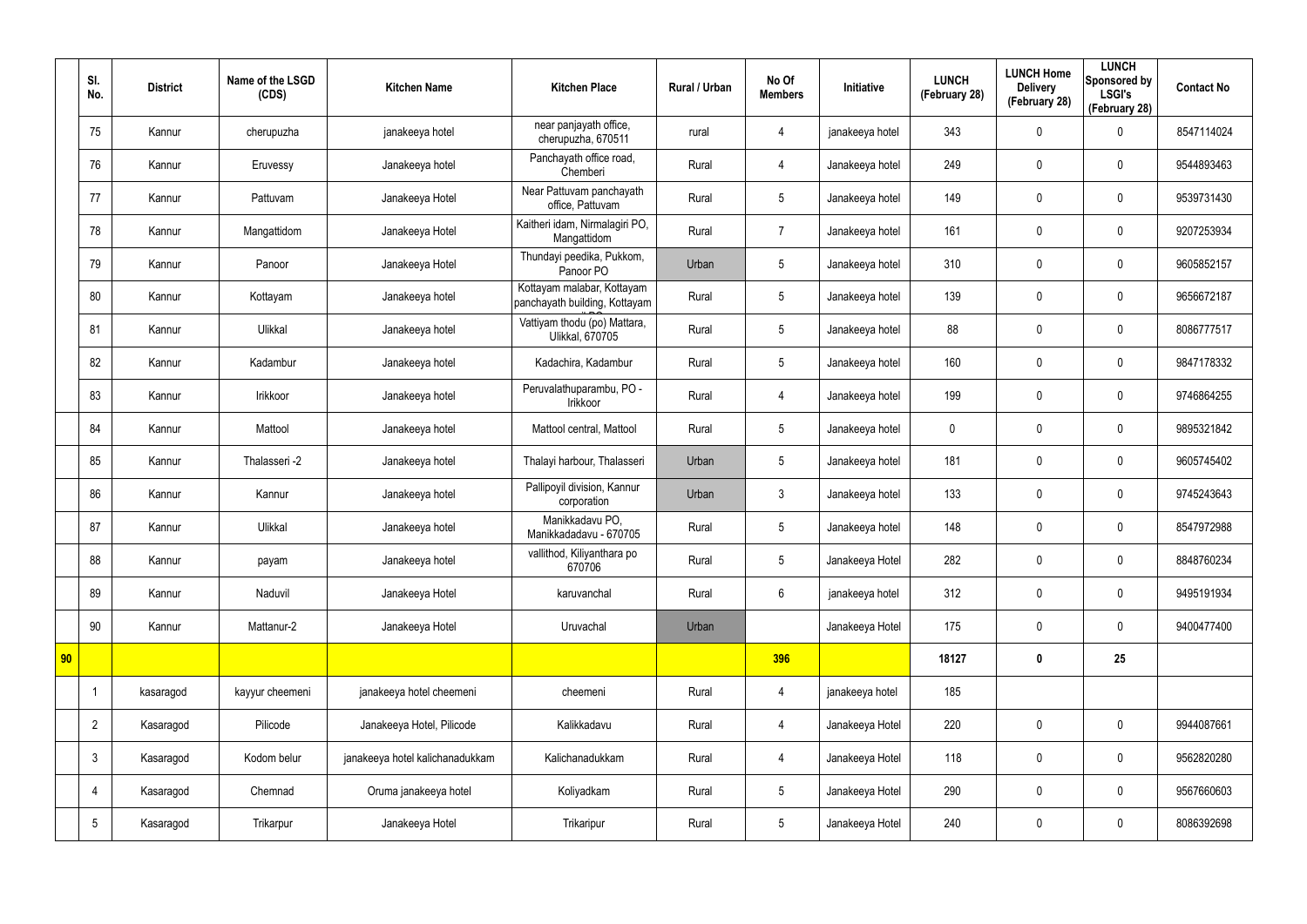|  | Sl. No. | District | Name of the LSGD (CDS) | Kitchen Name | Kitchen Place | Rural / Urban | No Of Members | Initiative | LUNCH (February 28) | LUNCH Home Delivery (February 28) | LUNCH Sponsored by LSGI's (February 28) | Contact No |
|---|---|---|---|---|---|---|---|---|---|---|---|---|
|  | 75 | Kannur | cherupuzha | janakeeya hotel | near panjayath office, cherupuzha, 670511 | rural | 4 | janakeeya hotel | 343 | 0 | 0 | 8547114024 |
|  | 76 | Kannur | Eruvessy | Janakeeya hotel | Panchayath office road, Chemberi | Rural | 4 | Janakeeya hotel | 249 | 0 | 0 | 9544893463 |
|  | 77 | Kannur | Pattuvam | Janakeeya Hotel | Near Pattuvam panchayath office, Pattuvam | Rural | 5 | Janakeeya hotel | 149 | 0 | 0 | 9539731430 |
|  | 78 | Kannur | Mangattidom | Janakeeya Hotel | Kaitheri idam, Nirmalagiri PO, Mangattidom | Rural | 7 | Janakeeya hotel | 161 | 0 | 0 | 9207253934 |
|  | 79 | Kannur | Panoor | Janakeeya Hotel | Thundayi peedika, Pukkom, Panoor PO | Urban | 5 | Janakeeya hotel | 310 | 0 | 0 | 9605852157 |
|  | 80 | Kannur | Kottayam | Janakeeya hotel | Kottayam malabar, Kottayam panchayath building, Kottayam | Rural | 5 | Janakeeya hotel | 139 | 0 | 0 | 9656672187 |
|  | 81 | Kannur | Ulikkal | Janakeeya hotel | Vattiyam thodu (po) Mattara, Ulikkal, 670705 | Rural | 5 | Janakeeya hotel | 88 | 0 | 0 | 8086777517 |
|  | 82 | Kannur | Kadambur | Janakeeya hotel | Kadachira, Kadambur | Rural | 5 | Janakeeya hotel | 160 | 0 | 0 | 9847178332 |
|  | 83 | Kannur | Irikkoor | Janakeeya hotel | Peruvalathuparambu, PO - Irikkoor | Rural | 4 | Janakeeya hotel | 199 | 0 | 0 | 9746864255 |
|  | 84 | Kannur | Mattool | Janakeeya hotel | Mattool central, Mattool | Rural | 5 | Janakeeya hotel | 0 | 0 | 0 | 9895321842 |
|  | 85 | Kannur | Thalasseri -2 | Janakeeya hotel | Thalayi harbour, Thalasseri | Urban | 5 | Janakeeya hotel | 181 | 0 | 0 | 9605745402 |
|  | 86 | Kannur | Kannur | Janakeeya hotel | Pallipoyil division, Kannur corporation | Urban | 3 | Janakeeya hotel | 133 | 0 | 0 | 9745243643 |
|  | 87 | Kannur | Ulikkal | Janakeeya hotel | Manikkadavu PO, Manikkadadavu - 670705 | Rural | 5 | Janakeeya hotel | 148 | 0 | 0 | 8547972988 |
|  | 88 | Kannur | payam | Janakeeya hotel | vallithod, Kiliyanthara po 670706 | Rural | 5 | Janakeeya Hotel | 282 | 0 | 0 | 8848760234 |
|  | 89 | Kannur | Naduvil | Janakeeya Hotel | karuvanchal | Rural | 6 | janakeeya hotel | 312 | 0 | 0 | 9495191934 |
|  | 90 | Kannur | Mattanur-2 | Janakeeya Hotel | Uruvachal | Urban |  | Janakeeya Hotel | 175 | 0 | 0 | 9400477400 |
| **90** |  |  |  |  |  |  | **396** |  | **18127** | **0** | **25** |  |
|  | 1 | kasaragod | kayyur cheemeni | janakeeya hotel cheemeni | cheemeni | Rural | 4 | janakeeya hotel | 185 |  |  |  |
|  | 2 | Kasaragod | Pilicode | Janakeeya Hotel, Pilicode | Kalikkadavu | Rural | 4 | Janakeeya Hotel | 220 | 0 | 0 | 9944087661 |
|  | 3 | Kasaragod | Kodom belur | janakeeya hotel kalichanadukkam | Kalichanadukkam | Rural | 4 | Janakeeya Hotel | 118 | 0 | 0 | 9562820280 |
|  | 4 | Kasaragod | Chemnad | Oruma janakeeya hotel | Koliyadkam | Rural | 5 | Janakeeya Hotel | 290 | 0 | 0 | 9567660603 |
|  | 5 | Kasaragod | Trikarpur | Janakeeya Hotel | Trikaripur | Rural | 5 | Janakeeya Hotel | 240 | 0 | 0 | 8086392698 |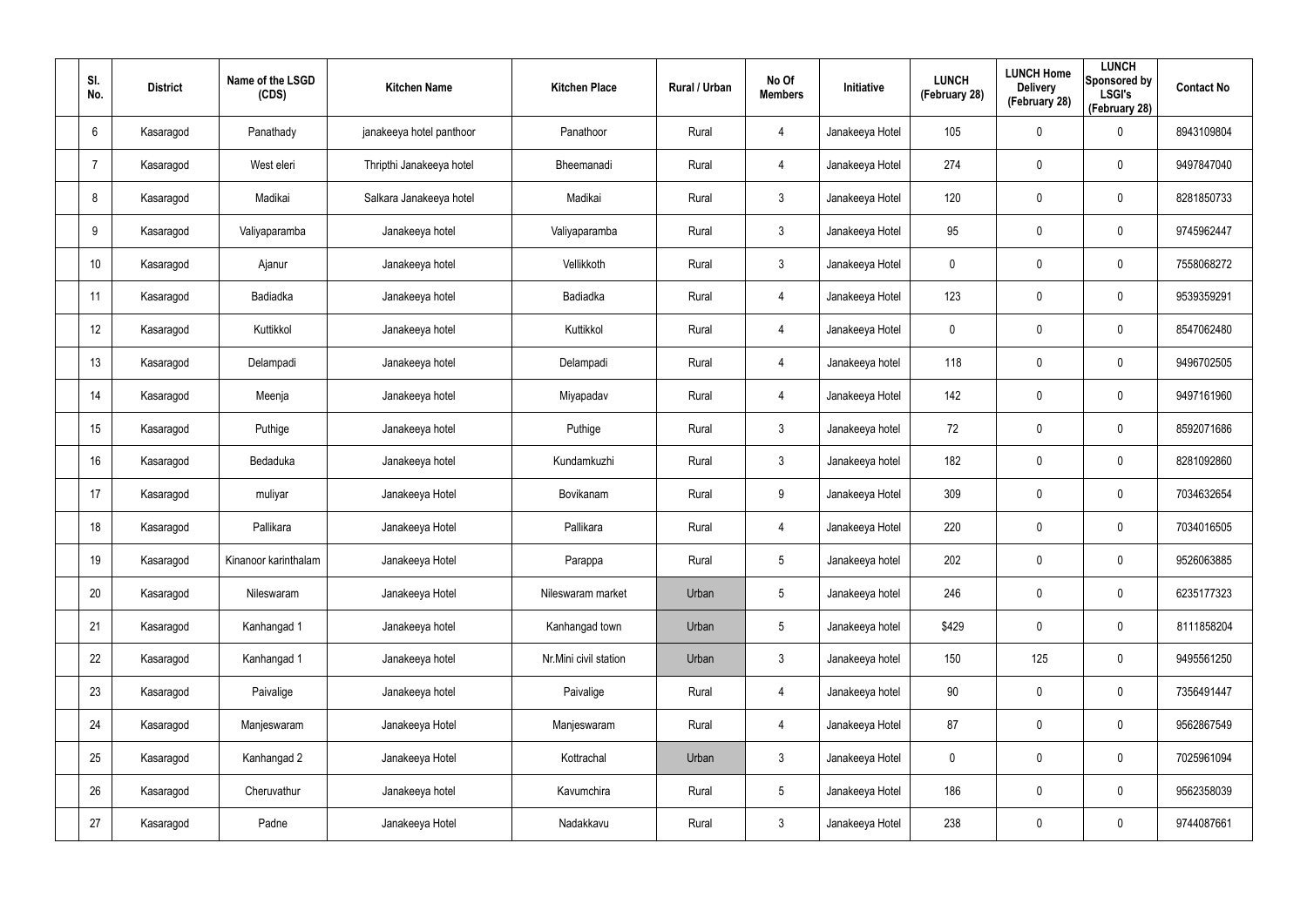| Sl. No. | District | Name of the LSGD (CDS) | Kitchen Name | Kitchen Place | Rural / Urban | No Of Members | Initiative | LUNCH (February 28) | LUNCH Home Delivery (February 28) | LUNCH Sponsored by LSGI's (February 28) | Contact No |
|---|---|---|---|---|---|---|---|---|---|---|---|
| 6 | Kasaragod | Panathady | janakeeya hotel panthoor | Panathoor | Rural | 4 | Janakeeya Hotel | 105 | 0 | 0 | 8943109804 |
| 7 | Kasaragod | West eleri | Thripthi Janakeeya hotel | Bheemanadi | Rural | 4 | Janakeeya Hotel | 274 | 0 | 0 | 9497847040 |
| 8 | Kasaragod | Madikai | Salkara Janakeeya hotel | Madikai | Rural | 3 | Janakeeya Hotel | 120 | 0 | 0 | 8281850733 |
| 9 | Kasaragod | Valiyaparamba | Janakeeya hotel | Valiyaparamba | Rural | 3 | Janakeeya Hotel | 95 | 0 | 0 | 9745962447 |
| 10 | Kasaragod | Ajanur | Janakeeya hotel | Vellikkoth | Rural | 3 | Janakeeya Hotel | 0 | 0 | 0 | 7558068272 |
| 11 | Kasaragod | Badiadka | Janakeeya hotel | Badiadka | Rural | 4 | Janakeeya Hotel | 123 | 0 | 0 | 9539359291 |
| 12 | Kasaragod | Kuttikkol | Janakeeya hotel | Kuttikkol | Rural | 4 | Janakeeya Hotel | 0 | 0 | 0 | 8547062480 |
| 13 | Kasaragod | Delampadi | Janakeeya hotel | Delampadi | Rural | 4 | Janakeeya hotel | 118 | 0 | 0 | 9496702505 |
| 14 | Kasaragod | Meenja | Janakeeya hotel | Miyapadav | Rural | 4 | Janakeeya Hotel | 142 | 0 | 0 | 9497161960 |
| 15 | Kasaragod | Puthige | Janakeeya hotel | Puthige | Rural | 3 | Janakeeya hotel | 72 | 0 | 0 | 8592071686 |
| 16 | Kasaragod | Bedaduka | Janakeeya hotel | Kundamkuzhi | Rural | 3 | Janakeeya hotel | 182 | 0 | 0 | 8281092860 |
| 17 | Kasaragod | muliyar | Janakeeya Hotel | Bovikanam | Rural | 9 | Janakeeya Hotel | 309 | 0 | 0 | 7034632654 |
| 18 | Kasaragod | Pallikara | Janakeeya Hotel | Pallikara | Rural | 4 | Janakeeya Hotel | 220 | 0 | 0 | 7034016505 |
| 19 | Kasaragod | Kinanoor karinthalam | Janakeeya Hotel | Parappa | Rural | 5 | Janakeeya hotel | 202 | 0 | 0 | 9526063885 |
| 20 | Kasaragod | Nileswaram | Janakeeya Hotel | Nileswaram market | Urban | 5 | Janakeeya hotel | 246 | 0 | 0 | 6235177323 |
| 21 | Kasaragod | Kanhangad 1 | Janakeeya hotel | Kanhangad town | Urban | 5 | Janakeeya hotel | $429 | 0 | 0 | 8111858204 |
| 22 | Kasaragod | Kanhangad 1 | Janakeeya hotel | Nr.Mini civil station | Urban | 3 | Janakeeya hotel | 150 | 125 | 0 | 9495561250 |
| 23 | Kasaragod | Paivalige | Janakeeya hotel | Paivalige | Rural | 4 | Janakeeya hotel | 90 | 0 | 0 | 7356491447 |
| 24 | Kasaragod | Manjeswaram | Janakeeya Hotel | Manjeswaram | Rural | 4 | Janakeeya Hotel | 87 | 0 | 0 | 9562867549 |
| 25 | Kasaragod | Kanhangad 2 | Janakeeya Hotel | Kottrachal | Urban | 3 | Janakeeya Hotel | 0 | 0 | 0 | 7025961094 |
| 26 | Kasaragod | Cheruvathur | Janakeeya hotel | Kavumchira | Rural | 5 | Janakeeya Hotel | 186 | 0 | 0 | 9562358039 |
| 27 | Kasaragod | Padne | Janakeeya Hotel | Nadakkavu | Rural | 3 | Janakeeya Hotel | 238 | 0 | 0 | 9744087661 |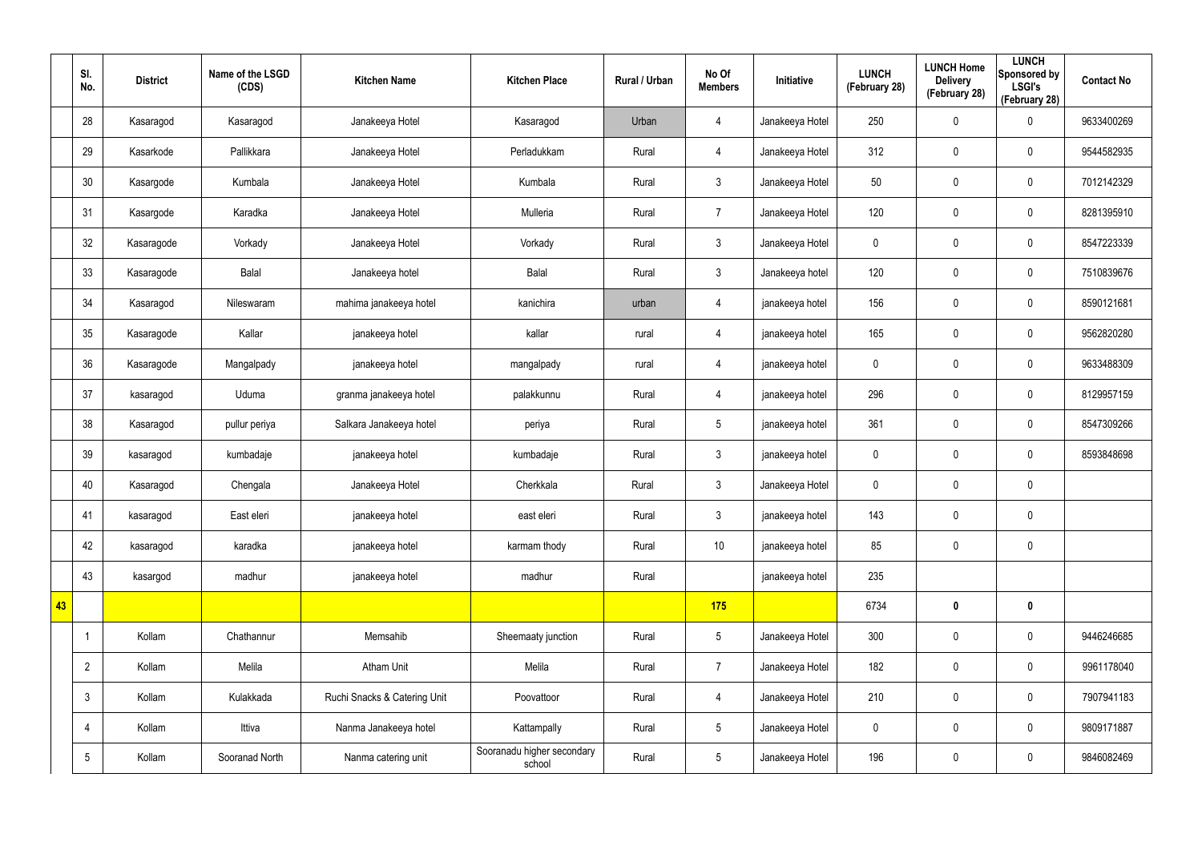| | Sl. No. | District | Name of the LSGD (CDS) | Kitchen Name | Kitchen Place | Rural / Urban | No Of Members | Initiative | LUNCH (February 28) | LUNCH Home Delivery (February 28) | LUNCH Sponsored by LSGI's (February 28) | Contact No |
|---|---|---|---|---|---|---|---|---|---|---|---|---|
| | 28 | Kasaragod | Kasaragod | Janakeeya Hotel | Kasaragod | Urban | 4 | Janakeeya Hotel | 250 | 0 | 0 | 9633400269 |
| | 29 | Kasarkode | Pallikkara | Janakeeya Hotel | Perladukkam | Rural | 4 | Janakeeya Hotel | 312 | 0 | 0 | 9544582935 |
| | 30 | Kasargode | Kumbala | Janakeeya Hotel | Kumbala | Rural | 3 | Janakeeya Hotel | 50 | 0 | 0 | 7012142329 |
| | 31 | Kasargode | Karadka | Janakeeya Hotel | Mulleria | Rural | 7 | Janakeeya Hotel | 120 | 0 | 0 | 8281395910 |
| | 32 | Kasaragode | Vorkady | Janakeeya Hotel | Vorkady | Rural | 3 | Janakeeya Hotel | 0 | 0 | 0 | 8547223339 |
| | 33 | Kasaragode | Balal | Janakeeya hotel | Balal | Rural | 3 | Janakeeya hotel | 120 | 0 | 0 | 7510839676 |
| | 34 | Kasaragod | Nileswaram | mahima janakeeya hotel | kanichira | urban | 4 | janakeeya hotel | 156 | 0 | 0 | 8590121681 |
| | 35 | Kasaragode | Kallar | janakeeya hotel | kallar | rural | 4 | janakeeya hotel | 165 | 0 | 0 | 9562820280 |
| | 36 | Kasaragode | Mangalpady | janakeeya hotel | mangalpady | rural | 4 | janakeeya hotel | 0 | 0 | 0 | 9633488309 |
| | 37 | kasaragod | Uduma | granma janakeeya hotel | palakkunnu | Rural | 4 | janakeeya hotel | 296 | 0 | 0 | 8129957159 |
| | 38 | Kasaragod | pullur periya | Salkara Janakeeya hotel | periya | Rural | 5 | janakeeya hotel | 361 | 0 | 0 | 8547309266 |
| | 39 | kasaragod | kumbadaje | janakeeya hotel | kumbadaje | Rural | 3 | janakeeya hotel | 0 | 0 | 0 | 8593848698 |
| | 40 | Kasaragod | Chengala | Janakeeya Hotel | Cherkkala | Rural | 3 | Janakeeya Hotel | 0 | 0 | 0 | |
| | 41 | kasaragod | East eleri | janakeeya hotel | east eleri | Rural | 3 | janakeeya hotel | 143 | 0 | 0 | |
| | 42 | kasaragod | karadka | janakeeya hotel | karmam thody | Rural | 10 | janakeeya hotel | 85 | 0 | 0 | |
| | 43 | kasargod | madhur | janakeeya hotel | madhur | Rural | | janakeeya hotel | 235 | | | |
| **43** | | | | | | | **175** | | 6734 | **0** | **0** | |
| | 1 | Kollam | Chathannur | Memsahib | Sheemaaty junction | Rural | 5 | Janakeeya Hotel | 300 | 0 | 0 | 9446246685 |
| | 2 | Kollam | Melila | Atham Unit | Melila | Rural | 7 | Janakeeya Hotel | 182 | 0 | 0 | 9961178040 |
| | 3 | Kollam | Kulakkada | Ruchi Snacks & Catering Unit | Poovattoor | Rural | 4 | Janakeeya Hotel | 210 | 0 | 0 | 7907941183 |
| | 4 | Kollam | Ittiva | Nanma Janakeeya hotel | Kattampally | Rural | 5 | Janakeeya Hotel | 0 | 0 | 0 | 9809171887 |
| | 5 | Kollam | Sooranad North | Nanma catering unit | Sooranadu higher secondary school | Rural | 5 | Janakeeya Hotel | 196 | 0 | 0 | 9846082469 |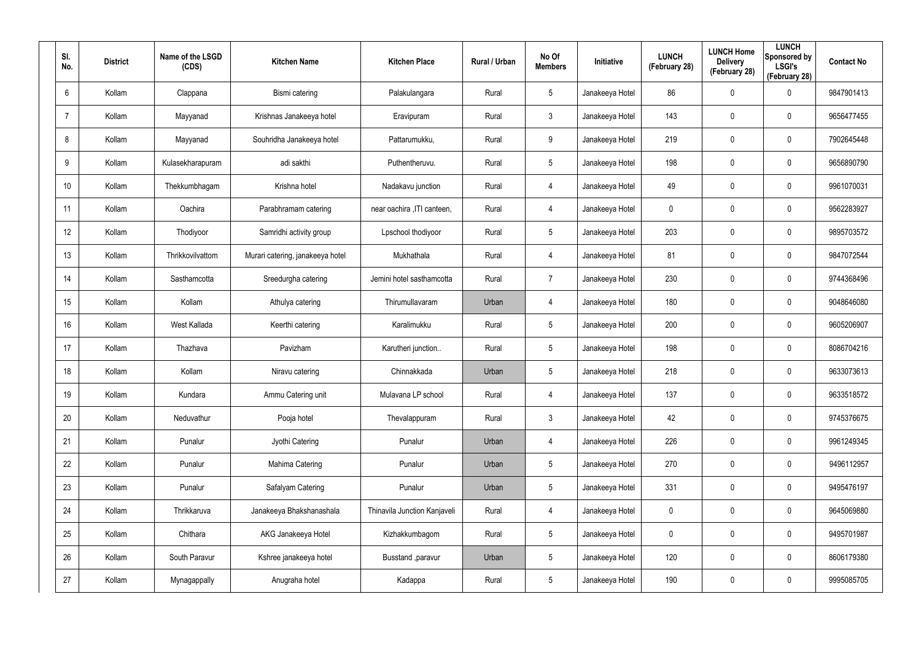| Sl. No. | District | Name of the LSGD (CDS) | Kitchen Name | Kitchen Place | Rural / Urban | No Of Members | Initiative | LUNCH (February 28) | LUNCH Home Delivery (February 28) | LUNCH Sponsored by LSGI's (February 28) | Contact No |
|---|---|---|---|---|---|---|---|---|---|---|---|
| 6 | Kollam | Clappana | Bismi catering | Palakulangara | Rural | 5 | Janakeeya Hotel | 86 | 0 | 0 | 9847901413 |
| 7 | Kollam | Mayyanad | Krishnas Janakeeya hotel | Eravipuram | Rural | 3 | Janakeeya Hotel | 143 | 0 | 0 | 9656477455 |
| 8 | Kollam | Mayyanad | Souhridha Janakeeya hotel | Pattarumukku, | Rural | 9 | Janakeeya Hotel | 219 | 0 | 0 | 7902645448 |
| 9 | Kollam | Kulasekharapuram | adi sakthi | Puthentheruvu. | Rural | 5 | Janakeeya Hotel | 198 | 0 | 0 | 9656890790 |
| 10 | Kollam | Thekkumbhagam | Krishna hotel | Nadakavu junction | Rural | 4 | Janakeeya Hotel | 49 | 0 | 0 | 9961070031 |
| 11 | Kollam | Oachira | Parabhramam catering | near oachira ,ITI canteen, | Rural | 4 | Janakeeya Hotel | 0 | 0 | 0 | 9562283927 |
| 12 | Kollam | Thodiyoor | Samridhi activity group | Lpschool thodiyoor | Rural | 5 | Janakeeya Hotel | 203 | 0 | 0 | 9895703572 |
| 13 | Kollam | Thrikkovilvattom | Murari catering, janakeeya hotel | Mukhathala | Rural | 4 | Janakeeya Hotel | 81 | 0 | 0 | 9847072544 |
| 14 | Kollam | Sasthamcotta | Sreedurgha catering | Jemini hotel sasthamcotta | Rural | 7 | Janakeeya Hotel | 230 | 0 | 0 | 9744368496 |
| 15 | Kollam | Kollam | Athulya catering | Thirumullavaram | Urban | 4 | Janakeeya Hotel | 180 | 0 | 0 | 9048646080 |
| 16 | Kollam | West Kallada | Keerthi catering | Karalimukku | Rural | 5 | Janakeeya Hotel | 200 | 0 | 0 | 9605206907 |
| 17 | Kollam | Thazhava | Pavizham | Karutheri junction.. | Rural | 5 | Janakeeya Hotel | 198 | 0 | 0 | 8086704216 |
| 18 | Kollam | Kollam | Niravu catering | Chinnakkada | Urban | 5 | Janakeeya Hotel | 218 | 0 | 0 | 9633073613 |
| 19 | Kollam | Kundara | Ammu Catering unit | Mulavana LP school | Rural | 4 | Janakeeya Hotel | 137 | 0 | 0 | 9633518572 |
| 20 | Kollam | Neduvathur | Pooja hotel | Thevalappuram | Rural | 3 | Janakeeya Hotel | 42 | 0 | 0 | 9745376675 |
| 21 | Kollam | Punalur | Jyothi Catering | Punalur | Urban | 4 | Janakeeya Hotel | 226 | 0 | 0 | 9961249345 |
| 22 | Kollam | Punalur | Mahima Catering | Punalur | Urban | 5 | Janakeeya Hotel | 270 | 0 | 0 | 9496112957 |
| 23 | Kollam | Punalur | Safalyam Catering | Punalur | Urban | 5 | Janakeeya Hotel | 331 | 0 | 0 | 9495476197 |
| 24 | Kollam | Thrikkaruva | Janakeeya Bhakshanashala | Thinavila Junction Kanjaveli | Rural | 4 | Janakeeya Hotel | 0 | 0 | 0 | 9645069880 |
| 25 | Kollam | Chithara | AKG Janakeeya Hotel | Kizhakkumbagom | Rural | 5 | Janakeeya Hotel | 0 | 0 | 0 | 9495701987 |
| 26 | Kollam | South Paravur | Kshree janakeeya hotel | Busstand ,paravur | Urban | 5 | Janakeeya Hotel | 120 | 0 | 0 | 8606179380 |
| 27 | Kollam | Mynagappally | Anugraha hotel | Kadappa | Rural | 5 | Janakeeya Hotel | 190 | 0 | 0 | 9995085705 |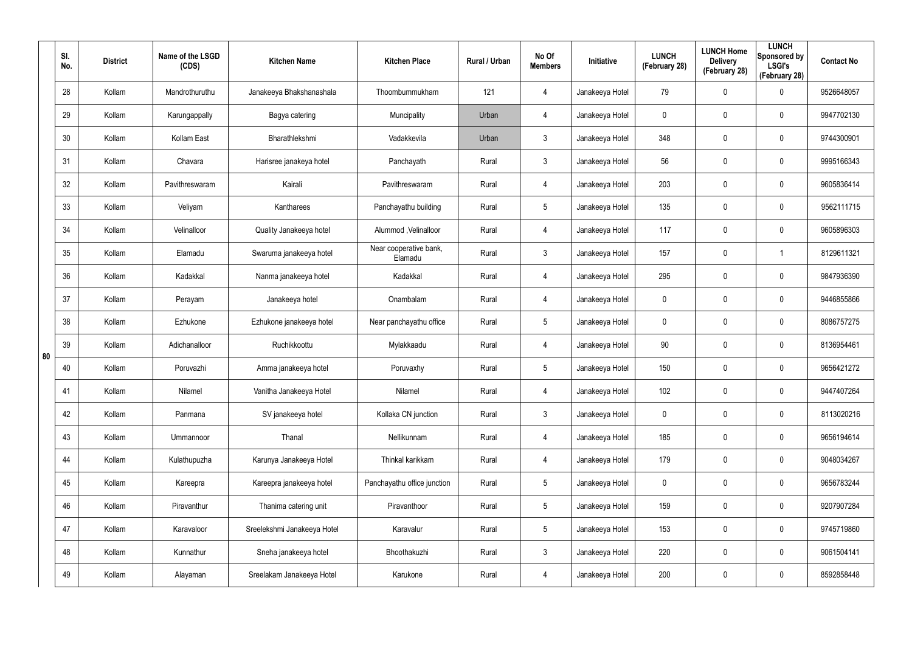| | Sl. No. | District | Name of the LSGD (CDS) | Kitchen Name | Kitchen Place | Rural / Urban | No Of Members | Initiative | LUNCH (February 28) | LUNCH Home Delivery (February 28) | LUNCH Sponsored by LSGI's (February 28) | Contact No |
|---|---|---|---|---|---|---|---|---|---|---|---|---|
| 80 | 28 | Kollam | Mandrothuruthu | Janakeeya Bhakshanashala | Thoombummukham | 121 | 4 | Janakeeya Hotel | 79 | 0 | 0 | 9526648057 |
| | 29 | Kollam | Karungappally | Bagya catering | Muncipality | Urban | 4 | Janakeeya Hotel | 0 | 0 | 0 | 9947702130 |
| | 30 | Kollam | Kollam East | Bharathlekshmi | Vadakkevila | Urban | 3 | Janakeeya Hotel | 348 | 0 | 0 | 9744300901 |
| | 31 | Kollam | Chavara | Harisree janakeya hotel | Panchayath | Rural | 3 | Janakeeya Hotel | 56 | 0 | 0 | 9995166343 |
| | 32 | Kollam | Pavithreswaram | Kairali | Pavithreswaram | Rural | 4 | Janakeeya Hotel | 203 | 0 | 0 | 9605836414 |
| | 33 | Kollam | Veliyam | Kantharees | Panchayathu building | Rural | 5 | Janakeeya Hotel | 135 | 0 | 0 | 9562111715 |
| | 34 | Kollam | Velinalloor | Quality Janakeeya hotel | Alummod ,Velinalloor | Rural | 4 | Janakeeya Hotel | 117 | 0 | 0 | 9605896303 |
| | 35 | Kollam | Elamadu | Swaruma janakeeya hotel | Near cooperative bank, Elamadu | Rural | 3 | Janakeeya Hotel | 157 | 0 | 1 | 8129611321 |
| | 36 | Kollam | Kadakkal | Nanma janakeeya hotel | Kadakkal | Rural | 4 | Janakeeya Hotel | 295 | 0 | 0 | 9847936390 |
| | 37 | Kollam | Perayam | Janakeeya hotel | Onambalam | Rural | 4 | Janakeeya Hotel | 0 | 0 | 0 | 9446855866 |
| | 38 | Kollam | Ezhukone | Ezhukone janakeeya hotel | Near panchayathu office | Rural | 5 | Janakeeya Hotel | 0 | 0 | 0 | 8086757275 |
| | 39 | Kollam | Adichanalloor | Ruchikkoottu | Mylakkaadu | Rural | 4 | Janakeeya Hotel | 90 | 0 | 0 | 8136954461 |
| | 40 | Kollam | Poruvazhi | Amma janakeeya hotel | Poruvaxhy | Rural | 5 | Janakeeya Hotel | 150 | 0 | 0 | 9656421272 |
| | 41 | Kollam | Nilamel | Vanitha Janakeeya Hotel | Nilamel | Rural | 4 | Janakeeya Hotel | 102 | 0 | 0 | 9447407264 |
| | 42 | Kollam | Panmana | SV janakeeya hotel | Kollaka CN junction | Rural | 3 | Janakeeya Hotel | 0 | 0 | 0 | 8113020216 |
| | 43 | Kollam | Ummannoor | Thanal | Nellikunnam | Rural | 4 | Janakeeya Hotel | 185 | 0 | 0 | 9656194614 |
| | 44 | Kollam | Kulathupuzha | Karunya Janakeeya Hotel | Thinkal karikkam | Rural | 4 | Janakeeya Hotel | 179 | 0 | 0 | 9048034267 |
| | 45 | Kollam | Kareepra | Kareepra janakeeya hotel | Panchayathu office junction | Rural | 5 | Janakeeya Hotel | 0 | 0 | 0 | 9656783244 |
| | 46 | Kollam | Piravanthur | Thanima catering unit | Piravanthoor | Rural | 5 | Janakeeya Hotel | 159 | 0 | 0 | 9207907284 |
| | 47 | Kollam | Karavaloor | Sreelekshmi Janakeeya Hotel | Karavalur | Rural | 5 | Janakeeya Hotel | 153 | 0 | 0 | 9745719860 |
| | 48 | Kollam | Kunnathur | Sneha janakeeya hotel | Bhoothakuzhi | Rural | 3 | Janakeeya Hotel | 220 | 0 | 0 | 9061504141 |
| | 49 | Kollam | Alayaman | Sreelakam Janakeeya Hotel | Karukone | Rural | 4 | Janakeeya Hotel | 200 | 0 | 0 | 8592858448 |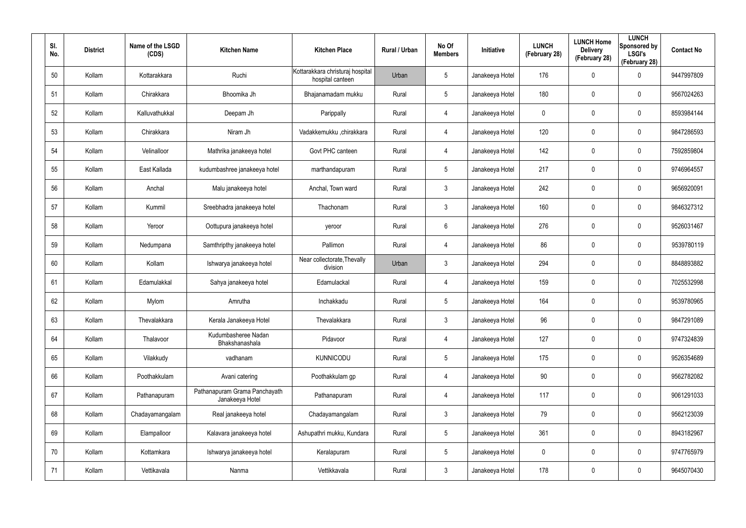| Sl. No. | District | Name of the LSGD (CDS) | Kitchen Name | Kitchen Place | Rural / Urban | No Of Members | Initiative | LUNCH (February 28) | LUNCH Home Delivery (February 28) | LUNCH Sponsored by LSGI's (February 28) | Contact No |
|---|---|---|---|---|---|---|---|---|---|---|---|
| 50 | Kollam | Kottarakkara | Ruchi | Kottarakkara christuraj hospital hospital canteen | Urban | 5 | Janakeeya Hotel | 176 | 0 | 0 | 9447997809 |
| 51 | Kollam | Chirakkara | Bhoomika Jh | Bhajanamadam mukku | Rural | 5 | Janakeeya Hotel | 180 | 0 | 0 | 9567024263 |
| 52 | Kollam | Kalluvathukkal | Deepam Jh | Parippally | Rural | 4 | Janakeeya Hotel | 0 | 0 | 0 | 8593984144 |
| 53 | Kollam | Chirakkara | Niram Jh | Vadakkemukku ,chirakkara | Rural | 4 | Janakeeya Hotel | 120 | 0 | 0 | 9847286593 |
| 54 | Kollam | Velinalloor | Mathrika janakeeya hotel | Govt PHC canteen | Rural | 4 | Janakeeya Hotel | 142 | 0 | 0 | 7592859804 |
| 55 | Kollam | East Kallada | kudumbashree janakeeya hotel | marthandapuram | Rural | 5 | Janakeeya Hotel | 217 | 0 | 0 | 9746964557 |
| 56 | Kollam | Anchal | Malu janakeeya hotel | Anchal, Town ward | Rural | 3 | Janakeeya Hotel | 242 | 0 | 0 | 9656920091 |
| 57 | Kollam | Kummil | Sreebhadra janakeeya hotel | Thachonam | Rural | 3 | Janakeeya Hotel | 160 | 0 | 0 | 9846327312 |
| 58 | Kollam | Yeroor | Oottupura janakeeya hotel | yeroor | Rural | 6 | Janakeeya Hotel | 276 | 0 | 0 | 9526031467 |
| 59 | Kollam | Nedumpana | Samthripthy janakeeya hotel | Pallimon | Rural | 4 | Janakeeya Hotel | 86 | 0 | 0 | 9539780119 |
| 60 | Kollam | Kollam | Ishwarya janakeeya hotel | Near collectorate,Thevally division | Urban | 3 | Janakeeya Hotel | 294 | 0 | 0 | 8848893882 |
| 61 | Kollam | Edamulakkal | Sahya janakeeya hotel | Edamulackal | Rural | 4 | Janakeeya Hotel | 159 | 0 | 0 | 7025532998 |
| 62 | Kollam | Mylom | Amrutha | Inchakkadu | Rural | 5 | Janakeeya Hotel | 164 | 0 | 0 | 9539780965 |
| 63 | Kollam | Thevalakkara | Kerala Janakeeya Hotel | Thevalakkara | Rural | 3 | Janakeeya Hotel | 96 | 0 | 0 | 9847291089 |
| 64 | Kollam | Thalavoor | Kudumbasheree Nadan Bhakshanashala | Pidavoor | Rural | 4 | Janakeeya Hotel | 127 | 0 | 0 | 9747324839 |
| 65 | Kollam | Vilakkudy | vadhanam | KUNNICODU | Rural | 5 | Janakeeya Hotel | 175 | 0 | 0 | 9526354689 |
| 66 | Kollam | Poothakkulam | Avani catering | Poothakkulam gp | Rural | 4 | Janakeeya Hotel | 90 | 0 | 0 | 9562782082 |
| 67 | Kollam | Pathanapuram | Pathanapuram Grama Panchayath Janakeeya Hotel | Pathanapuram | Rural | 4 | Janakeeya Hotel | 117 | 0 | 0 | 9061291033 |
| 68 | Kollam | Chadayamangalam | Real janakeeya hotel | Chadayamangalam | Rural | 3 | Janakeeya Hotel | 79 | 0 | 0 | 9562123039 |
| 69 | Kollam | Elampalloor | Kalavara janakeeya hotel | Ashupathri mukku, Kundara | Rural | 5 | Janakeeya Hotel | 361 | 0 | 0 | 8943182967 |
| 70 | Kollam | Kottamkara | Ishwarya janakeeya hotel | Keralapuram | Rural | 5 | Janakeeya Hotel | 0 | 0 | 0 | 9747765979 |
| 71 | Kollam | Vettikavala | Nanma | Vettikkavala | Rural | 3 | Janakeeya Hotel | 178 | 0 | 0 | 9645070430 |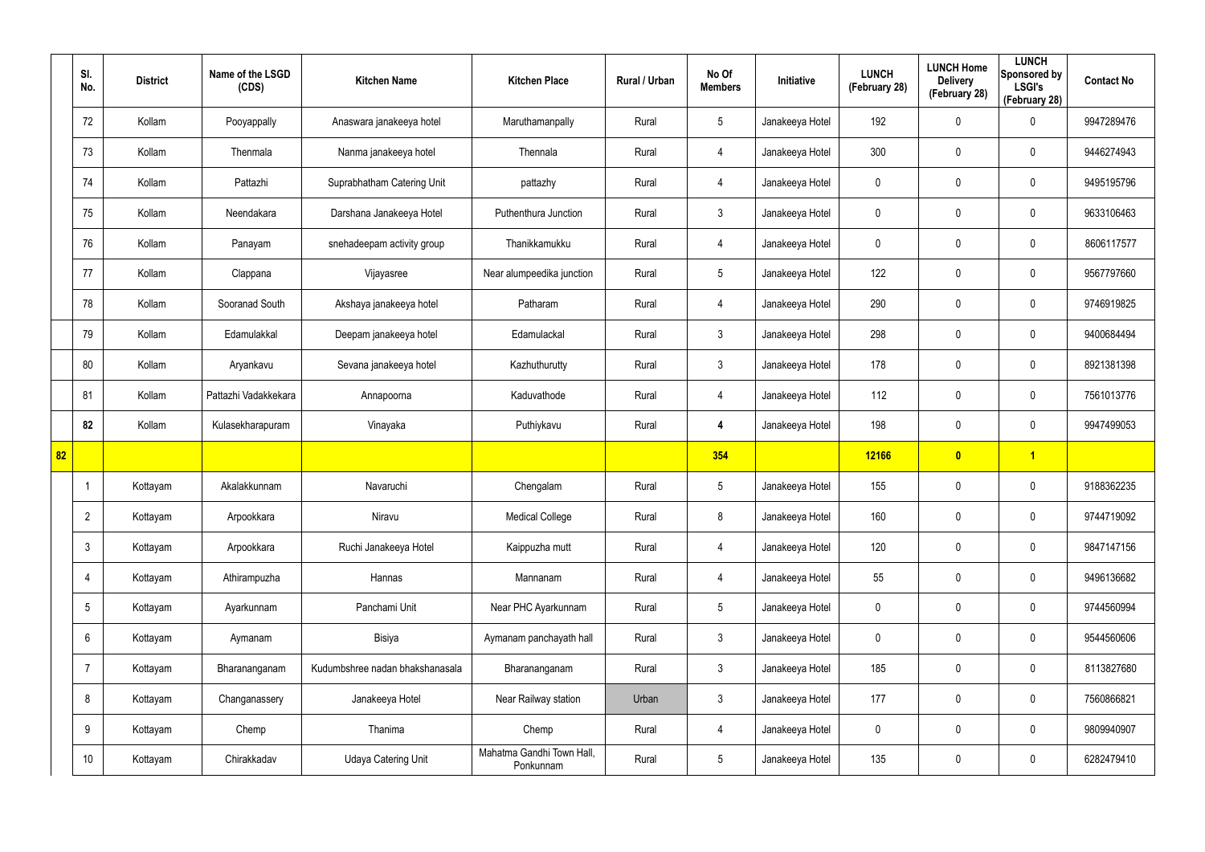| | Sl. No. | District | Name of the LSGD (CDS) | Kitchen Name | Kitchen Place | Rural / Urban | No Of Members | Initiative | LUNCH (February 28) | LUNCH Home Delivery (February 28) | LUNCH Sponsored by LSGI's (February 28) | Contact No |
|---|---|---|---|---|---|---|---|---|---|---|---|---|
| | 72 | Kollam | Pooyappally | Anaswara janakeeya hotel | Maruthamanpally | Rural | 5 | Janakeeya Hotel | 192 | 0 | 0 | 9947289476 |
| | 73 | Kollam | Thenmala | Nanma janakeeya hotel | Thennala | Rural | 4 | Janakeeya Hotel | 300 | 0 | 0 | 9446274943 |
| | 74 | Kollam | Pattazhi | Suprabhatham Catering Unit | pattazhy | Rural | 4 | Janakeeya Hotel | 0 | 0 | 0 | 9495195796 |
| | 75 | Kollam | Neendakara | Darshana Janakeeya Hotel | Puthenthura Junction | Rural | 3 | Janakeeya Hotel | 0 | 0 | 0 | 9633106463 |
| | 76 | Kollam | Panayam | snehadeepam activity group | Thanikkamukku | Rural | 4 | Janakeeya Hotel | 0 | 0 | 0 | 8606117577 |
| | 77 | Kollam | Clappana | Vijayasree | Near alumpeedika junction | Rural | 5 | Janakeeya Hotel | 122 | 0 | 0 | 9567797660 |
| | 78 | Kollam | Sooranad South | Akshaya janakeeya hotel | Patharam | Rural | 4 | Janakeeya Hotel | 290 | 0 | 0 | 9746919825 |
| | 79 | Kollam | Edamulakkal | Deepam janakeeya hotel | Edamulackal | Rural | 3 | Janakeeya Hotel | 298 | 0 | 0 | 9400684494 |
| | 80 | Kollam | Aryankavu | Sevana janakeeya hotel | Kazhuthurutty | Rural | 3 | Janakeeya Hotel | 178 | 0 | 0 | 8921381398 |
| | 81 | Kollam | Pattazhi Vadakkekara | Annapoorna | Kaduvathode | Rural | 4 | Janakeeya Hotel | 112 | 0 | 0 | 7561013776 |
| | **82** | Kollam | Kulasekharapuram | Vinayaka | Puthiykavu | Rural | **4** | Janakeeya Hotel | 198 | 0 | 0 | 9947499053 |
| **82** | | | | | | | **354** | | **12166** | **0** | **1** | |
| | 1 | Kottayam | Akalakkunnam | Navaruchi | Chengalam | Rural | 5 | Janakeeya Hotel | 155 | 0 | 0 | 9188362235 |
| | 2 | Kottayam | Arpookkara | Niravu | Medical College | Rural | 8 | Janakeeya Hotel | 160 | 0 | 0 | 9744719092 |
| | 3 | Kottayam | Arpookkara | Ruchi Janakeeya Hotel | Kaippuzha mutt | Rural | 4 | Janakeeya Hotel | 120 | 0 | 0 | 9847147156 |
| | 4 | Kottayam | Athirampuzha | Hannas | Mannanam | Rural | 4 | Janakeeya Hotel | 55 | 0 | 0 | 9496136682 |
| | 5 | Kottayam | Ayarkunnam | Panchami Unit | Near PHC Ayarkunnam | Rural | 5 | Janakeeya Hotel | 0 | 0 | 0 | 9744560994 |
| | 6 | Kottayam | Aymanam | Bisiya | Aymanam panchayath hall | Rural | 3 | Janakeeya Hotel | 0 | 0 | 0 | 9544560606 |
| | 7 | Kottayam | Bharananganam | Kudumbshree nadan bhakshanasala | Bharananganam | Rural | 3 | Janakeeya Hotel | 185 | 0 | 0 | 8113827680 |
| | 8 | Kottayam | Changanassery | Janakeeya Hotel | Near Railway station | Urban | 3 | Janakeeya Hotel | 177 | 0 | 0 | 7560866821 |
| | 9 | Kottayam | Chemp | Thanima | Chemp | Rural | 4 | Janakeeya Hotel | 0 | 0 | 0 | 9809940907 |
| | 10 | Kottayam | Chirakkadav | Udaya Catering Unit | Mahatma Gandhi Town Hall, Ponkunnam | Rural | 5 | Janakeeya Hotel | 135 | 0 | 0 | 6282479410 |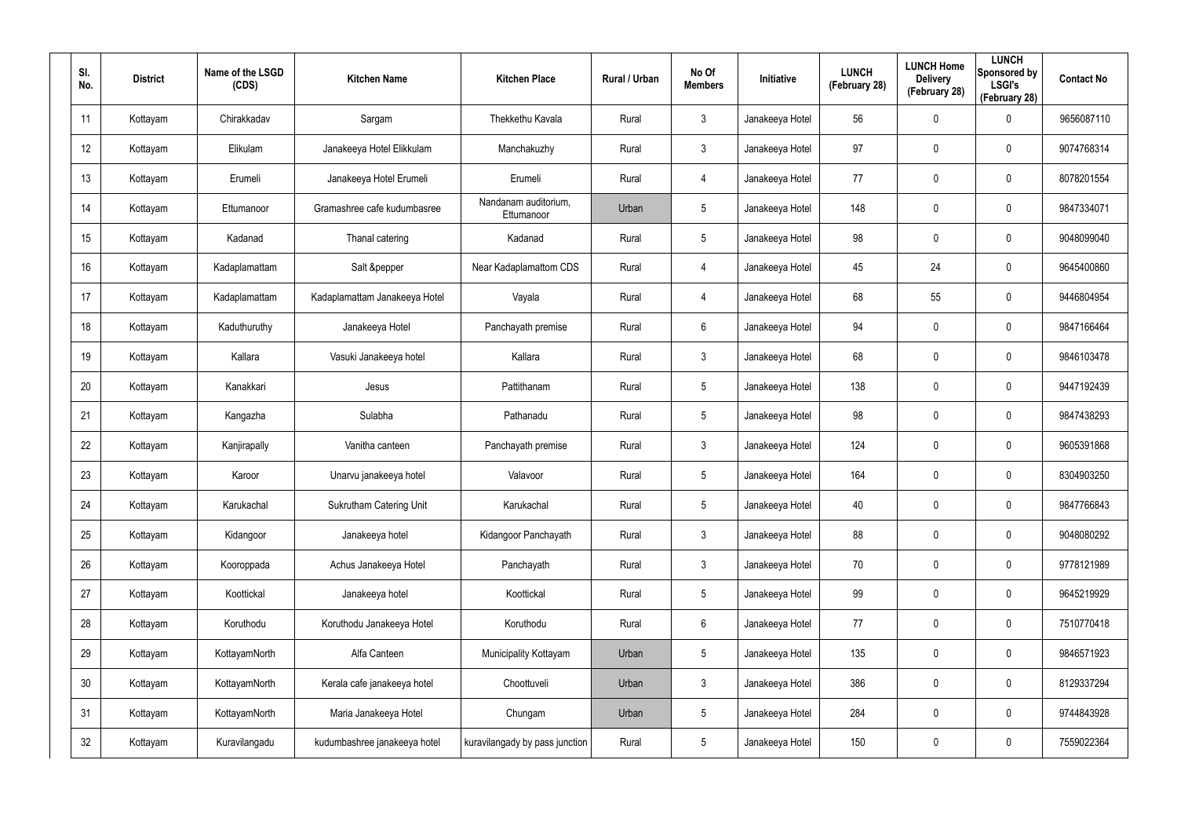| Sl. No. | District | Name of the LSGD (CDS) | Kitchen Name | Kitchen Place | Rural / Urban | No Of Members | Initiative | LUNCH (February 28) | LUNCH Home Delivery (February 28) | LUNCH Sponsored by LSGI's (February 28) | Contact No |
|---|---|---|---|---|---|---|---|---|---|---|---|
| 11 | Kottayam | Chirakkadav | Sargam | Thekkethu Kavala | Rural | 3 | Janakeeya Hotel | 56 | 0 | 0 | 9656087110 |
| 12 | Kottayam | Elikulam | Janakeeya Hotel Elikkulam | Manchakuzhy | Rural | 3 | Janakeeya Hotel | 97 | 0 | 0 | 9074768314 |
| 13 | Kottayam | Erumeli | Janakeeya Hotel Erumeli | Erumeli | Rural | 4 | Janakeeya Hotel | 77 | 0 | 0 | 8078201554 |
| 14 | Kottayam | Ettumanoor | Gramashree cafe kudumbasree | Nandanam auditorium, Ettumanoor | Urban | 5 | Janakeeya Hotel | 148 | 0 | 0 | 9847334071 |
| 15 | Kottayam | Kadanad | Thanal catering | Kadanad | Rural | 5 | Janakeeya Hotel | 98 | 0 | 0 | 9048099040 |
| 16 | Kottayam | Kadaplamattam | Salt &pepper | Near Kadaplamattom CDS | Rural | 4 | Janakeeya Hotel | 45 | 24 | 0 | 9645400860 |
| 17 | Kottayam | Kadaplamattam | Kadaplamattam Janakeeya Hotel | Vayala | Rural | 4 | Janakeeya Hotel | 68 | 55 | 0 | 9446804954 |
| 18 | Kottayam | Kaduthuruthy | Janakeeya Hotel | Panchayath premise | Rural | 6 | Janakeeya Hotel | 94 | 0 | 0 | 9847166464 |
| 19 | Kottayam | Kallara | Vasuki Janakeeya hotel | Kallara | Rural | 3 | Janakeeya Hotel | 68 | 0 | 0 | 9846103478 |
| 20 | Kottayam | Kanakkari | Jesus | Pattithanam | Rural | 5 | Janakeeya Hotel | 138 | 0 | 0 | 9447192439 |
| 21 | Kottayam | Kangazha | Sulabha | Pathanadu | Rural | 5 | Janakeeya Hotel | 98 | 0 | 0 | 9847438293 |
| 22 | Kottayam | Kanjirapally | Vanitha canteen | Panchayath premise | Rural | 3 | Janakeeya Hotel | 124 | 0 | 0 | 9605391868 |
| 23 | Kottayam | Karoor | Unarvu janakeeya hotel | Valavoor | Rural | 5 | Janakeeya Hotel | 164 | 0 | 0 | 8304903250 |
| 24 | Kottayam | Karukachal | Sukrutham Catering Unit | Karukachal | Rural | 5 | Janakeeya Hotel | 40 | 0 | 0 | 9847766843 |
| 25 | Kottayam | Kidangoor | Janakeeya hotel | Kidangoor Panchayath | Rural | 3 | Janakeeya Hotel | 88 | 0 | 0 | 9048080292 |
| 26 | Kottayam | Kooroppada | Achus Janakeeya Hotel | Panchayath | Rural | 3 | Janakeeya Hotel | 70 | 0 | 0 | 9778121989 |
| 27 | Kottayam | Koottickal | Janakeeya hotel | Koottickal | Rural | 5 | Janakeeya Hotel | 99 | 0 | 0 | 9645219929 |
| 28 | Kottayam | Koruthodu | Koruthodu Janakeeya Hotel | Koruthodu | Rural | 6 | Janakeeya Hotel | 77 | 0 | 0 | 7510770418 |
| 29 | Kottayam | KottayamNorth | Alfa Canteen | Municipality Kottayam | Urban | 5 | Janakeeya Hotel | 135 | 0 | 0 | 9846571923 |
| 30 | Kottayam | KottayamNorth | Kerala cafe janakeeya hotel | Choottuveli | Urban | 3 | Janakeeya Hotel | 386 | 0 | 0 | 8129337294 |
| 31 | Kottayam | KottayamNorth | Maria Janakeeya Hotel | Chungam | Urban | 5 | Janakeeya Hotel | 284 | 0 | 0 | 9744843928 |
| 32 | Kottayam | Kuravilangadu | kudumbashree janakeeya hotel | kuravilangady by pass junction | Rural | 5 | Janakeeya Hotel | 150 | 0 | 0 | 7559022364 |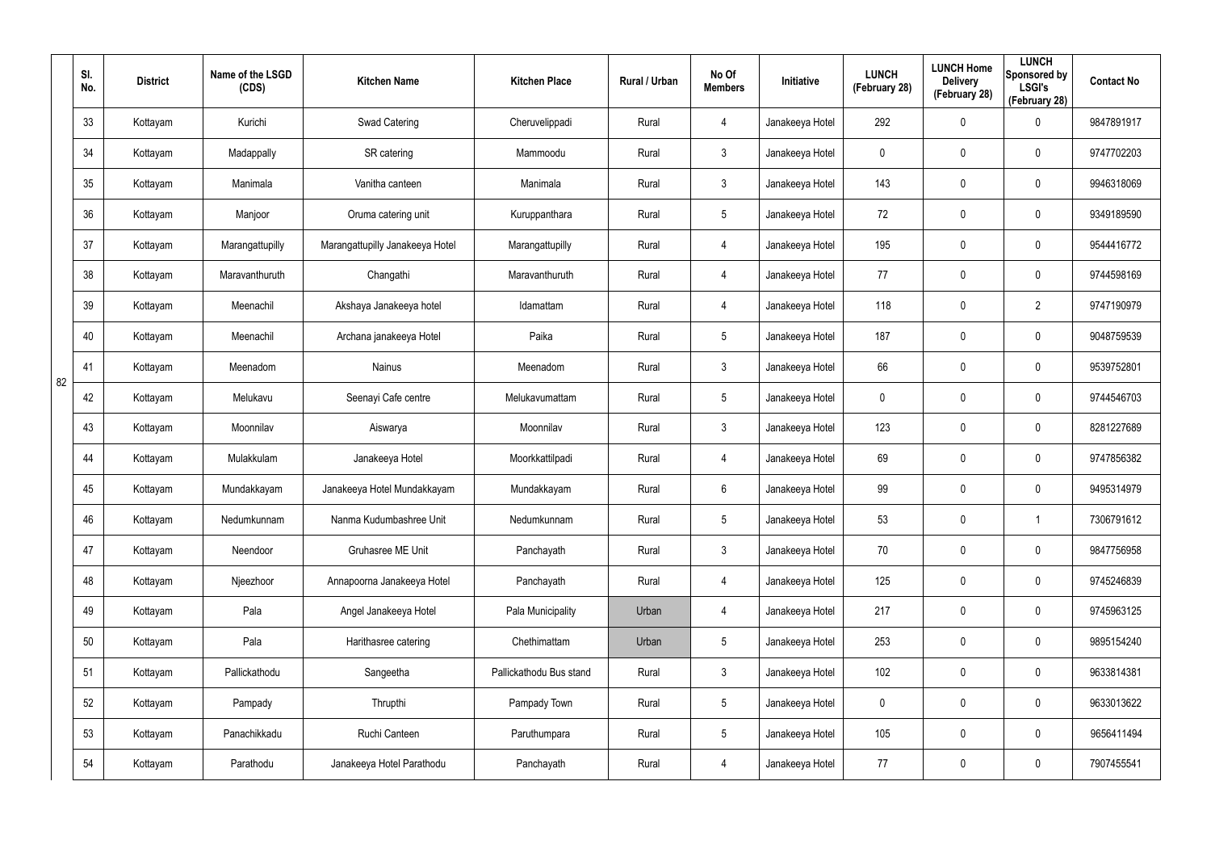| | Sl. No. | District | Name of the LSGD (CDS) | Kitchen Name | Kitchen Place | Rural / Urban | No Of Members | Initiative | LUNCH (February 28) | LUNCH Home Delivery (February 28) | LUNCH Sponsored by LSGI's (February 28) | Contact No |
|---|---|---|---|---|---|---|---|---|---|---|---|---|
| 82 | 33 | Kottayam | Kurichi | Swad Catering | Cheruvelippadi | Rural | 4 | Janakeeya Hotel | 292 | 0 | 0 | 9847891917 |
| | 34 | Kottayam | Madappally | SR catering | Mammoodu | Rural | 3 | Janakeeya Hotel | 0 | 0 | 0 | 9747702203 |
| | 35 | Kottayam | Manimala | Vanitha canteen | Manimala | Rural | 3 | Janakeeya Hotel | 143 | 0 | 0 | 9946318069 |
| | 36 | Kottayam | Manjoor | Oruma catering unit | Kuruppanthara | Rural | 5 | Janakeeya Hotel | 72 | 0 | 0 | 9349189590 |
| | 37 | Kottayam | Marangattupilly | Marangattupilly Janakeeya Hotel | Marangattupilly | Rural | 4 | Janakeeya Hotel | 195 | 0 | 0 | 9544416772 |
| | 38 | Kottayam | Maravanthuruth | Changathi | Maravanthuruth | Rural | 4 | Janakeeya Hotel | 77 | 0 | 0 | 9744598169 |
| | 39 | Kottayam | Meenachil | Akshaya Janakeeya hotel | Idamattam | Rural | 4 | Janakeeya Hotel | 118 | 0 | 2 | 9747190979 |
| | 40 | Kottayam | Meenachil | Archana janakeeya Hotel | Paika | Rural | 5 | Janakeeya Hotel | 187 | 0 | 0 | 9048759539 |
| | 41 | Kottayam | Meenadom | Nainus | Meenadom | Rural | 3 | Janakeeya Hotel | 66 | 0 | 0 | 9539752801 |
| | 42 | Kottayam | Melukavu | Seenayi Cafe centre | Melukavumattam | Rural | 5 | Janakeeya Hotel | 0 | 0 | 0 | 9744546703 |
| | 43 | Kottayam | Moonnilav | Aiswarya | Moonnilav | Rural | 3 | Janakeeya Hotel | 123 | 0 | 0 | 8281227689 |
| | 44 | Kottayam | Mulakkulam | Janakeeya Hotel | Moorkkattilpadi | Rural | 4 | Janakeeya Hotel | 69 | 0 | 0 | 9747856382 |
| | 45 | Kottayam | Mundakkayam | Janakeeya Hotel Mundakkayam | Mundakkayam | Rural | 6 | Janakeeya Hotel | 99 | 0 | 0 | 9495314979 |
| | 46 | Kottayam | Nedumkunnam | Nanma Kudumbashree Unit | Nedumkunnam | Rural | 5 | Janakeeya Hotel | 53 | 0 | 1 | 7306791612 |
| | 47 | Kottayam | Neendoor | Gruhasree ME Unit | Panchayath | Rural | 3 | Janakeeya Hotel | 70 | 0 | 0 | 9847756958 |
| | 48 | Kottayam | Njeezhoor | Annapoorna Janakeeya Hotel | Panchayath | Rural | 4 | Janakeeya Hotel | 125 | 0 | 0 | 9745246839 |
| | 49 | Kottayam | Pala | Angel Janakeeya Hotel | Pala Municipality | Urban | 4 | Janakeeya Hotel | 217 | 0 | 0 | 9745963125 |
| | 50 | Kottayam | Pala | Harithasree catering | Chethimattam | Urban | 5 | Janakeeya Hotel | 253 | 0 | 0 | 9895154240 |
| | 51 | Kottayam | Pallickathodu | Sangeetha | Pallickathodu Bus stand | Rural | 3 | Janakeeya Hotel | 102 | 0 | 0 | 9633814381 |
| | 52 | Kottayam | Pampady | Thrupthi | Pampady Town | Rural | 5 | Janakeeya Hotel | 0 | 0 | 0 | 9633013622 |
| | 53 | Kottayam | Panachikkadu | Ruchi Canteen | Paruthumpara | Rural | 5 | Janakeeya Hotel | 105 | 0 | 0 | 9656411494 |
| | 54 | Kottayam | Parathodu | Janakeeya Hotel Parathodu | Panchayath | Rural | 4 | Janakeeya Hotel | 77 | 0 | 0 | 7907455541 |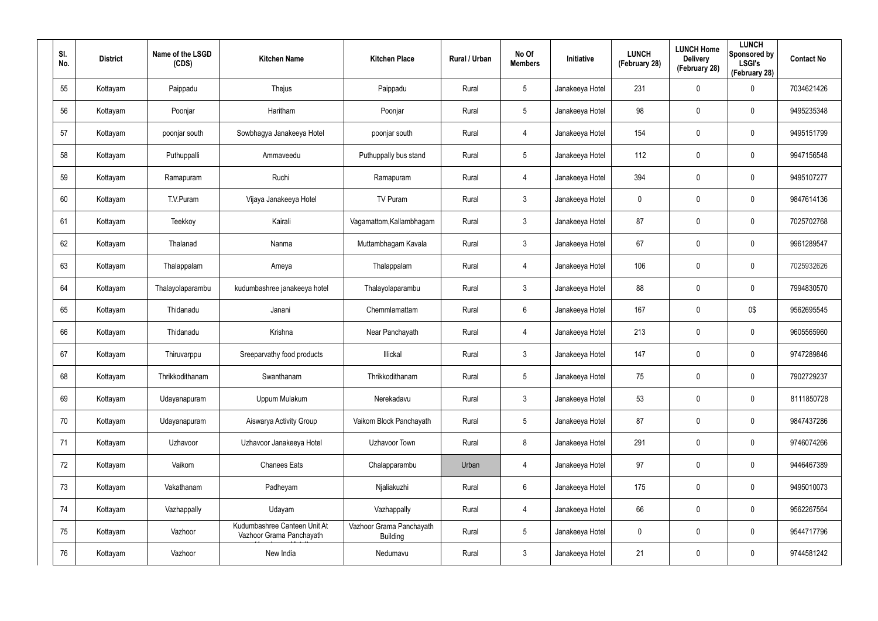| Sl. No. | District | Name of the LSGD (CDS) | Kitchen Name | Kitchen Place | Rural / Urban | No Of Members | Initiative | LUNCH (February 28) | LUNCH Home Delivery (February 28) | LUNCH Sponsored by LSGI's (February 28) | Contact No |
|---|---|---|---|---|---|---|---|---|---|---|---|
| 55 | Kottayam | Paippadu | Thejus | Paippadu | Rural | 5 | Janakeeya Hotel | 231 | 0 | 0 | 7034621426 |
| 56 | Kottayam | Poonjar | Haritham | Poonjar | Rural | 5 | Janakeeya Hotel | 98 | 0 | 0 | 9495235348 |
| 57 | Kottayam | poonjar south | Sowbhagya Janakeeya Hotel | poonjar south | Rural | 4 | Janakeeya Hotel | 154 | 0 | 0 | 9495151799 |
| 58 | Kottayam | Puthuppalli | Ammaveedu | Puthuppally bus stand | Rural | 5 | Janakeeya Hotel | 112 | 0 | 0 | 9947156548 |
| 59 | Kottayam | Ramapuram | Ruchi | Ramapuram | Rural | 4 | Janakeeya Hotel | 394 | 0 | 0 | 9495107277 |
| 60 | Kottayam | T.V.Puram | Vijaya Janakeeya Hotel | TV Puram | Rural | 3 | Janakeeya Hotel | 0 | 0 | 0 | 9847614136 |
| 61 | Kottayam | Teekkoy | Kairali | Vagamattom,Kallambhagam | Rural | 3 | Janakeeya Hotel | 87 | 0 | 0 | 7025702768 |
| 62 | Kottayam | Thalanad | Nanma | Muttambhagam Kavala | Rural | 3 | Janakeeya Hotel | 67 | 0 | 0 | 9961289547 |
| 63 | Kottayam | Thalappalam | Ameya | Thalappalam | Rural | 4 | Janakeeya Hotel | 106 | 0 | 0 | 7025932626 |
| 64 | Kottayam | Thalayolaparambu | kudumbashree janakeeya hotel | Thalayolaparambu | Rural | 3 | Janakeeya Hotel | 88 | 0 | 0 | 7994830570 |
| 65 | Kottayam | Thidanadu | Janani | Chemmlamattam | Rural | 6 | Janakeeya Hotel | 167 | 0 | 0$ | 9562695545 |
| 66 | Kottayam | Thidanadu | Krishna | Near Panchayath | Rural | 4 | Janakeeya Hotel | 213 | 0 | 0 | 9605565960 |
| 67 | Kottayam | Thiruvarppu | Sreeparvathy food products | Illickal | Rural | 3 | Janakeeya Hotel | 147 | 0 | 0 | 9747289846 |
| 68 | Kottayam | Thrikkodithanam | Swanthanam | Thrikkodithanam | Rural | 5 | Janakeeya Hotel | 75 | 0 | 0 | 7902729237 |
| 69 | Kottayam | Udayanapuram | Uppum Mulakum | Nerekadavu | Rural | 3 | Janakeeya Hotel | 53 | 0 | 0 | 8111850728 |
| 70 | Kottayam | Udayanapuram | Aiswarya Activity Group | Vaikom Block Panchayath | Rural | 5 | Janakeeya Hotel | 87 | 0 | 0 | 9847437286 |
| 71 | Kottayam | Uzhavoor | Uzhavoor Janakeeya Hotel | Uzhavoor Town | Rural | 8 | Janakeeya Hotel | 291 | 0 | 0 | 9746074266 |
| 72 | Kottayam | Vaikom | Chanees Eats | Chalapparambu | Urban | 4 | Janakeeya Hotel | 97 | 0 | 0 | 9446467389 |
| 73 | Kottayam | Vakathanam | Padheyam | Njaliakuzhi | Rural | 6 | Janakeeya Hotel | 175 | 0 | 0 | 9495010073 |
| 74 | Kottayam | Vazhappally | Udayam | Vazhappally | Rural | 4 | Janakeeya Hotel | 66 | 0 | 0 | 9562267564 |
| 75 | Kottayam | Vazhoor | Kudumbashree Canteen Unit At Vazhoor Grama Panchayath | Vazhoor Grama Panchayath Building | Rural | 5 | Janakeeya Hotel | 0 | 0 | 0 | 9544717796 |
| 76 | Kottayam | Vazhoor | New India | Nedumavu | Rural | 3 | Janakeeya Hotel | 21 | 0 | 0 | 9744581242 |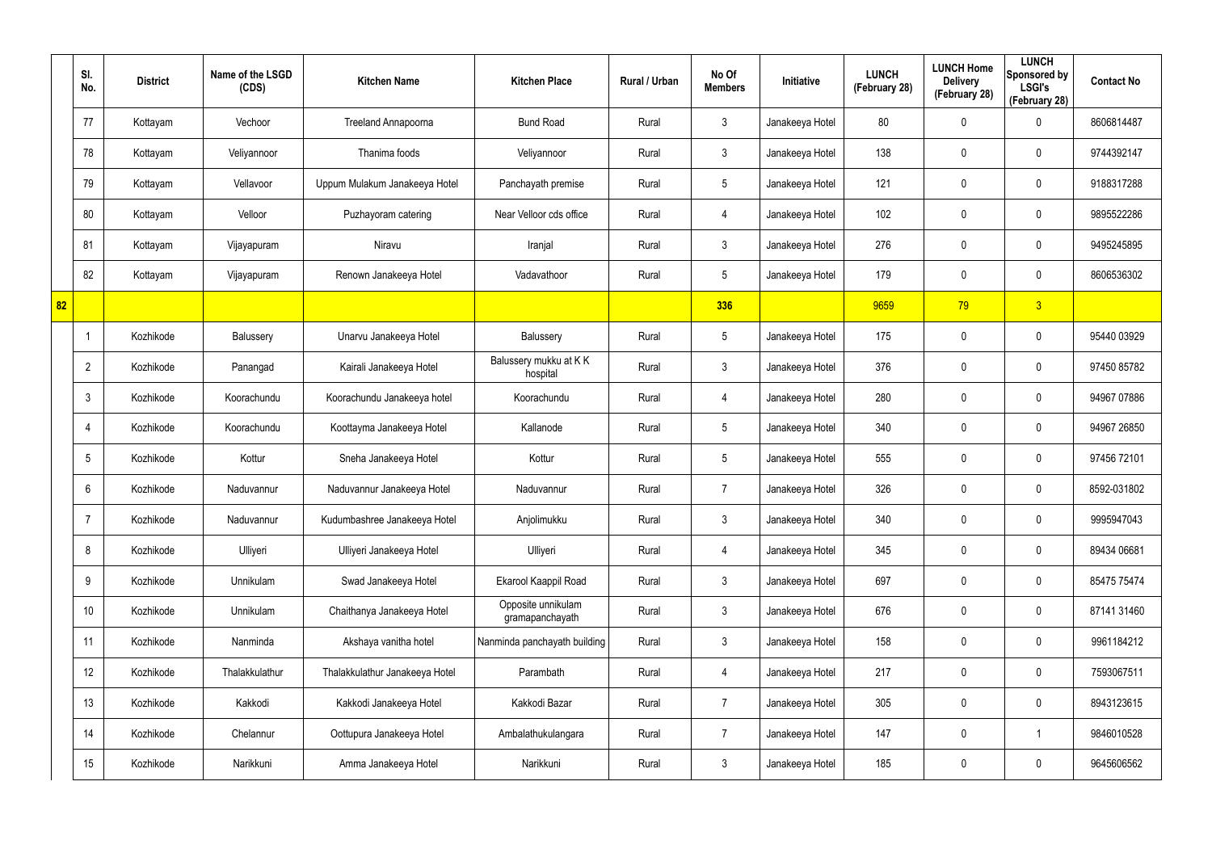| | Sl. No. | District | Name of the LSGD (CDS) | Kitchen Name | Kitchen Place | Rural / Urban | No Of Members | Initiative | LUNCH (February 28) | LUNCH Home Delivery (February 28) | LUNCH Sponsored by LSGI's (February 28) | Contact No |
|---|---|---|---|---|---|---|---|---|---|---|---|---|
| | 77 | Kottayam | Vechoor | Treeland Annapoorna | Bund Road | Rural | 3 | Janakeeya Hotel | 80 | 0 | 0 | 8606814487 |
| | 78 | Kottayam | Veliyannoor | Thanima foods | Veliyannoor | Rural | 3 | Janakeeya Hotel | 138 | 0 | 0 | 9744392147 |
| | 79 | Kottayam | Vellavoor | Uppum Mulakum Janakeeya Hotel | Panchayath premise | Rural | 5 | Janakeeya Hotel | 121 | 0 | 0 | 9188317288 |
| | 80 | Kottayam | Velloor | Puzhayoram catering | Near Velloor cds office | Rural | 4 | Janakeeya Hotel | 102 | 0 | 0 | 9895522286 |
| | 81 | Kottayam | Vijayapuram | Niravu | Iranjal | Rural | 3 | Janakeeya Hotel | 276 | 0 | 0 | 9495245895 |
| | 82 | Kottayam | Vijayapuram | Renown Janakeeya Hotel | Vadavathoor | Rural | 5 | Janakeeya Hotel | 179 | 0 | 0 | 8606536302 |
| 82 | | | | | | | 336 | | 9659 | 79 | 3 | |
| | 1 | Kozhikode | Balussery | Unarvu Janakeeya Hotel | Balussery | Rural | 5 | Janakeeya Hotel | 175 | 0 | 0 | 95440 03929 |
| | 2 | Kozhikode | Panangad | Kairali Janakeeya Hotel | Balussery mukku at K K hospital | Rural | 3 | Janakeeya Hotel | 376 | 0 | 0 | 97450 85782 |
| | 3 | Kozhikode | Koorachundu | Koorachundu Janakeeya hotel | Koorachundu | Rural | 4 | Janakeeya Hotel | 280 | 0 | 0 | 94967 07886 |
| | 4 | Kozhikode | Koorachundu | Koottayma Janakeeya Hotel | Kallanode | Rural | 5 | Janakeeya Hotel | 340 | 0 | 0 | 94967 26850 |
| | 5 | Kozhikode | Kottur | Sneha Janakeeya Hotel | Kottur | Rural | 5 | Janakeeya Hotel | 555 | 0 | 0 | 97456 72101 |
| | 6 | Kozhikode | Naduvannur | Naduvannur Janakeeya Hotel | Naduvannur | Rural | 7 | Janakeeya Hotel | 326 | 0 | 0 | 8592-031802 |
| | 7 | Kozhikode | Naduvannur | Kudumbashree Janakeeya Hotel | Anjolimukku | Rural | 3 | Janakeeya Hotel | 340 | 0 | 0 | 9995947043 |
| | 8 | Kozhikode | Ulliyeri | Ulliyeri Janakeeya Hotel | Ulliyeri | Rural | 4 | Janakeeya Hotel | 345 | 0 | 0 | 89434 06681 |
| | 9 | Kozhikode | Unnikulam | Swad Janakeeya Hotel | Ekarool Kaappil Road | Rural | 3 | Janakeeya Hotel | 697 | 0 | 0 | 85475 75474 |
| | 10 | Kozhikode | Unnikulam | Chaithanya Janakeeya Hotel | Opposite unnikulam gramapanchayath | Rural | 3 | Janakeeya Hotel | 676 | 0 | 0 | 87141 31460 |
| | 11 | Kozhikode | Nanminda | Akshaya vanitha hotel | Nanminda panchayath building | Rural | 3 | Janakeeya Hotel | 158 | 0 | 0 | 9961184212 |
| | 12 | Kozhikode | Thalakkulathur | Thalakkulathur Janakeeya Hotel | Parambath | Rural | 4 | Janakeeya Hotel | 217 | 0 | 0 | 7593067511 |
| | 13 | Kozhikode | Kakkodi | Kakkodi Janakeeya Hotel | Kakkodi Bazar | Rural | 7 | Janakeeya Hotel | 305 | 0 | 0 | 8943123615 |
| | 14 | Kozhikode | Chelannur | Oottupura Janakeeya Hotel | Ambalathukulangara | Rural | 7 | Janakeeya Hotel | 147 | 0 | 1 | 9846010528 |
| | 15 | Kozhikode | Narikkuni | Amma Janakeeya Hotel | Narikkuni | Rural | 3 | Janakeeya Hotel | 185 | 0 | 0 | 9645606562 |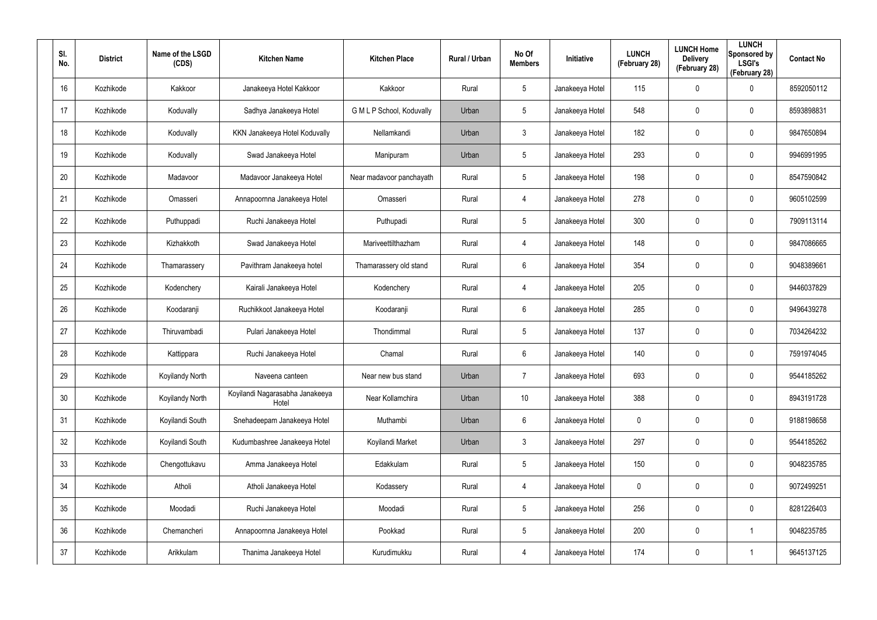| Sl. No. | District | Name of the LSGD (CDS) | Kitchen Name | Kitchen Place | Rural / Urban | No Of Members | Initiative | LUNCH (February 28) | LUNCH Home Delivery (February 28) | LUNCH Sponsored by LSGI's (February 28) | Contact No |
|---|---|---|---|---|---|---|---|---|---|---|---|
| 16 | Kozhikode | Kakkoor | Janakeeya Hotel Kakkoor | Kakkoor | Rural | 5 | Janakeeya Hotel | 115 | 0 | 0 | 8592050112 |
| 17 | Kozhikode | Koduvally | Sadhya Janakeeya Hotel | G M L P School, Koduvally | Urban | 5 | Janakeeya Hotel | 548 | 0 | 0 | 8593898831 |
| 18 | Kozhikode | Koduvally | KKN Janakeeya Hotel Koduvally | Nellamkandi | Urban | 3 | Janakeeya Hotel | 182 | 0 | 0 | 9847650894 |
| 19 | Kozhikode | Koduvally | Swad Janakeeya Hotel | Manipuram | Urban | 5 | Janakeeya Hotel | 293 | 0 | 0 | 9946991995 |
| 20 | Kozhikode | Madavoor | Madavoor Janakeeya Hotel | Near madavoor panchayath | Rural | 5 | Janakeeya Hotel | 198 | 0 | 0 | 8547590842 |
| 21 | Kozhikode | Omasseri | Annapoornna Janakeeya Hotel | Omasseri | Rural | 4 | Janakeeya Hotel | 278 | 0 | 0 | 9605102599 |
| 22 | Kozhikode | Puthuppadi | Ruchi Janakeeya Hotel | Puthupadi | Rural | 5 | Janakeeya Hotel | 300 | 0 | 0 | 7909113114 |
| 23 | Kozhikode | Kizhakkoth | Swad Janakeeya Hotel | Mariveettilthazham | Rural | 4 | Janakeeya Hotel | 148 | 0 | 0 | 9847086665 |
| 24 | Kozhikode | Thamarassery | Pavithram Janakeeya hotel | Thamarassery old stand | Rural | 6 | Janakeeya Hotel | 354 | 0 | 0 | 9048389661 |
| 25 | Kozhikode | Kodenchery | Kairali Janakeeya Hotel | Kodenchery | Rural | 4 | Janakeeya Hotel | 205 | 0 | 0 | 9446037829 |
| 26 | Kozhikode | Koodaranji | Ruchikkoot Janakeeya Hotel | Koodaranji | Rural | 6 | Janakeeya Hotel | 285 | 0 | 0 | 9496439278 |
| 27 | Kozhikode | Thiruvambadi | Pulari Janakeeya Hotel | Thondimmal | Rural | 5 | Janakeeya Hotel | 137 | 0 | 0 | 7034264232 |
| 28 | Kozhikode | Kattippara | Ruchi Janakeeya Hotel | Chamal | Rural | 6 | Janakeeya Hotel | 140 | 0 | 0 | 7591974045 |
| 29 | Kozhikode | Koyilandy North | Naveena canteen | Near new bus stand | Urban | 7 | Janakeeya Hotel | 693 | 0 | 0 | 9544185262 |
| 30 | Kozhikode | Koyilandy North | Koyilandi Nagarasabha Janakeeya Hotel | Near Kollamchira | Urban | 10 | Janakeeya Hotel | 388 | 0 | 0 | 8943191728 |
| 31 | Kozhikode | Koyilandi South | Snehadeepam Janakeeya Hotel | Muthambi | Urban | 6 | Janakeeya Hotel | 0 | 0 | 0 | 9188198658 |
| 32 | Kozhikode | Koyilandi South | Kudumbashree Janakeeya Hotel | Koyilandi Market | Urban | 3 | Janakeeya Hotel | 297 | 0 | 0 | 9544185262 |
| 33 | Kozhikode | Chengottukavu | Amma Janakeeya Hotel | Edakkulam | Rural | 5 | Janakeeya Hotel | 150 | 0 | 0 | 9048235785 |
| 34 | Kozhikode | Atholi | Atholi Janakeeya Hotel | Kodassery | Rural | 4 | Janakeeya Hotel | 0 | 0 | 0 | 9072499251 |
| 35 | Kozhikode | Moodadi | Ruchi Janakeeya Hotel | Moodadi | Rural | 5 | Janakeeya Hotel | 256 | 0 | 0 | 8281226403 |
| 36 | Kozhikode | Chemancheri | Annapoornna Janakeeya Hotel | Pookkad | Rural | 5 | Janakeeya Hotel | 200 | 0 | 1 | 9048235785 |
| 37 | Kozhikode | Arikkulam | Thanima Janakeeya Hotel | Kurudimukku | Rural | 4 | Janakeeya Hotel | 174 | 0 | 1 | 9645137125 |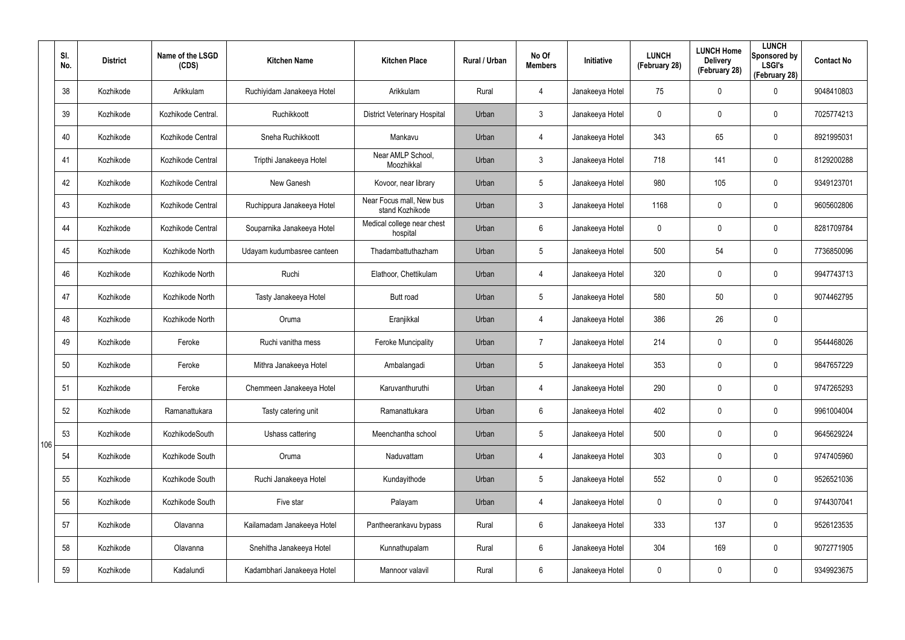| Sl. No. | District | Name of the LSGD (CDS) | Kitchen Name | Kitchen Place | Rural / Urban | No Of Members | Initiative | LUNCH (February 28) | LUNCH Home Delivery (February 28) | LUNCH Sponsored by LSGI's (February 28) | Contact No |
|---|---|---|---|---|---|---|---|---|---|---|---|
| 38 | Kozhikode | Arikkulam | Ruchiyidam Janakeeya Hotel | Arikkulam | Rural | 4 | Janakeeya Hotel | 75 | 0 | 0 | 9048410803 |
| 39 | Kozhikode | Kozhikode Central. | Ruchikkoott | District Veterinary Hospital | Urban | 3 | Janakeeya Hotel | 0 | 0 | 0 | 7025774213 |
| 40 | Kozhikode | Kozhikode Central | Sneha Ruchikkoott | Mankavu | Urban | 4 | Janakeeya Hotel | 343 | 65 | 0 | 8921995031 |
| 41 | Kozhikode | Kozhikode Central | Tripthi Janakeeya Hotel | Near AMLP School, Moozhikkal | Urban | 3 | Janakeeya Hotel | 718 | 141 | 0 | 8129200288 |
| 42 | Kozhikode | Kozhikode Central | New Ganesh | Kovoor, near library | Urban | 5 | Janakeeya Hotel | 980 | 105 | 0 | 9349123701 |
| 43 | Kozhikode | Kozhikode Central | Ruchippura Janakeeya Hotel | Near Focus mall, New bus stand Kozhikode | Urban | 3 | Janakeeya Hotel | 1168 | 0 | 0 | 9605602806 |
| 44 | Kozhikode | Kozhikode Central | Souparnika Janakeeya Hotel | Medical college near chest hospital | Urban | 6 | Janakeeya Hotel | 0 | 0 | 0 | 8281709784 |
| 45 | Kozhikode | Kozhikode North | Udayam kudumbasree canteen | Thadambattuthazham | Urban | 5 | Janakeeya Hotel | 500 | 54 | 0 | 7736850096 |
| 46 | Kozhikode | Kozhikode North | Ruchi | Elathoor, Chettikulam | Urban | 4 | Janakeeya Hotel | 320 | 0 | 0 | 9947743713 |
| 47 | Kozhikode | Kozhikode North | Tasty Janakeeya Hotel | Butt road | Urban | 5 | Janakeeya Hotel | 580 | 50 | 0 | 9074462795 |
| 48 | Kozhikode | Kozhikode North | Oruma | Eranjikkal | Urban | 4 | Janakeeya Hotel | 386 | 26 | 0 | |
| 49 | Kozhikode | Feroke | Ruchi vanitha mess | Feroke Muncipality | Urban | 7 | Janakeeya Hotel | 214 | 0 | 0 | 9544468026 |
| 50 | Kozhikode | Feroke | Mithra Janakeeya Hotel | Ambalangadi | Urban | 5 | Janakeeya Hotel | 353 | 0 | 0 | 9847657229 |
| 51 | Kozhikode | Feroke | Chemmeen Janakeeya Hotel | Karuvanthuruthi | Urban | 4 | Janakeeya Hotel | 290 | 0 | 0 | 9747265293 |
| 52 | Kozhikode | Ramanattukara | Tasty catering unit | Ramanattukara | Urban | 6 | Janakeeya Hotel | 402 | 0 | 0 | 9961004004 |
| 53 | Kozhikode | KozhikodeSouth | Ushass cattering | Meenchantha school | Urban | 5 | Janakeeya Hotel | 500 | 0 | 0 | 9645629224 |
| 54 | Kozhikode | Kozhikode South | Oruma | Naduvattam | Urban | 4 | Janakeeya Hotel | 303 | 0 | 0 | 9747405960 |
| 55 | Kozhikode | Kozhikode South | Ruchi Janakeeya Hotel | Kundayithode | Urban | 5 | Janakeeya Hotel | 552 | 0 | 0 | 9526521036 |
| 56 | Kozhikode | Kozhikode South | Five star | Palayam | Urban | 4 | Janakeeya Hotel | 0 | 0 | 0 | 9744307041 |
| 57 | Kozhikode | Olavanna | Kailamadam Janakeeya Hotel | Pantheerankavu bypass | Rural | 6 | Janakeeya Hotel | 333 | 137 | 0 | 9526123535 |
| 58 | Kozhikode | Olavanna | Snehitha Janakeeya Hotel | Kunnathupalam | Rural | 6 | Janakeeya Hotel | 304 | 169 | 0 | 9072771905 |
| 59 | Kozhikode | Kadalundi | Kadambhari Janakeeya Hotel | Mannoor valavil | Rural | 6 | Janakeeya Hotel | 0 | 0 | 0 | 9349923675 |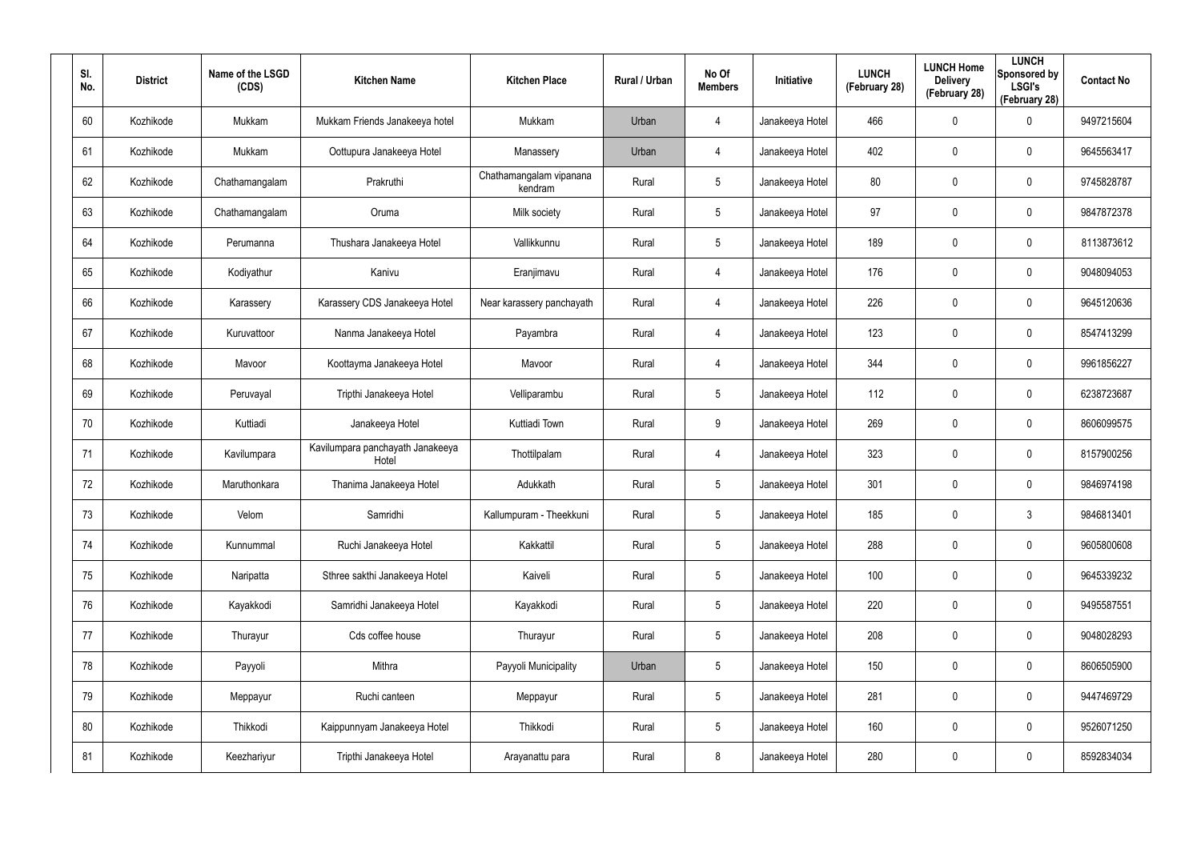| Sl. No. | District | Name of the LSGD (CDS) | Kitchen Name | Kitchen Place | Rural / Urban | No Of Members | Initiative | LUNCH (February 28) | LUNCH Home Delivery (February 28) | LUNCH Sponsored by LSGI's (February 28) | Contact No |
|---|---|---|---|---|---|---|---|---|---|---|---|
| 60 | Kozhikode | Mukkam | Mukkam Friends Janakeeya hotel | Mukkam | Urban | 4 | Janakeeya Hotel | 466 | 0 | 0 | 9497215604 |
| 61 | Kozhikode | Mukkam | Oottupura Janakeeya Hotel | Manassery | Urban | 4 | Janakeeya Hotel | 402 | 0 | 0 | 9645563417 |
| 62 | Kozhikode | Chathamangalam | Prakruthi | Chathamangalam vipanana kendram | Rural | 5 | Janakeeya Hotel | 80 | 0 | 0 | 9745828787 |
| 63 | Kozhikode | Chathamangalam | Oruma | Milk society | Rural | 5 | Janakeeya Hotel | 97 | 0 | 0 | 9847872378 |
| 64 | Kozhikode | Perumanna | Thushara Janakeeya Hotel | Vallikkunnu | Rural | 5 | Janakeeya Hotel | 189 | 0 | 0 | 8113873612 |
| 65 | Kozhikode | Kodiyathur | Kanivu | Eranjimavu | Rural | 4 | Janakeeya Hotel | 176 | 0 | 0 | 9048094053 |
| 66 | Kozhikode | Karassery | Karassery CDS Janakeeya Hotel | Near karassery panchayath | Rural | 4 | Janakeeya Hotel | 226 | 0 | 0 | 9645120636 |
| 67 | Kozhikode | Kuruvattoor | Nanma Janakeeya Hotel | Payambra | Rural | 4 | Janakeeya Hotel | 123 | 0 | 0 | 8547413299 |
| 68 | Kozhikode | Mavoor | Koottayma Janakeeya Hotel | Mavoor | Rural | 4 | Janakeeya Hotel | 344 | 0 | 0 | 9961856227 |
| 69 | Kozhikode | Peruvayal | Tripthi Janakeeya Hotel | Velliparambu | Rural | 5 | Janakeeya Hotel | 112 | 0 | 0 | 6238723687 |
| 70 | Kozhikode | Kuttiadi | Janakeeya Hotel | Kuttiadi Town | Rural | 9 | Janakeeya Hotel | 269 | 0 | 0 | 8606099575 |
| 71 | Kozhikode | Kavilumpara | Kavilumpara panchayath Janakeeya Hotel | Thottilpalam | Rural | 4 | Janakeeya Hotel | 323 | 0 | 0 | 8157900256 |
| 72 | Kozhikode | Maruthonkara | Thanima Janakeeya Hotel | Adukkath | Rural | 5 | Janakeeya Hotel | 301 | 0 | 0 | 9846974198 |
| 73 | Kozhikode | Velom | Samridhi | Kallumpuram - Theekkuni | Rural | 5 | Janakeeya Hotel | 185 | 0 | 3 | 9846813401 |
| 74 | Kozhikode | Kunnummal | Ruchi Janakeeya Hotel | Kakkattil | Rural | 5 | Janakeeya Hotel | 288 | 0 | 0 | 9605800608 |
| 75 | Kozhikode | Naripatta | Sthree sakthi Janakeeya Hotel | Kaiveli | Rural | 5 | Janakeeya Hotel | 100 | 0 | 0 | 9645339232 |
| 76 | Kozhikode | Kayakkodi | Samridhi Janakeeya Hotel | Kayakkodi | Rural | 5 | Janakeeya Hotel | 220 | 0 | 0 | 9495587551 |
| 77 | Kozhikode | Thurayur | Cds coffee house | Thurayur | Rural | 5 | Janakeeya Hotel | 208 | 0 | 0 | 9048028293 |
| 78 | Kozhikode | Payyoli | Mithra | Payyoli Municipality | Urban | 5 | Janakeeya Hotel | 150 | 0 | 0 | 8606505900 |
| 79 | Kozhikode | Meppayur | Ruchi canteen | Meppayur | Rural | 5 | Janakeeya Hotel | 281 | 0 | 0 | 9447469729 |
| 80 | Kozhikode | Thikkodi | Kaippunnyam Janakeeya Hotel | Thikkodi | Rural | 5 | Janakeeya Hotel | 160 | 0 | 0 | 9526071250 |
| 81 | Kozhikode | Keezhariyur | Tripthi Janakeeya Hotel | Arayanattu para | Rural | 8 | Janakeeya Hotel | 280 | 0 | 0 | 8592834034 |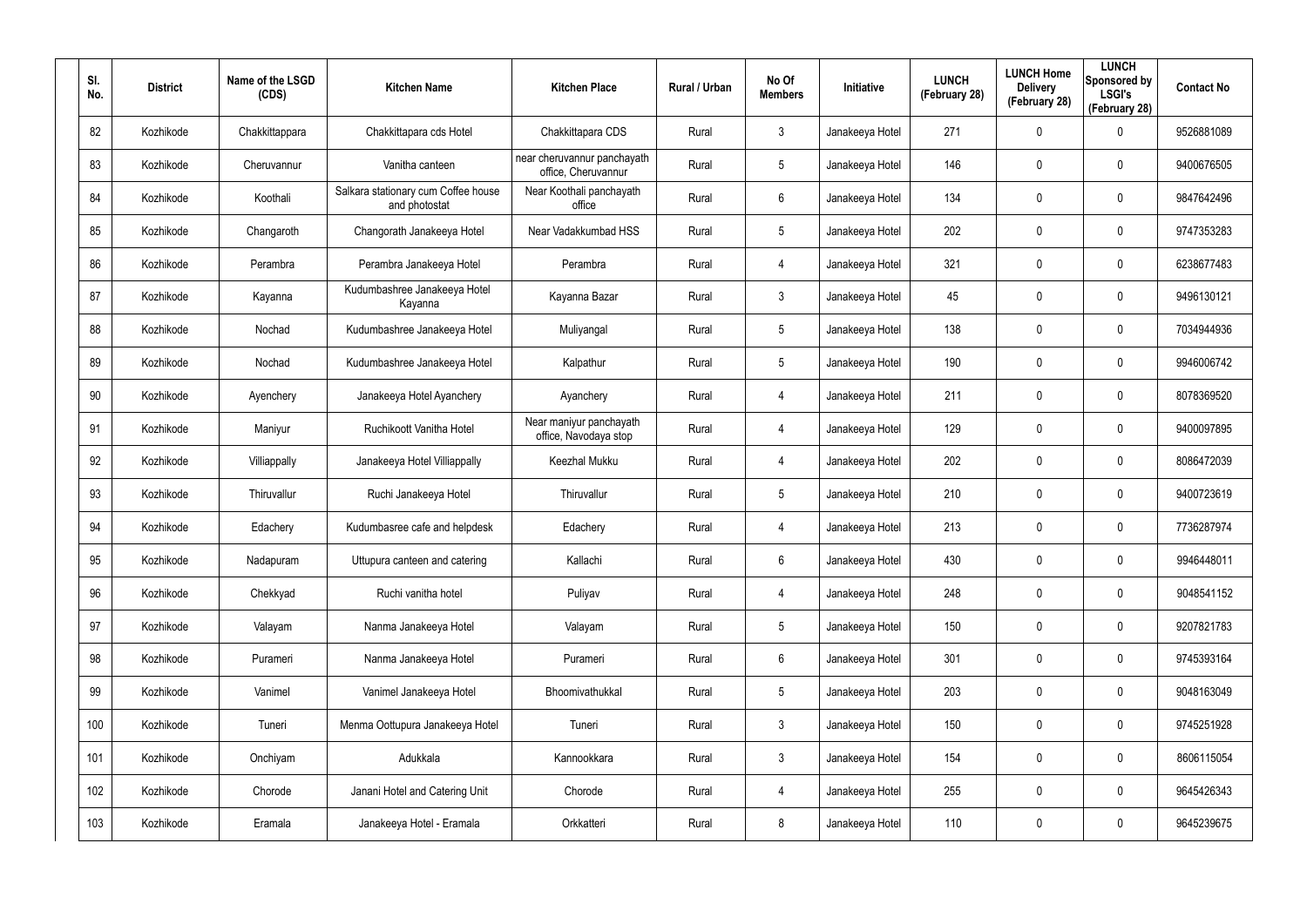| Sl. No. | District | Name of the LSGD (CDS) | Kitchen Name | Kitchen Place | Rural / Urban | No Of Members | Initiative | LUNCH (February 28) | LUNCH Home Delivery (February 28) | LUNCH Sponsored by LSGI's (February 28) | Contact No |
|---|---|---|---|---|---|---|---|---|---|---|---|
| 82 | Kozhikode | Chakkittappara | Chakkittapara cds Hotel | Chakkittapara CDS | Rural | 3 | Janakeeya Hotel | 271 | 0 | 0 | 9526881089 |
| 83 | Kozhikode | Cheruvannur | Vanitha canteen | near cheruvannur panchayath office, Cheruvannur | Rural | 5 | Janakeeya Hotel | 146 | 0 | 0 | 9400676505 |
| 84 | Kozhikode | Koothali | Salkara stationary cum Coffee house and photostat | Near Koothali panchayath office | Rural | 6 | Janakeeya Hotel | 134 | 0 | 0 | 9847642496 |
| 85 | Kozhikode | Changaroth | Changorath Janakeeya Hotel | Near Vadakkumbad HSS | Rural | 5 | Janakeeya Hotel | 202 | 0 | 0 | 9747353283 |
| 86 | Kozhikode | Perambra | Perambra Janakeeya Hotel | Perambra | Rural | 4 | Janakeeya Hotel | 321 | 0 | 0 | 6238677483 |
| 87 | Kozhikode | Kayanna | Kudumbashree Janakeeya Hotel Kayanna | Kayanna Bazar | Rural | 3 | Janakeeya Hotel | 45 | 0 | 0 | 9496130121 |
| 88 | Kozhikode | Nochad | Kudumbashree Janakeeya Hotel | Muliyangal | Rural | 5 | Janakeeya Hotel | 138 | 0 | 0 | 7034944936 |
| 89 | Kozhikode | Nochad | Kudumbashree Janakeeya Hotel | Kalpathur | Rural | 5 | Janakeeya Hotel | 190 | 0 | 0 | 9946006742 |
| 90 | Kozhikode | Ayenchery | Janakeeya Hotel Ayanchery | Ayanchery | Rural | 4 | Janakeeya Hotel | 211 | 0 | 0 | 8078369520 |
| 91 | Kozhikode | Maniyur | Ruchikoott Vanitha Hotel | Near maniyur panchayath office, Navodaya stop | Rural | 4 | Janakeeya Hotel | 129 | 0 | 0 | 9400097895 |
| 92 | Kozhikode | Villiappally | Janakeeya Hotel Villiappally | Keezhal Mukku | Rural | 4 | Janakeeya Hotel | 202 | 0 | 0 | 8086472039 |
| 93 | Kozhikode | Thiruvallur | Ruchi Janakeeya Hotel | Thiruvallur | Rural | 5 | Janakeeya Hotel | 210 | 0 | 0 | 9400723619 |
| 94 | Kozhikode | Edachery | Kudumbasree cafe and helpdesk | Edachery | Rural | 4 | Janakeeya Hotel | 213 | 0 | 0 | 7736287974 |
| 95 | Kozhikode | Nadapuram | Uttupura canteen and catering | Kallachi | Rural | 6 | Janakeeya Hotel | 430 | 0 | 0 | 9946448011 |
| 96 | Kozhikode | Chekkyad | Ruchi vanitha hotel | Puliyav | Rural | 4 | Janakeeya Hotel | 248 | 0 | 0 | 9048541152 |
| 97 | Kozhikode | Valayam | Nanma Janakeeya Hotel | Valayam | Rural | 5 | Janakeeya Hotel | 150 | 0 | 0 | 9207821783 |
| 98 | Kozhikode | Purameri | Nanma Janakeeya Hotel | Purameri | Rural | 6 | Janakeeya Hotel | 301 | 0 | 0 | 9745393164 |
| 99 | Kozhikode | Vanimel | Vanimel Janakeeya Hotel | Bhoomivathukkal | Rural | 5 | Janakeeya Hotel | 203 | 0 | 0 | 9048163049 |
| 100 | Kozhikode | Tuneri | Menma Oottupura Janakeeya Hotel | Tuneri | Rural | 3 | Janakeeya Hotel | 150 | 0 | 0 | 9745251928 |
| 101 | Kozhikode | Onchiyam | Adukkala | Kannookkara | Rural | 3 | Janakeeya Hotel | 154 | 0 | 0 | 8606115054 |
| 102 | Kozhikode | Chorode | Janani Hotel and Catering Unit | Chorode | Rural | 4 | Janakeeya Hotel | 255 | 0 | 0 | 9645426343 |
| 103 | Kozhikode | Eramala | Janakeeya Hotel - Eramala | Orkkatteri | Rural | 8 | Janakeeya Hotel | 110 | 0 | 0 | 9645239675 |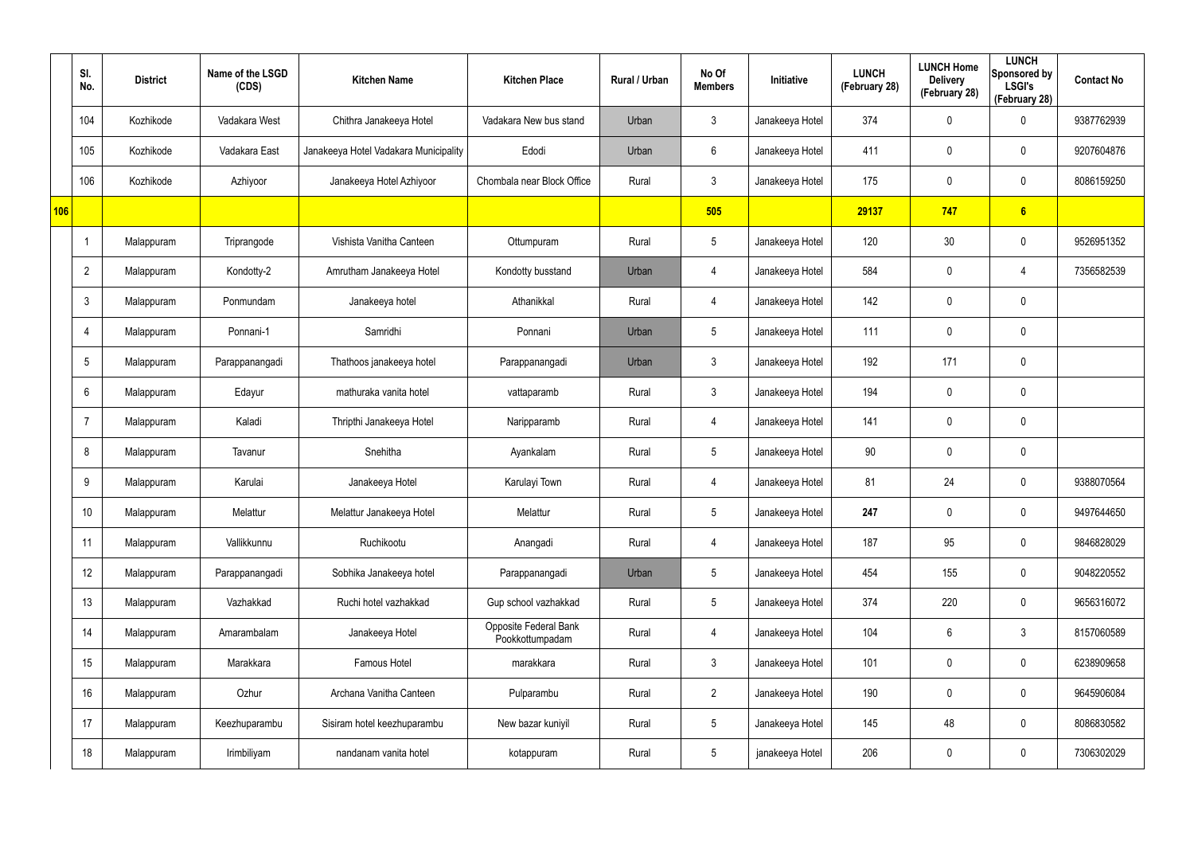| | Sl. No. | District | Name of the LSGD (CDS) | Kitchen Name | Kitchen Place | Rural / Urban | No Of Members | Initiative | LUNCH (February 28) | LUNCH Home Delivery (February 28) | LUNCH Sponsored by LSGI's (February 28) | Contact No |
|---|---|---|---|---|---|---|---|---|---|---|---|---|
| | 104 | Kozhikode | Vadakara West | Chithra Janakeeya Hotel | Vadakara New bus stand | Urban | 3 | Janakeeya Hotel | 374 | 0 | 0 | 9387762939 |
| | 105 | Kozhikode | Vadakara East | Janakeeya Hotel Vadakara Municipality | Edodi | Urban | 6 | Janakeeya Hotel | 411 | 0 | 0 | 9207604876 |
| | 106 | Kozhikode | Azhiyoor | Janakeeya Hotel Azhiyoor | Chombala near Block Office | Rural | 3 | Janakeeya Hotel | 175 | 0 | 0 | 8086159250 |
| **106** | | | | | | | **505** | | **29137** | **747** | **6** | |
| | 1 | Malappuram | Triprangode | Vishista Vanitha Canteen | Ottumpuram | Rural | 5 | Janakeeya Hotel | 120 | 30 | 0 | 9526951352 |
| | 2 | Malappuram | Kondotty-2 | Amrutham Janakeeya Hotel | Kondotty busstand | Urban | 4 | Janakeeya Hotel | 584 | 0 | 4 | 7356582539 |
| | 3 | Malappuram | Ponmundam | Janakeeya hotel | Athanikkal | Rural | 4 | Janakeeya Hotel | 142 | 0 | 0 | |
| | 4 | Malappuram | Ponnani-1 | Samridhi | Ponnani | Urban | 5 | Janakeeya Hotel | 111 | 0 | 0 | |
| | 5 | Malappuram | Parappanangadi | Thathoos janakeeya hotel | Parappanangadi | Urban | 3 | Janakeeya Hotel | 192 | 171 | 0 | |
| | 6 | Malappuram | Edayur | mathuraka vanita hotel | vattaparamb | Rural | 3 | Janakeeya Hotel | 194 | 0 | 0 | |
| | 7 | Malappuram | Kaladi | Thripthi Janakeeya Hotel | Naripparamb | Rural | 4 | Janakeeya Hotel | 141 | 0 | 0 | |
| | 8 | Malappuram | Tavanur | Snehitha | Ayankalam | Rural | 5 | Janakeeya Hotel | 90 | 0 | 0 | |
| | 9 | Malappuram | Karulai | Janakeeya Hotel | Karulayi Town | Rural | 4 | Janakeeya Hotel | 81 | 24 | 0 | 9388070564 |
| | 10 | Malappuram | Melattur | Melattur Janakeeya Hotel | Melattur | Rural | 5 | Janakeeya Hotel | **247** | 0 | 0 | 9497644650 |
| | 11 | Malappuram | Vallikkunnu | Ruchikootu | Anangadi | Rural | 4 | Janakeeya Hotel | 187 | 95 | 0 | 9846828029 |
| | 12 | Malappuram | Parappanangadi | Sobhika Janakeeya hotel | Parappanangadi | Urban | 5 | Janakeeya Hotel | 454 | 155 | 0 | 9048220552 |
| | 13 | Malappuram | Vazhakkad | Ruchi hotel vazhakkad | Gup school vazhakkad | Rural | 5 | Janakeeya Hotel | 374 | 220 | 0 | 9656316072 |
| | 14 | Malappuram | Amarambalam | Janakeeya Hotel | Opposite Federal Bank Pookkottumpadam | Rural | 4 | Janakeeya Hotel | 104 | 6 | 3 | 8157060589 |
| | 15 | Malappuram | Marakkara | Famous Hotel | marakkara | Rural | 3 | Janakeeya Hotel | 101 | 0 | 0 | 6238909658 |
| | 16 | Malappuram | Ozhur | Archana Vanitha Canteen | Pulparambu | Rural | 2 | Janakeeya Hotel | 190 | 0 | 0 | 9645906084 |
| | 17 | Malappuram | Keezhuparambu | Sisiram hotel keezhuparambu | New bazar kuniyil | Rural | 5 | Janakeeya Hotel | 145 | 48 | 0 | 8086830582 |
| | 18 | Malappuram | Irimbiliyam | nandanam vanita hotel | kotappuram | Rural | 5 | janakeeya Hotel | 206 | 0 | 0 | 7306302029 |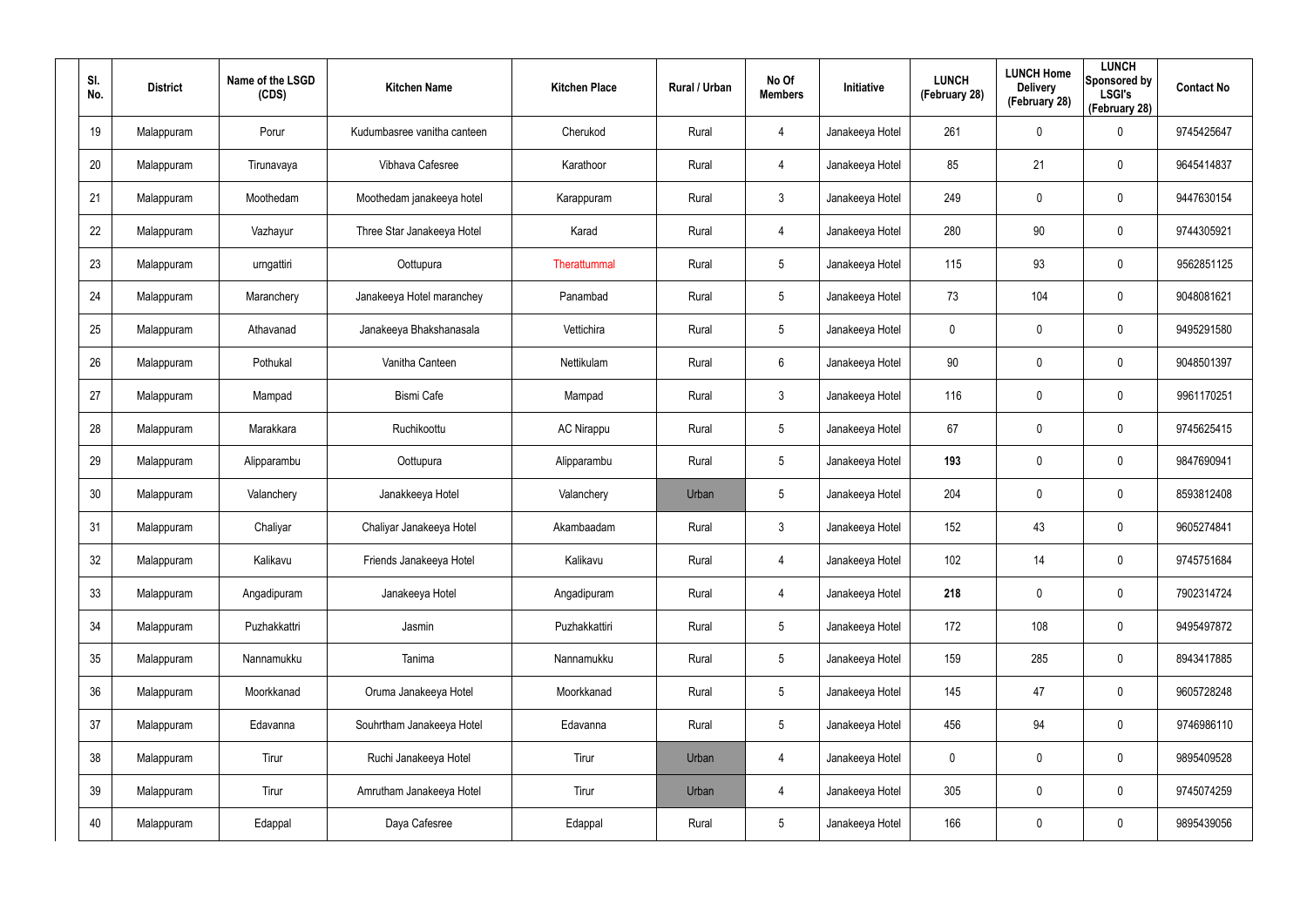| Sl. No. | District | Name of the LSGD (CDS) | Kitchen Name | Kitchen Place | Rural / Urban | No Of Members | Initiative | LUNCH (February 28) | LUNCH Home Delivery (February 28) | LUNCH Sponsored by LSGI's (February 28) | Contact No |
|---|---|---|---|---|---|---|---|---|---|---|---|
| 19 | Malappuram | Porur | Kudumbasree vanitha canteen | Cherukod | Rural | 4 | Janakeeya Hotel | 261 | 0 | 0 | 9745425647 |
| 20 | Malappuram | Tirunavaya | Vibhava Cafesree | Karathoor | Rural | 4 | Janakeeya Hotel | 85 | 21 | 0 | 9645414837 |
| 21 | Malappuram | Moothedam | Moothedam janakeeya hotel | Karappuram | Rural | 3 | Janakeeya Hotel | 249 | 0 | 0 | 9447630154 |
| 22 | Malappuram | Vazhayur | Three Star Janakeeya Hotel | Karad | Rural | 4 | Janakeeya Hotel | 280 | 90 | 0 | 9744305921 |
| 23 | Malappuram | urngattiri | Oottupura | Therattummal | Rural | 5 | Janakeeya Hotel | 115 | 93 | 0 | 9562851125 |
| 24 | Malappuram | Maranchery | Janakeeya Hotel maranchey | Panambad | Rural | 5 | Janakeeya Hotel | 73 | 104 | 0 | 9048081621 |
| 25 | Malappuram | Athavanad | Janakeeya Bhakshanasala | Vettichira | Rural | 5 | Janakeeya Hotel | 0 | 0 | 0 | 9495291580 |
| 26 | Malappuram | Pothukal | Vanitha Canteen | Nettikulam | Rural | 6 | Janakeeya Hotel | 90 | 0 | 0 | 9048501397 |
| 27 | Malappuram | Mampad | Bismi Cafe | Mampad | Rural | 3 | Janakeeya Hotel | 116 | 0 | 0 | 9961170251 |
| 28 | Malappuram | Marakkara | Ruchikoottu | AC Nirappu | Rural | 5 | Janakeeya Hotel | 67 | 0 | 0 | 9745625415 |
| 29 | Malappuram | Alipparambu | Oottupura | Alipparambu | Rural | 5 | Janakeeya Hotel | **193** | 0 | 0 | 9847690941 |
| 30 | Malappuram | Valanchery | Janakkeeya Hotel | Valanchery | Urban | 5 | Janakeeya Hotel | 204 | 0 | 0 | 8593812408 |
| 31 | Malappuram | Chaliyar | Chaliyar Janakeeya Hotel | Akambaadam | Rural | 3 | Janakeeya Hotel | 152 | 43 | 0 | 9605274841 |
| 32 | Malappuram | Kalikavu | Friends Janakeeya Hotel | Kalikavu | Rural | 4 | Janakeeya Hotel | 102 | 14 | 0 | 9745751684 |
| 33 | Malappuram | Angadipuram | Janakeeya Hotel | Angadipuram | Rural | 4 | Janakeeya Hotel | **218** | 0 | 0 | 7902314724 |
| 34 | Malappuram | Puzhakkattri | Jasmin | Puzhakkattiri | Rural | 5 | Janakeeya Hotel | 172 | 108 | 0 | 9495497872 |
| 35 | Malappuram | Nannamukku | Tanima | Nannamukku | Rural | 5 | Janakeeya Hotel | 159 | 285 | 0 | 8943417885 |
| 36 | Malappuram | Moorkkanad | Oruma Janakeeya Hotel | Moorkkanad | Rural | 5 | Janakeeya Hotel | 145 | 47 | 0 | 9605728248 |
| 37 | Malappuram | Edavanna | Souhrtham Janakeeya Hotel | Edavanna | Rural | 5 | Janakeeya Hotel | 456 | 94 | 0 | 9746986110 |
| 38 | Malappuram | Tirur | Ruchi Janakeeya Hotel | Tirur | Urban | 4 | Janakeeya Hotel | 0 | 0 | 0 | 9895409528 |
| 39 | Malappuram | Tirur | Amrutham Janakeeya Hotel | Tirur | Urban | 4 | Janakeeya Hotel | 305 | 0 | 0 | 9745074259 |
| 40 | Malappuram | Edappal | Daya Cafesree | Edappal | Rural | 5 | Janakeeya Hotel | 166 | 0 | 0 | 9895439056 |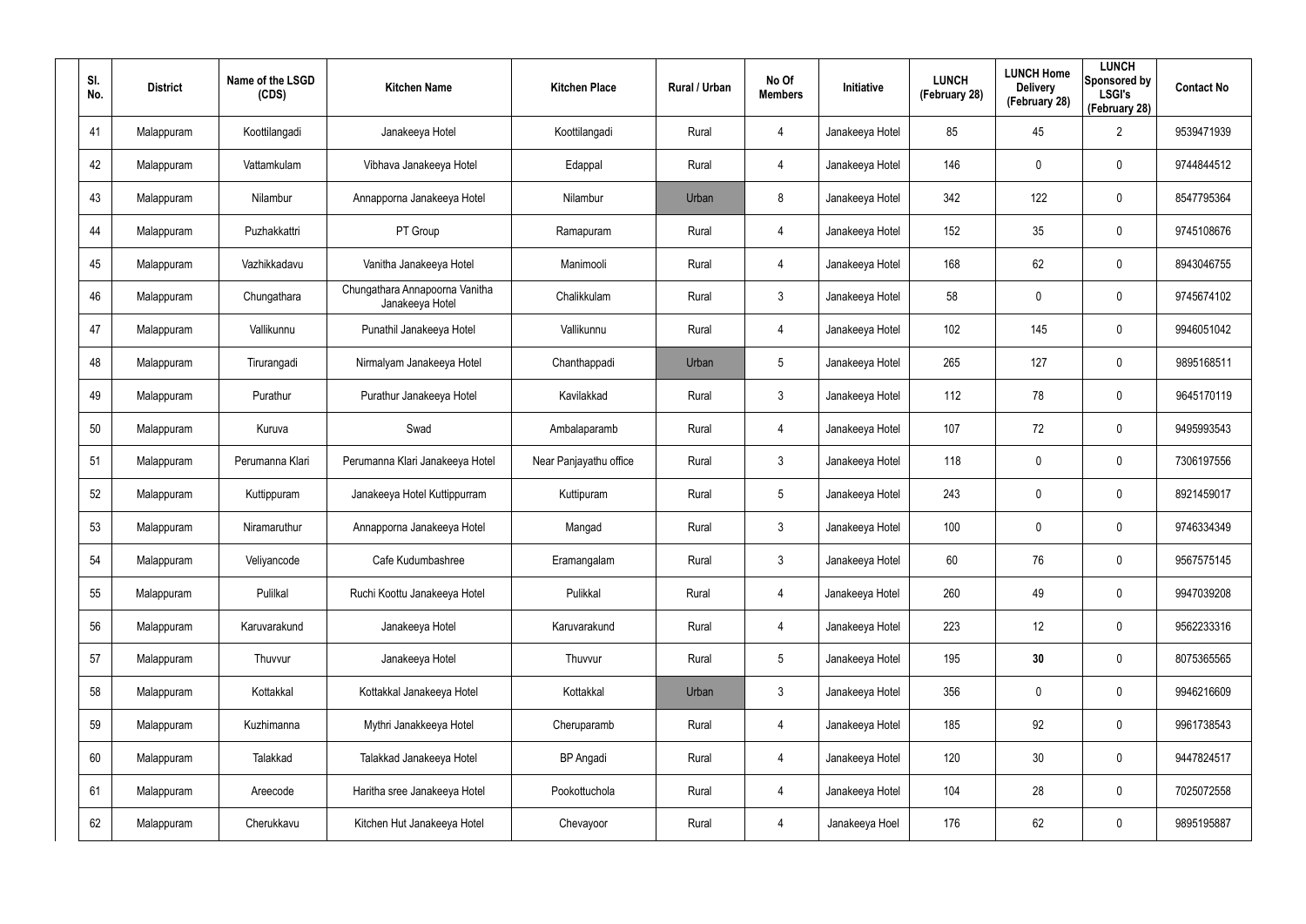| Sl. No. | District | Name of the LSGD (CDS) | Kitchen Name | Kitchen Place | Rural / Urban | No Of Members | Initiative | LUNCH (February 28) | LUNCH Home Delivery (February 28) | LUNCH Sponsored by LSGI's (February 28) | Contact No |
|---|---|---|---|---|---|---|---|---|---|---|---|
| 41 | Malappuram | Koottilangadi | Janakeeya Hotel | Koottilangadi | Rural | 4 | Janakeeya Hotel | 85 | 45 | 2 | 9539471939 |
| 42 | Malappuram | Vattamkulam | Vibhava Janakeeya Hotel | Edappal | Rural | 4 | Janakeeya Hotel | 146 | 0 | 0 | 9744844512 |
| 43 | Malappuram | Nilambur | Annapporna Janakeeya Hotel | Nilambur | Urban | 8 | Janakeeya Hotel | 342 | 122 | 0 | 8547795364 |
| 44 | Malappuram | Puzhakkattri | PT Group | Ramapuram | Rural | 4 | Janakeeya Hotel | 152 | 35 | 0 | 9745108676 |
| 45 | Malappuram | Vazhikkadavu | Vanitha Janakeeya Hotel | Manimooli | Rural | 4 | Janakeeya Hotel | 168 | 62 | 0 | 8943046755 |
| 46 | Malappuram | Chungathara | Chungathara Annapoorna Vanitha Janakeeya Hotel | Chalikkulam | Rural | 3 | Janakeeya Hotel | 58 | 0 | 0 | 9745674102 |
| 47 | Malappuram | Vallikunnu | Punathil Janakeeya Hotel | Vallikunnu | Rural | 4 | Janakeeya Hotel | 102 | 145 | 0 | 9946051042 |
| 48 | Malappuram | Tirurangadi | Nirmalyam Janakeeya Hotel | Chanthappadi | Urban | 5 | Janakeeya Hotel | 265 | 127 | 0 | 9895168511 |
| 49 | Malappuram | Purathur | Purathur Janakeeya Hotel | Kavilakkad | Rural | 3 | Janakeeya Hotel | 112 | 78 | 0 | 9645170119 |
| 50 | Malappuram | Kuruva | Swad | Ambalaparamb | Rural | 4 | Janakeeya Hotel | 107 | 72 | 0 | 9495993543 |
| 51 | Malappuram | Perumanna Klari | Perumanna Klari Janakeeya Hotel | Near Panjayathu office | Rural | 3 | Janakeeya Hotel | 118 | 0 | 0 | 7306197556 |
| 52 | Malappuram | Kuttippuram | Janakeeya Hotel Kuttippurram | Kuttipuram | Rural | 5 | Janakeeya Hotel | 243 | 0 | 0 | 8921459017 |
| 53 | Malappuram | Niramaruthur | Annapporna Janakeeya Hotel | Mangad | Rural | 3 | Janakeeya Hotel | 100 | 0 | 0 | 9746334349 |
| 54 | Malappuram | Veliyancode | Cafe Kudumbashree | Eramangalam | Rural | 3 | Janakeeya Hotel | 60 | 76 | 0 | 9567575145 |
| 55 | Malappuram | Pulilkal | Ruchi Koottu Janakeeya Hotel | Pulikkal | Rural | 4 | Janakeeya Hotel | 260 | 49 | 0 | 9947039208 |
| 56 | Malappuram | Karuvarakund | Janakeeya Hotel | Karuvarakund | Rural | 4 | Janakeeya Hotel | 223 | 12 | 0 | 9562233316 |
| 57 | Malappuram | Thuvvur | Janakeeya Hotel | Thuvvur | Rural | 5 | Janakeeya Hotel | 195 | **30** | 0 | 8075365565 |
| 58 | Malappuram | Kottakkal | Kottakkal Janakeeya Hotel | Kottakkal | Urban | 3 | Janakeeya Hotel | 356 | 0 | 0 | 9946216609 |
| 59 | Malappuram | Kuzhimanna | Mythri Janakkeeya Hotel | Cheruparamb | Rural | 4 | Janakeeya Hotel | 185 | 92 | 0 | 9961738543 |
| 60 | Malappuram | Talakkad | Talakkad Janakeeya Hotel | BP Angadi | Rural | 4 | Janakeeya Hotel | 120 | 30 | 0 | 9447824517 |
| 61 | Malappuram | Areecode | Haritha sree Janakeeya Hotel | Pookottuchola | Rural | 4 | Janakeeya Hotel | 104 | 28 | 0 | 7025072558 |
| 62 | Malappuram | Cherukkavu | Kitchen Hut Janakeeya Hotel | Chevayoor | Rural | 4 | Janakeeya Hoel | 176 | 62 | 0 | 9895195887 |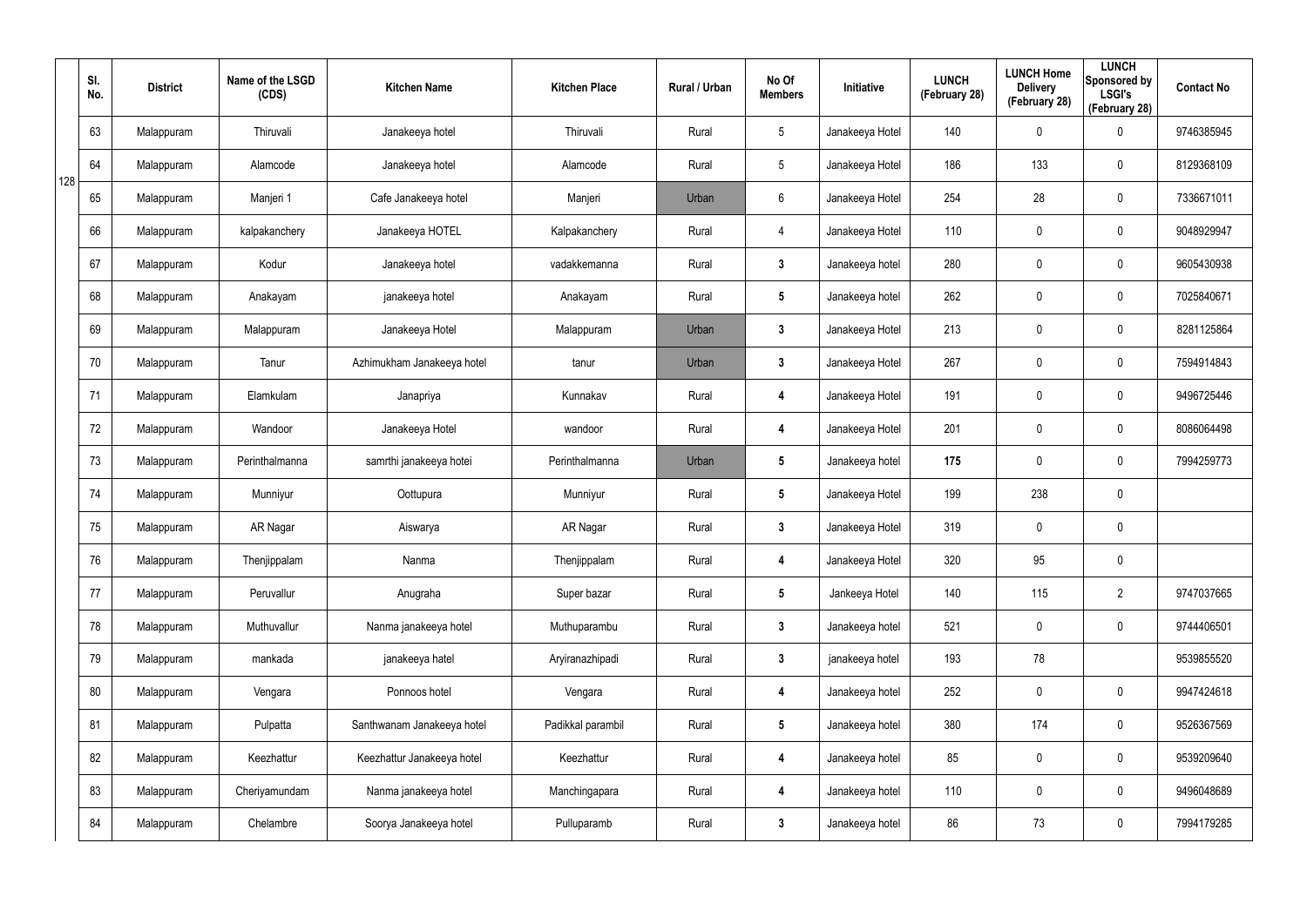| | Sl. No. | District | Name of the LSGD (CDS) | Kitchen Name | Kitchen Place | Rural / Urban | No Of Members | Initiative | LUNCH (February 28) | LUNCH Home Delivery (February 28) | LUNCH Sponsored by LSGI's (February 28) | Contact No |
|---|---|---|---|---|---|---|---|---|---|---|---|---|
| | 63 | Malappuram | Thiruvali | Janakeeya hotel | Thiruvali | Rural | 5 | Janakeeya Hotel | 140 | 0 | 0 | 9746385945 |
| 128 | 64 | Malappuram | Alamcode | Janakeeya hotel | Alamcode | Rural | 5 | Janakeeya Hotel | 186 | 133 | 0 | 8129368109 |
| | 65 | Malappuram | Manjeri 1 | Cafe Janakeeya hotel | Manjeri | Urban | 6 | Janakeeya Hotel | 254 | 28 | 0 | 7336671011 |
| | 66 | Malappuram | kalpakanchery | Janakeeya HOTEL | Kalpakanchery | Rural | 4 | Janakeeya Hotel | 110 | 0 | 0 | 9048929947 |
| | 67 | Malappuram | Kodur | Janakeeya hotel | vadakkemanna | Rural | **3** | Janakeeya hotel | 280 | 0 | 0 | 9605430938 |
| | 68 | Malappuram | Anakayam | janakeeya hotel | Anakayam | Rural | **5** | Janakeeya hotel | 262 | 0 | 0 | 7025840671 |
| | 69 | Malappuram | Malappuram | Janakeeya Hotel | Malappuram | Urban | **3** | Janakeeya Hotel | 213 | 0 | 0 | 8281125864 |
| | 70 | Malappuram | Tanur | Azhimukham Janakeeya hotel | tanur | Urban | **3** | Janakeeya Hotel | 267 | 0 | 0 | 7594914843 |
| | 71 | Malappuram | Elamkulam | Janapriya | Kunnakav | Rural | **4** | Janakeeya Hotel | 191 | 0 | 0 | 9496725446 |
| | 72 | Malappuram | Wandoor | Janakeeya Hotel | wandoor | Rural | **4** | Janakeeya Hotel | 201 | 0 | 0 | 8086064498 |
| | 73 | Malappuram | Perinthalmanna | samrthi janakeeya hotei | Perinthalmanna | Urban | **5** | Janakeeya hotel | **175** | 0 | 0 | 7994259773 |
| | 74 | Malappuram | Munniyur | Oottupura | Munniyur | Rural | **5** | Janakeeya Hotel | 199 | 238 | 0 | |
| | 75 | Malappuram | AR Nagar | Aiswarya | AR Nagar | Rural | **3** | Janakeeya Hotel | 319 | 0 | 0 | |
| | 76 | Malappuram | Thenjippalam | Nanma | Thenjippalam | Rural | **4** | Janakeeya Hotel | 320 | 95 | 0 | |
| | 77 | Malappuram | Peruvallur | Anugraha | Super bazar | Rural | **5** | Jankeeya Hotel | 140 | 115 | 2 | 9747037665 |
| | 78 | Malappuram | Muthuvallur | Nanma janakeeya hotel | Muthuparambu | Rural | **3** | Janakeeya hotel | 521 | 0 | 0 | 9744406501 |
| | 79 | Malappuram | mankada | janakeeya hatel | Aryiranazhipadi | Rural | **3** | janakeeya hotel | 193 | 78 | | 9539855520 |
| | 80 | Malappuram | Vengara | Ponnoos hotel | Vengara | Rural | **4** | Janakeeya hotel | 252 | 0 | 0 | 9947424618 |
| | 81 | Malappuram | Pulpatta | Santhwanam Janakeeya hotel | Padikkal parambil | Rural | **5** | Janakeeya hotel | 380 | 174 | 0 | 9526367569 |
| | 82 | Malappuram | Keezhattur | Keezhattur Janakeeya hotel | Keezhattur | Rural | **4** | Janakeeya hotel | 85 | 0 | 0 | 9539209640 |
| | 83 | Malappuram | Cheriyamundam | Nanma janakeeya hotel | Manchingapara | Rural | **4** | Janakeeya hotel | 110 | 0 | 0 | 9496048689 |
| | 84 | Malappuram | Chelambre | Soorya Janakeeya hotel | Pulluparamb | Rural | **3** | Janakeeya hotel | 86 | 73 | 0 | 7994179285 |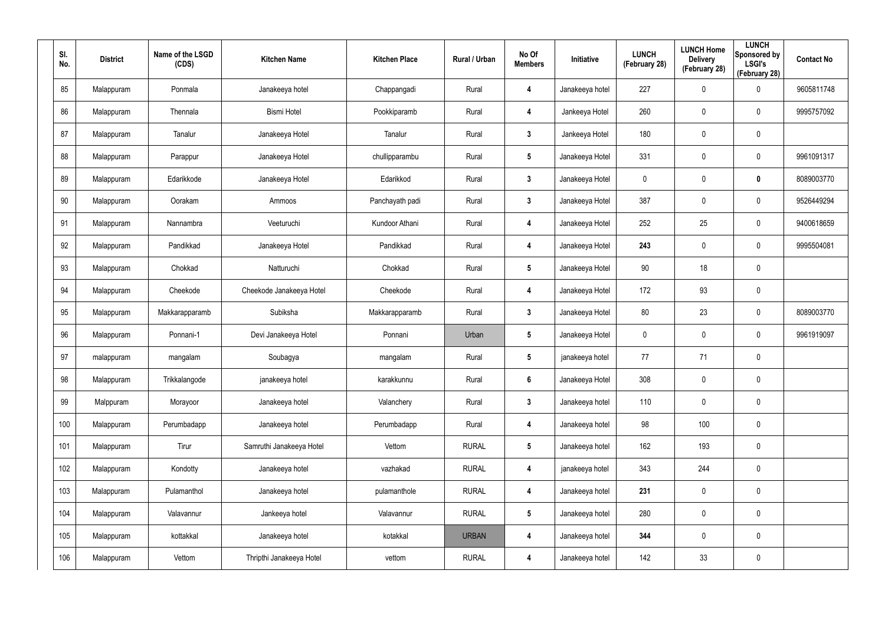| Sl. No. | District | Name of the LSGD (CDS) | Kitchen Name | Kitchen Place | Rural / Urban | No Of Members | Initiative | LUNCH (February 28) | LUNCH Home Delivery (February 28) | LUNCH Sponsored by LSGI's (February 28) | Contact No |
|---|---|---|---|---|---|---|---|---|---|---|---|
| 85 | Malappuram | Ponmala | Janakeeya hotel | Chappangadi | Rural | 4 | Janakeeya hotel | 227 | 0 | 0 | 9605811748 |
| 86 | Malappuram | Thennala | Bismi Hotel | Pookkiparamb | Rural | 4 | Jankeeya Hotel | 260 | 0 | 0 | 9995757092 |
| 87 | Malappuram | Tanalur | Janakeeya Hotel | Tanalur | Rural | 3 | Jankeeya Hotel | 180 | 0 | 0 | |
| 88 | Malappuram | Parappur | Janakeeya Hotel | chullipparambu | Rural | 5 | Janakeeya Hotel | 331 | 0 | 0 | 9961091317 |
| 89 | Malappuram | Edarikkode | Janakeeya Hotel | Edarikkod | Rural | 3 | Janakeeya Hotel | 0 | 0 | **0** | 8089003770 |
| 90 | Malappuram | Oorakam | Ammoos | Panchayath padi | Rural | 3 | Janakeeya Hotel | 387 | 0 | 0 | 9526449294 |
| 91 | Malappuram | Nannambra | Veeturuchi | Kundoor Athani | Rural | 4 | Janakeeya Hotel | 252 | 25 | 0 | 9400618659 |
| 92 | Malappuram | Pandikkad | Janakeeya Hotel | Pandikkad | Rural | 4 | Janakeeya Hotel | **243** | 0 | 0 | 9995504081 |
| 93 | Malappuram | Chokkad | Natturuchi | Chokkad | Rural | 5 | Janakeeya Hotel | 90 | 18 | 0 | |
| 94 | Malappuram | Cheekode | Cheekode Janakeeya Hotel | Cheekode | Rural | 4 | Janakeeya Hotel | 172 | 93 | 0 | |
| 95 | Malappuram | Makkarapparamb | Subiksha | Makkarapparamb | Rural | 3 | Janakeeya Hotel | 80 | 23 | 0 | 8089003770 |
| 96 | Malappuram | Ponnani-1 | Devi Janakeeya Hotel | Ponnani | Urban | 5 | Janakeeya Hotel | 0 | 0 | 0 | 9961919097 |
| 97 | malappuram | mangalam | Soubagya | mangalam | Rural | 5 | janakeeya hotel | 77 | 71 | 0 | |
| 98 | Malappuram | Trikkalangode | janakeeya hotel | karakkunnu | Rural | 6 | Janakeeya Hotel | 308 | 0 | 0 | |
| 99 | Malppuram | Morayoor | Janakeeya hotel | Valanchery | Rural | 3 | Janakeeya hotel | 110 | 0 | 0 | |
| 100 | Malappuram | Perumbadapp | Janakeeya hotel | Perumbadapp | Rural | 4 | Janakeeya hotel | 98 | 100 | 0 | |
| 101 | Malappuram | Tirur | Samruthi Janakeeya Hotel | Vettom | RURAL | 5 | Janakeeya hotel | 162 | 193 | 0 | |
| 102 | Malappuram | Kondotty | Janakeeya hotel | vazhakad | RURAL | 4 | janakeeya hotel | 343 | 244 | 0 | |
| 103 | Malappuram | Pulamanthol | Janakeeya hotel | pulamanthole | RURAL | 4 | Janakeeya hotel | **231** | 0 | 0 | |
| 104 | Malappuram | Valavannur | Jankeeya hotel | Valavannur | RURAL | 5 | Janakeeya hotel | 280 | 0 | 0 | |
| 105 | Malappuram | kottakkal | Janakeeya hotel | kotakkal | URBAN | 4 | Janakeeya hotel | **344** | 0 | 0 | |
| 106 | Malappuram | Vettom | Thripthi Janakeeya Hotel | vettom | RURAL | 4 | Janakeeya hotel | 142 | 33 | 0 | |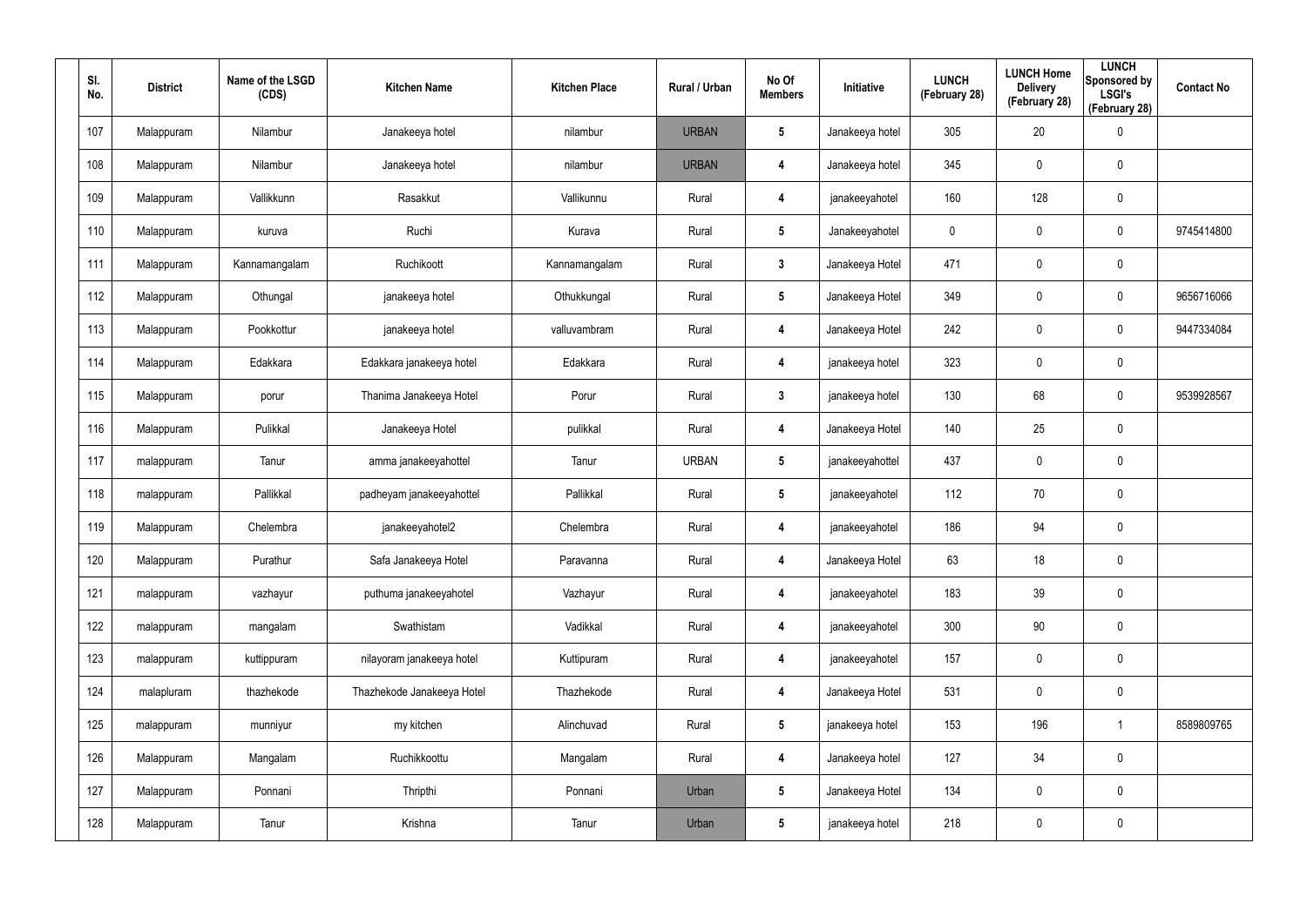| Sl. No. | District | Name of the LSGD (CDS) | Kitchen Name | Kitchen Place | Rural / Urban | No Of Members | Initiative | LUNCH (February 28) | LUNCH Home Delivery (February 28) | LUNCH Sponsored by LSGI's (February 28) | Contact No |
|---|---|---|---|---|---|---|---|---|---|---|---|
| 107 | Malappuram | Nilambur | Janakeeya hotel | nilambur | URBAN | 5 | Janakeeya hotel | 305 | 20 | 0 | |
| 108 | Malappuram | Nilambur | Janakeeya hotel | nilambur | URBAN | 4 | Janakeeya hotel | 345 | 0 | 0 | |
| 109 | Malappuram | Vallikkunn | Rasakkut | Vallikunnu | Rural | 4 | janakeeyahotel | 160 | 128 | 0 | |
| 110 | Malappuram | kuruva | Ruchi | Kurava | Rural | 5 | Janakeeyahotel | 0 | 0 | 0 | 9745414800 |
| 111 | Malappuram | Kannamangalam | Ruchikoott | Kannamangalam | Rural | 3 | Janakeeya Hotel | 471 | 0 | 0 | |
| 112 | Malappuram | Othungal | janakeeya hotel | Othukkungal | Rural | 5 | Janakeeya Hotel | 349 | 0 | 0 | 9656716066 |
| 113 | Malappuram | Pookkottur | janakeeya hotel | valluvambram | Rural | 4 | Janakeeya Hotel | 242 | 0 | 0 | 9447334084 |
| 114 | Malappuram | Edakkara | Edakkara janakeeya hotel | Edakkara | Rural | 4 | janakeeya hotel | 323 | 0 | 0 | |
| 115 | Malappuram | porur | Thanima Janakeeya Hotel | Porur | Rural | 3 | janakeeya hotel | 130 | 68 | 0 | 9539928567 |
| 116 | Malappuram | Pulikkal | Janakeeya Hotel | pulikkal | Rural | 4 | Janakeeya Hotel | 140 | 25 | 0 | |
| 117 | malappuram | Tanur | amma janakeeyahottel | Tanur | URBAN | 5 | janakeeyahottel | 437 | 0 | 0 | |
| 118 | malappuram | Pallikkal | padheyam janakeeyahottel | Pallikkal | Rural | 5 | janakeeyahotel | 112 | 70 | 0 | |
| 119 | Malappuram | Chelembra | janakeeyahotel2 | Chelembra | Rural | 4 | janakeeyahotel | 186 | 94 | 0 | |
| 120 | Malappuram | Purathur | Safa Janakeeya Hotel | Paravanna | Rural | 4 | Janakeeya Hotel | 63 | 18 | 0 | |
| 121 | malappuram | vazhayur | puthuma janakeeyahotel | Vazhayur | Rural | 4 | janakeeyahotel | 183 | 39 | 0 | |
| 122 | malappuram | mangalam | Swathistam | Vadikkal | Rural | 4 | janakeeyahotel | 300 | 90 | 0 | |
| 123 | malappuram | kuttippuram | nilayoram janakeeya hotel | Kuttipuram | Rural | 4 | janakeeyahotel | 157 | 0 | 0 | |
| 124 | malapluram | thazhekode | Thazhekode Janakeeya Hotel | Thazhekode | Rural | 4 | Janakeeya Hotel | 531 | 0 | 0 | |
| 125 | malappuram | munniyur | my kitchen | Alinchuvad | Rural | 5 | janakeeya hotel | 153 | 196 | 1 | 8589809765 |
| 126 | Malappuram | Mangalam | Ruchikkoottu | Mangalam | Rural | 4 | Janakeeya hotel | 127 | 34 | 0 | |
| 127 | Malappuram | Ponnani | Thripthi | Ponnani | Urban | 5 | Janakeeya Hotel | 134 | 0 | 0 | |
| 128 | Malappuram | Tanur | Krishna | Tanur | Urban | 5 | janakeeya hotel | 218 | 0 | 0 | |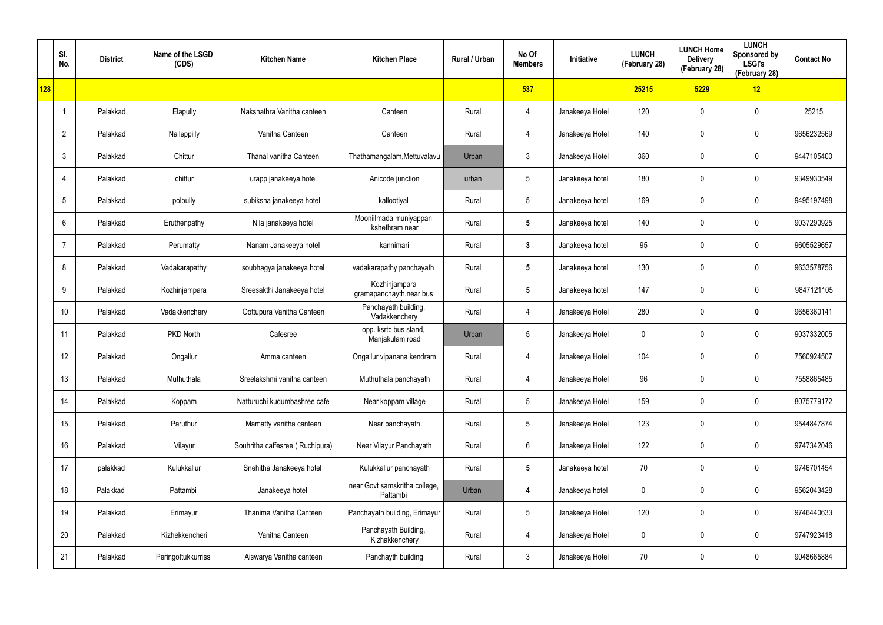|  | Sl. No. | District | Name of the LSGD (CDS) | Kitchen Name | Kitchen Place | Rural / Urban | No Of Members | Initiative | LUNCH (February 28) | LUNCH Home Delivery (February 28) | LUNCH Sponsored by LSGI's (February 28) | Contact No |
|---|---|---|---|---|---|---|---|---|---|---|---|---|
| 128 |  |  |  |  |  |  | 537 |  | 25215 | 5229 | 12 |  |
|  | 1 | Palakkad | Elapully | Nakshathra Vanitha canteen | Canteen | Rural | 4 | Janakeeya Hotel | 120 | 0 | 0 | 25215 |
|  | 2 | Palakkad | Nalleppilly | Vanitha Canteen | Canteen | Rural | 4 | Janakeeya Hotel | 140 | 0 | 0 | 9656232569 |
|  | 3 | Palakkad | Chittur | Thanal vanitha Canteen | Thathamangalam,Mettuvalavu | Urban | 3 | Janakeeya Hotel | 360 | 0 | 0 | 9447105400 |
|  | 4 | Palakkad | chittur | urapp janakeeya hotel | Anicode junction | urban | 5 | Janakeeya hotel | 180 | 0 | 0 | 9349930549 |
|  | 5 | Palakkad | polpully | subiksha janakeeya hotel | kallootiyal | Rural | 5 | Janakeeya hotel | 169 | 0 | 0 | 9495197498 |
|  | 6 | Palakkad | Eruthenpathy | Nila janakeeya hotel | Mooniilmada muniyappan kshethram near | Rural | 5 | Janakeeya hotel | 140 | 0 | 0 | 9037290925 |
|  | 7 | Palakkad | Perumatty | Nanam Janakeeya hotel | kannimari | Rural | 3 | Janakeeya hotel | 95 | 0 | 0 | 9605529657 |
|  | 8 | Palakkad | Vadakarapathy | soubhagya janakeeya hotel | vadakarapathy panchayath | Rural | 5 | Janakeeya hotel | 130 | 0 | 0 | 9633578756 |
|  | 9 | Palakkad | Kozhinjampara | Sreesakthi Janakeeya hotel | Kozhinjampara gramapanchayth,near bus | Rural | 5 | Janakeeya hotel | 147 | 0 | 0 | 9847121105 |
|  | 10 | Palakkad | Vadakkenchery | Oottupura Vanitha Canteen | Panchayath building, Vadakkenchery | Rural | 4 | Janakeeya Hotel | 280 | 0 | 0 | 9656360141 |
|  | 11 | Palakkad | PKD North | Cafesree | opp. ksrtc bus stand, Manjakulam road | Urban | 5 | Janakeeya Hotel | 0 | 0 | 0 | 9037332005 |
|  | 12 | Palakkad | Ongallur | Amma canteen | Ongallur vipanana kendram | Rural | 4 | Janakeeya Hotel | 104 | 0 | 0 | 7560924507 |
|  | 13 | Palakkad | Muthuthala | Sreelakshmi vanitha canteen | Muthuthala panchayath | Rural | 4 | Janakeeya Hotel | 96 | 0 | 0 | 7558865485 |
|  | 14 | Palakkad | Koppam | Natturuchi kudumbashree cafe | Near koppam village | Rural | 5 | Janakeeya Hotel | 159 | 0 | 0 | 8075779172 |
|  | 15 | Palakkad | Paruthur | Mamatty vanitha canteen | Near panchayath | Rural | 5 | Janakeeya Hotel | 123 | 0 | 0 | 9544847874 |
|  | 16 | Palakkad | Vilayur | Souhritha caffesree ( Ruchipura) | Near Vilayur Panchayath | Rural | 6 | Janakeeya Hotel | 122 | 0 | 0 | 9747342046 |
|  | 17 | palakkad | Kulukkallur | Snehitha Janakeeya hotel | Kulukkallur panchayath | Rural | 5 | Janakeeya hotel | 70 | 0 | 0 | 9746701454 |
|  | 18 | Palakkad | Pattambi | Janakeeya hotel | near Govt samskritha college, Pattambi | Urban | 4 | Janakeeya hotel | 0 | 0 | 0 | 9562043428 |
|  | 19 | Palakkad | Erimayur | Thanima Vanitha Canteen | Panchayath building, Erimayur | Rural | 5 | Janakeeya Hotel | 120 | 0 | 0 | 9746440633 |
|  | 20 | Palakkad | Kizhekkencheri | Vanitha Canteen | Panchayath Building, Kizhakkenchery | Rural | 4 | Janakeeya Hotel | 0 | 0 | 0 | 9747923418 |
|  | 21 | Palakkad | Peringottukkurrissi | Aiswarya Vanitha canteen | Panchayth building | Rural | 3 | Janakeeya Hotel | 70 | 0 | 0 | 9048665884 |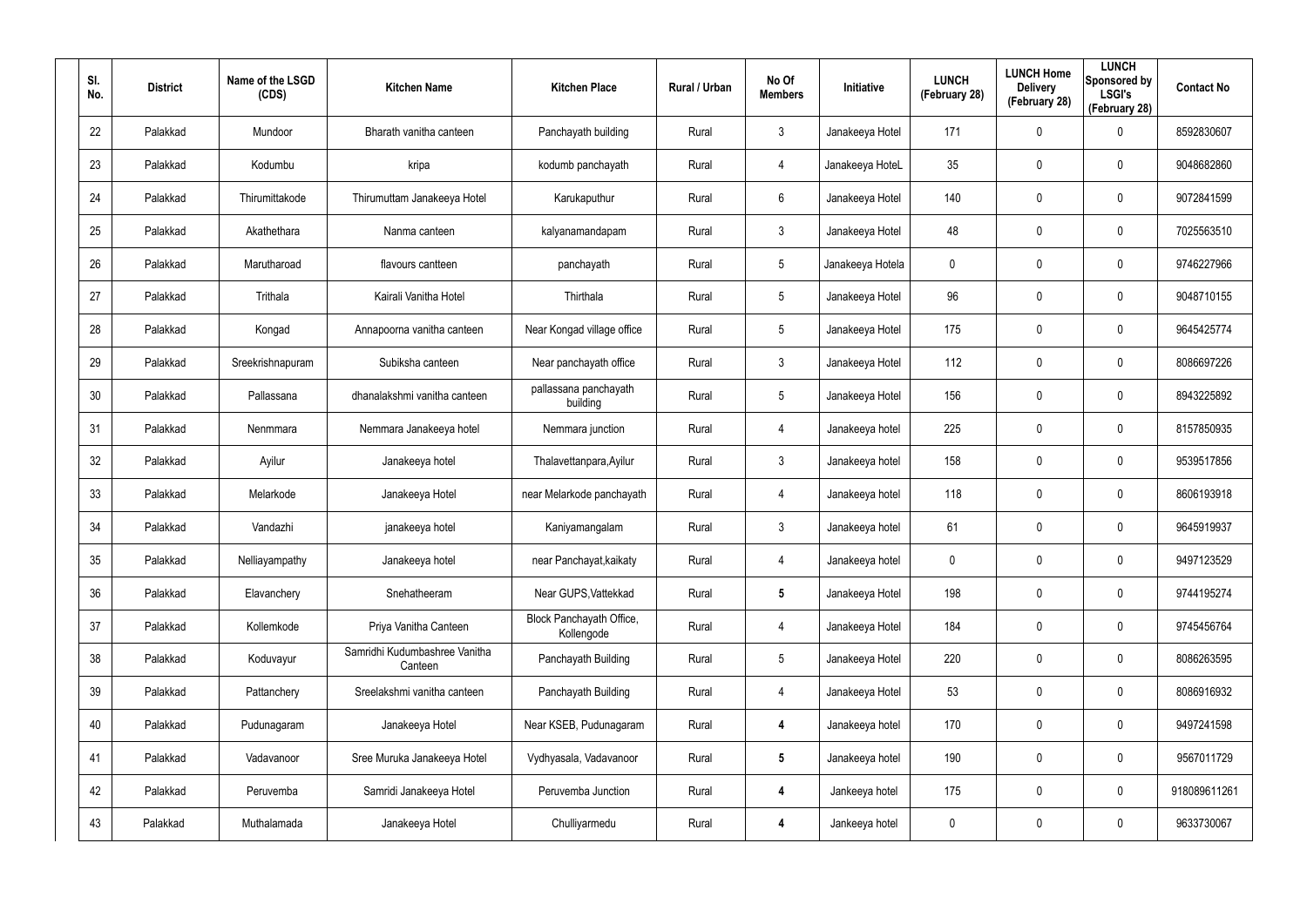| Sl. No. | District | Name of the LSGD (CDS) | Kitchen Name | Kitchen Place | Rural / Urban | No Of Members | Initiative | LUNCH (February 28) | LUNCH Home Delivery (February 28) | LUNCH Sponsored by LSGI's (February 28) | Contact No |
|---|---|---|---|---|---|---|---|---|---|---|---|
| 22 | Palakkad | Mundoor | Bharath vanitha canteen | Panchayath building | Rural | 3 | Janakeeya Hotel | 171 | 0 | 0 | 8592830607 |
| 23 | Palakkad | Kodumbu | kripa | kodumb panchayath | Rural | 4 | Janakeeya HoteL | 35 | 0 | 0 | 9048682860 |
| 24 | Palakkad | Thirumittakode | Thirumuttam Janakeeya Hotel | Karukaputhur | Rural | 6 | Janakeeya Hotel | 140 | 0 | 0 | 9072841599 |
| 25 | Palakkad | Akathethara | Nanma canteen | kalyanamandapam | Rural | 3 | Janakeeya Hotel | 48 | 0 | 0 | 7025563510 |
| 26 | Palakkad | Marutharoad | flavours cantteen | panchayath | Rural | 5 | Janakeeya Hotela | 0 | 0 | 0 | 9746227966 |
| 27 | Palakkad | Trithala | Kairali Vanitha Hotel | Thirthala | Rural | 5 | Janakeeya Hotel | 96 | 0 | 0 | 9048710155 |
| 28 | Palakkad | Kongad | Annapoorna vanitha canteen | Near Kongad village office | Rural | 5 | Janakeeya Hotel | 175 | 0 | 0 | 9645425774 |
| 29 | Palakkad | Sreekrishnapuram | Subiksha canteen | Near panchayath office | Rural | 3 | Janakeeya Hotel | 112 | 0 | 0 | 8086697226 |
| 30 | Palakkad | Pallassana | dhanalakshmi vanitha canteen | pallassana panchayath building | Rural | 5 | Janakeeya Hotel | 156 | 0 | 0 | 8943225892 |
| 31 | Palakkad | Nenmmara | Nemmara Janakeeya hotel | Nemmara junction | Rural | 4 | Janakeeya hotel | 225 | 0 | 0 | 8157850935 |
| 32 | Palakkad | Ayilur | Janakeeya hotel | Thalavettanpara,Ayilur | Rural | 3 | Janakeeya hotel | 158 | 0 | 0 | 9539517856 |
| 33 | Palakkad | Melarkode | Janakeeya Hotel | near Melarkode panchayath | Rural | 4 | Janakeeya hotel | 118 | 0 | 0 | 8606193918 |
| 34 | Palakkad | Vandazhi | janakeeya hotel | Kaniyamangalam | Rural | 3 | Janakeeya hotel | 61 | 0 | 0 | 9645919937 |
| 35 | Palakkad | Nelliayampathy | Janakeeya hotel | near Panchayat,kaikaty | Rural | 4 | Janakeeya hotel | 0 | 0 | 0 | 9497123529 |
| 36 | Palakkad | Elavanchery | Snehatheeram | Near GUPS,Vattekkad | Rural | **5** | Janakeeya Hotel | 198 | 0 | 0 | 9744195274 |
| 37 | Palakkad | Kollemkode | Priya Vanitha Canteen | Block Panchayath Office, Kollengode | Rural | 4 | Janakeeya Hotel | 184 | 0 | 0 | 9745456764 |
| 38 | Palakkad | Koduvayur | Samridhi Kudumbashree Vanitha Canteen | Panchayath Building | Rural | 5 | Janakeeya Hotel | 220 | 0 | 0 | 8086263595 |
| 39 | Palakkad | Pattanchery | Sreelakshmi vanitha canteen | Panchayath Building | Rural | 4 | Janakeeya Hotel | 53 | 0 | 0 | 8086916932 |
| 40 | Palakkad | Pudunagaram | Janakeeya Hotel | Near KSEB, Pudunagaram | Rural | **4** | Janakeeya hotel | 170 | 0 | 0 | 9497241598 |
| 41 | Palakkad | Vadavanoor | Sree Muruka Janakeeya Hotel | Vydhyasala, Vadavanoor | Rural | **5** | Janakeeya hotel | 190 | 0 | 0 | 9567011729 |
| 42 | Palakkad | Peruvemba | Samridi Janakeeya Hotel | Peruvemba Junction | Rural | **4** | Jankeeya hotel | 175 | 0 | 0 | 918089611261 |
| 43 | Palakkad | Muthalamada | Janakeeya Hotel | Chulliyarmedu | Rural | **4** | Jankeeya hotel | 0 | 0 | 0 | 9633730067 |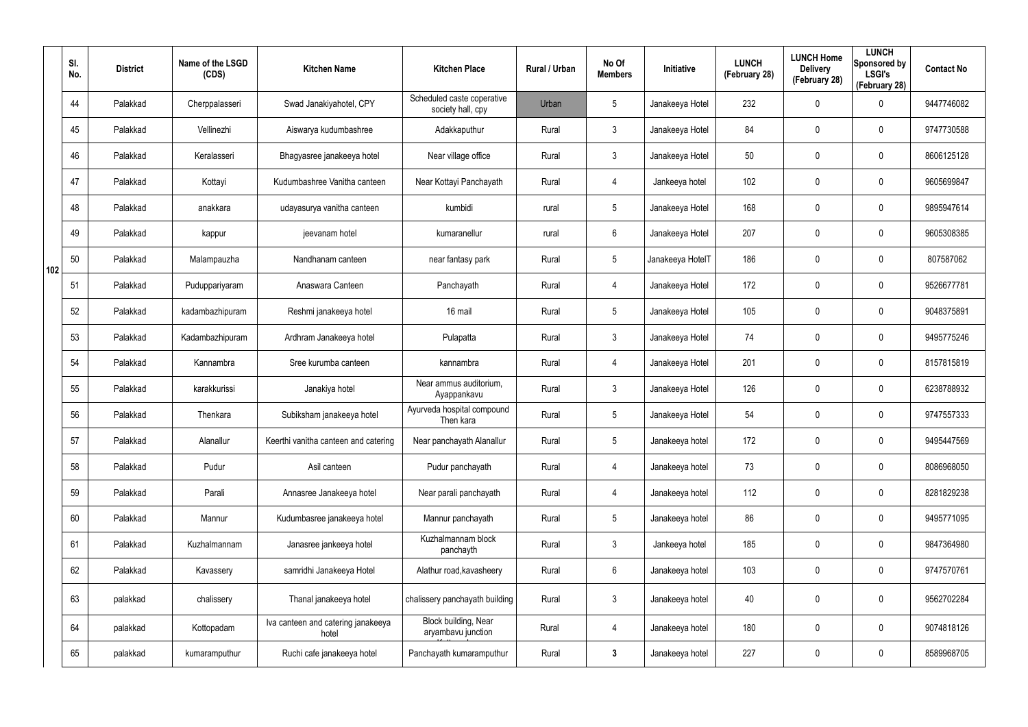| | Sl. No. | District | Name of the LSGD (CDS) | Kitchen Name | Kitchen Place | Rural / Urban | No Of Members | Initiative | LUNCH (February 28) | LUNCH Home Delivery (February 28) | LUNCH Sponsored by LSGI's (February 28) | Contact No |
|---|---|---|---|---|---|---|---|---|---|---|---|---|
| 102 | 44 | Palakkad | Cherppalasseri | Swad Janakiyahotel, CPY | Scheduled caste coperative society hall, cpy | Urban | 5 | Janakeeya Hotel | 232 | 0 | 0 | 9447746082 |
| | 45 | Palakkad | Vellinezhi | Aiswarya kudumbashree | Adakkaputhur | Rural | 3 | Janakeeya Hotel | 84 | 0 | 0 | 9747730588 |
| | 46 | Palakkad | Keralasseri | Bhagyasree janakeeya hotel | Near village office | Rural | 3 | Janakeeya Hotel | 50 | 0 | 0 | 8606125128 |
| | 47 | Palakkad | Kottayi | Kudumbashree Vanitha canteen | Near Kottayi Panchayath | Rural | 4 | Jankeeya hotel | 102 | 0 | 0 | 9605699847 |
| | 48 | Palakkad | anakkara | udayasurya vanitha canteen | kumbidi | rural | 5 | Janakeeya Hotel | 168 | 0 | 0 | 9895947614 |
| | 49 | Palakkad | kappur | jeevanam hotel | kumaranellur | rural | 6 | Janakeeya Hotel | 207 | 0 | 0 | 9605308385 |
| | 50 | Palakkad | Malampauzha | Nandhanam canteen | near fantasy park | Rural | 5 | Janakeeya HotelT | 186 | 0 | 0 | 807587062 |
| | 51 | Palakkad | Puduppariyaram | Anaswara Canteen | Panchayath | Rural | 4 | Janakeeya Hotel | 172 | 0 | 0 | 9526677781 |
| | 52 | Palakkad | kadambazhipuram | Reshmi janakeeya hotel | 16 mail | Rural | 5 | Janakeeya Hotel | 105 | 0 | 0 | 9048375891 |
| | 53 | Palakkad | Kadambazhipuram | Ardhram Janakeeya hotel | Pulapatta | Rural | 3 | Janakeeya Hotel | 74 | 0 | 0 | 9495775246 |
| | 54 | Palakkad | Kannambra | Sree kurumba canteen | kannambra | Rural | 4 | Janakeeya Hotel | 201 | 0 | 0 | 8157815819 |
| | 55 | Palakkad | karakkurissi | Janakiya hotel | Near ammus auditorium, Ayappankavu | Rural | 3 | Janakeeya Hotel | 126 | 0 | 0 | 6238788932 |
| | 56 | Palakkad | Thenkara | Subiksham janakeeya hotel | Ayurveda hospital compound Then kara | Rural | 5 | Janakeeya Hotel | 54 | 0 | 0 | 9747557333 |
| | 57 | Palakkad | Alanallur | Keerthi vanitha canteen and catering | Near panchayath Alanallur | Rural | 5 | Janakeeya hotel | 172 | 0 | 0 | 9495447569 |
| | 58 | Palakkad | Pudur | Asil canteen | Pudur panchayath | Rural | 4 | Janakeeya hotel | 73 | 0 | 0 | 8086968050 |
| | 59 | Palakkad | Parali | Annasree Janakeeya hotel | Near parali panchayath | Rural | 4 | Janakeeya hotel | 112 | 0 | 0 | 8281829238 |
| | 60 | Palakkad | Mannur | Kudumbasree janakeeya hotel | Mannur panchayath | Rural | 5 | Janakeeya hotel | 86 | 0 | 0 | 9495771095 |
| | 61 | Palakkad | Kuzhalmannam | Janasree jankeeya hotel | Kuzhalmannam block panchayth | Rural | 3 | Jankeeya hotel | 185 | 0 | 0 | 9847364980 |
| | 62 | Palakkad | Kavassery | samridhi Janakeeya Hotel | Alathur road,kavasheery | Rural | 6 | Janakeeya hotel | 103 | 0 | 0 | 9747570761 |
| | 63 | palakkad | chalissery | Thanal janakeeya hotel | chalissery panchayath building | Rural | 3 | Janakeeya hotel | 40 | 0 | 0 | 9562702284 |
| | 64 | palakkad | Kottopadam | Iva canteen and catering janakeeya hotel | Block building, Near aryambavu junction | Rural | 4 | Janakeeya hotel | 180 | 0 | 0 | 9074818126 |
| | 65 | palakkad | kumaramputhur | Ruchi cafe janakeeya hotel | Panchayath kumaramputhur | Rural | **3** | Janakeeya hotel | 227 | 0 | 0 | 8589968705 |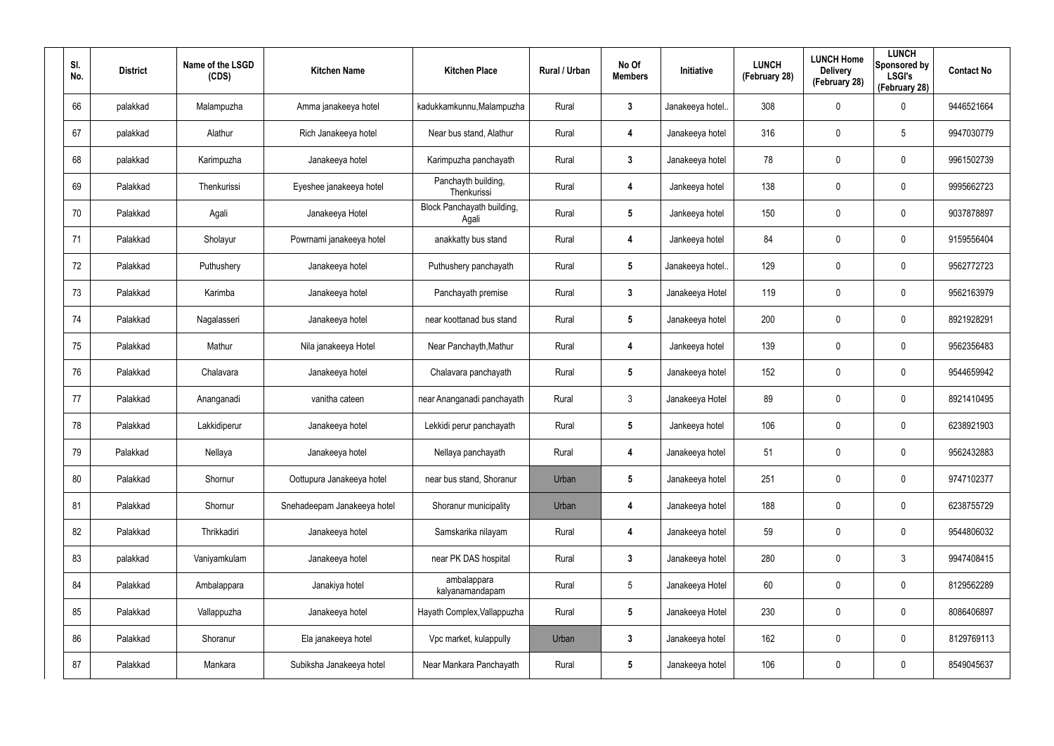| Sl. No. | District | Name of the LSGD (CDS) | Kitchen Name | Kitchen Place | Rural / Urban | No Of Members | Initiative | LUNCH (February 28) | LUNCH Home Delivery (February 28) | LUNCH Sponsored by LSGI's (February 28) | Contact No |
|---|---|---|---|---|---|---|---|---|---|---|---|
| 66 | palakkad | Malampuzha | Amma janakeeya hotel | kadukkamkunnu,Malampuzha | Rural | 3 | Janakeeya hotel.. | 308 | 0 | 0 | 9446521664 |
| 67 | palakkad | Alathur | Rich Janakeeya hotel | Near bus stand, Alathur | Rural | 4 | Janakeeya hotel | 316 | 0 | 5 | 9947030779 |
| 68 | palakkad | Karimpuzha | Janakeeya hotel | Karimpuzha panchayath | Rural | 3 | Janakeeya hotel | 78 | 0 | 0 | 9961502739 |
| 69 | Palakkad | Thenkurissi | Eyeshee janakeeya hotel | Panchayth building, Thenkurissi | Rural | 4 | Jankeeya hotel | 138 | 0 | 0 | 9995662723 |
| 70 | Palakkad | Agali | Janakeeya Hotel | Block Panchayath building, Agali | Rural | 5 | Jankeeya hotel | 150 | 0 | 0 | 9037878897 |
| 71 | Palakkad | Sholayur | Powrnami janakeeya hotel | anakkatty bus stand | Rural | 4 | Jankeeya hotel | 84 | 0 | 0 | 9159556404 |
| 72 | Palakkad | Puthushery | Janakeeya hotel | Puthushery panchayath | Rural | 5 | Janakeeya hotel.. | 129 | 0 | 0 | 9562772723 |
| 73 | Palakkad | Karimba | Janakeeya hotel | Panchayath premise | Rural | 3 | Janakeeya Hotel | 119 | 0 | 0 | 9562163979 |
| 74 | Palakkad | Nagalasseri | Janakeeya hotel | near koottanad bus stand | Rural | 5 | Janakeeya hotel | 200 | 0 | 0 | 8921928291 |
| 75 | Palakkad | Mathur | Nila janakeeya Hotel | Near Panchayth,Mathur | Rural | 4 | Jankeeya hotel | 139 | 0 | 0 | 9562356483 |
| 76 | Palakkad | Chalavara | Janakeeya hotel | Chalavara panchayath | Rural | 5 | Janakeeya hotel | 152 | 0 | 0 | 9544659942 |
| 77 | Palakkad | Ananganadi | vanitha cateen | near Ananganadi panchayath | Rural | 3 | Janakeeya Hotel | 89 | 0 | 0 | 8921410495 |
| 78 | Palakkad | Lakkidiperur | Janakeeya hotel | Lekkidi perur panchayath | Rural | 5 | Jankeeya hotel | 106 | 0 | 0 | 6238921903 |
| 79 | Palakkad | Nellaya | Janakeeya hotel | Nellaya panchayath | Rural | 4 | Janakeeya hotel | 51 | 0 | 0 | 9562432883 |
| 80 | Palakkad | Shornur | Oottupura Janakeeya hotel | near bus stand, Shoranur | Urban | 5 | Janakeeya hotel | 251 | 0 | 0 | 9747102377 |
| 81 | Palakkad | Shornur | Snehadeepam Janakeeya hotel | Shoranur municipality | Urban | 4 | Janakeeya hotel | 188 | 0 | 0 | 6238755729 |
| 82 | Palakkad | Thrikkadiri | Janakeeya hotel | Samskarika nilayam | Rural | 4 | Janakeeya hotel | 59 | 0 | 0 | 9544806032 |
| 83 | palakkad | Vaniyamkulam | Janakeeya hotel | near PK DAS hospital | Rural | 3 | Janakeeya hotel | 280 | 0 | 3 | 9947408415 |
| 84 | Palakkad | Ambalappara | Janakiya hotel | ambalappara kalyanamandapam | Rural | 5 | Janakeeya Hotel | 60 | 0 | 0 | 8129562289 |
| 85 | Palakkad | Vallappuzha | Janakeeya hotel | Hayath Complex,Vallappuzha | Rural | 5 | Janakeeya Hotel | 230 | 0 | 0 | 8086406897 |
| 86 | Palakkad | Shoranur | Ela janakeeya hotel | Vpc market, kulappully | Urban | 3 | Janakeeya hotel | 162 | 0 | 0 | 8129769113 |
| 87 | Palakkad | Mankara | Subiksha Janakeeya hotel | Near Mankara Panchayath | Rural | 5 | Janakeeya hotel | 106 | 0 | 0 | 8549045637 |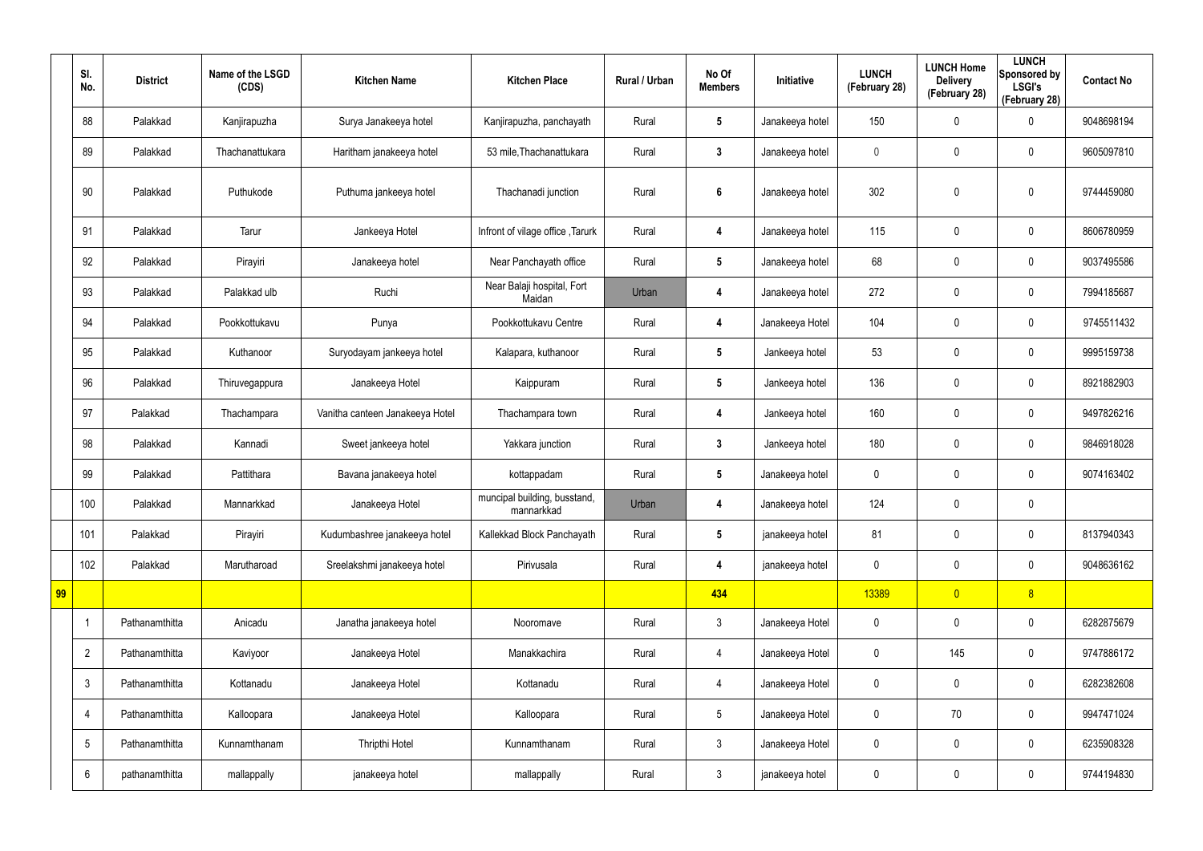| | Sl. No. | District | Name of the LSGD (CDS) | Kitchen Name | Kitchen Place | Rural / Urban | No Of Members | Initiative | LUNCH (February 28) | LUNCH Home Delivery (February 28) | LUNCH Sponsored by LSGI's (February 28) | Contact No |
|---|---|---|---|---|---|---|---|---|---|---|---|---|
| | 88 | Palakkad | Kanjirapuzha | Surya Janakeeya hotel | Kanjirapuzha, panchayath | Rural | 5 | Janakeeya hotel | 150 | 0 | 0 | 9048698194 |
| | 89 | Palakkad | Thachanattukara | Haritham janakeeya hotel | 53 mile,Thachanattukara | Rural | 3 | Janakeeya hotel | 0 | 0 | 0 | 9605097810 |
| | 90 | Palakkad | Puthukode | Puthuma jankeeya hotel | Thachanadi junction | Rural | 6 | Janakeeya hotel | 302 | 0 | 0 | 9744459080 |
| | 91 | Palakkad | Tarur | Jankeeya Hotel | Infront of vilage office ,Tarurk | Rural | 4 | Janakeeya hotel | 115 | 0 | 0 | 8606780959 |
| | 92 | Palakkad | Pirayiri | Janakeeya hotel | Near Panchayath office | Rural | 5 | Janakeeya hotel | 68 | 0 | 0 | 9037495586 |
| | 93 | Palakkad | Palakkad ulb | Ruchi | Near Balaji hospital, Fort Maidan | Urban | 4 | Janakeeya hotel | 272 | 0 | 0 | 7994185687 |
| | 94 | Palakkad | Pookkottukavu | Punya | Pookkottukavu Centre | Rural | 4 | Janakeeya Hotel | 104 | 0 | 0 | 9745511432 |
| | 95 | Palakkad | Kuthanoor | Suryodayam jankeeya hotel | Kalapara, kuthanoor | Rural | 5 | Jankeeya hotel | 53 | 0 | 0 | 9995159738 |
| | 96 | Palakkad | Thiruvegappura | Janakeeya Hotel | Kaippuram | Rural | 5 | Jankeeya hotel | 136 | 0 | 0 | 8921882903 |
| | 97 | Palakkad | Thachampara | Vanitha canteen Janakeeya Hotel | Thachampara town | Rural | 4 | Jankeeya hotel | 160 | 0 | 0 | 9497826216 |
| | 98 | Palakkad | Kannadi | Sweet jankeeya hotel | Yakkara junction | Rural | 3 | Jankeeya hotel | 180 | 0 | 0 | 9846918028 |
| | 99 | Palakkad | Pattithara | Bavana janakeeya hotel | kottappadam | Rural | 5 | Janakeeya hotel | 0 | 0 | 0 | 9074163402 |
| | 100 | Palakkad | Mannarkkad | Janakeeya Hotel | muncipal building, busstand, mannarkkad | Urban | 4 | Janakeeya hotel | 124 | 0 | 0 | |
| | 101 | Palakkad | Pirayiri | Kudumbashree janakeeya hotel | Kallekkad Block Panchayath | Rural | 5 | janakeeya hotel | 81 | 0 | 0 | 8137940343 |
| | 102 | Palakkad | Marutharoad | Sreelakshmi janakeeya hotel | Pirivusala | Rural | 4 | janakeeya hotel | 0 | 0 | 0 | 9048636162 |
| 99 | | | | | | | 434 | | 13389 | 0 | 8 | |
| | 1 | Pathanamthitta | Anicadu | Janatha janakeeya hotel | Nooromave | Rural | 3 | Janakeeya Hotel | 0 | 0 | 0 | 6282875679 |
| | 2 | Pathanamthitta | Kaviyoor | Janakeeya Hotel | Manakkachira | Rural | 4 | Janakeeya Hotel | 0 | 145 | 0 | 9747886172 |
| | 3 | Pathanamthitta | Kottanadu | Janakeeya Hotel | Kottanadu | Rural | 4 | Janakeeya Hotel | 0 | 0 | 0 | 6282382608 |
| | 4 | Pathanamthitta | Kalloopara | Janakeeya Hotel | Kalloopara | Rural | 5 | Janakeeya Hotel | 0 | 70 | 0 | 9947471024 |
| | 5 | Pathanamthitta | Kunnamthanam | Thripthi Hotel | Kunnamthanam | Rural | 3 | Janakeeya Hotel | 0 | 0 | 0 | 6235908328 |
| | 6 | pathanamthitta | mallappally | janakeeya hotel | mallappally | Rural | 3 | janakeeya hotel | 0 | 0 | 0 | 9744194830 |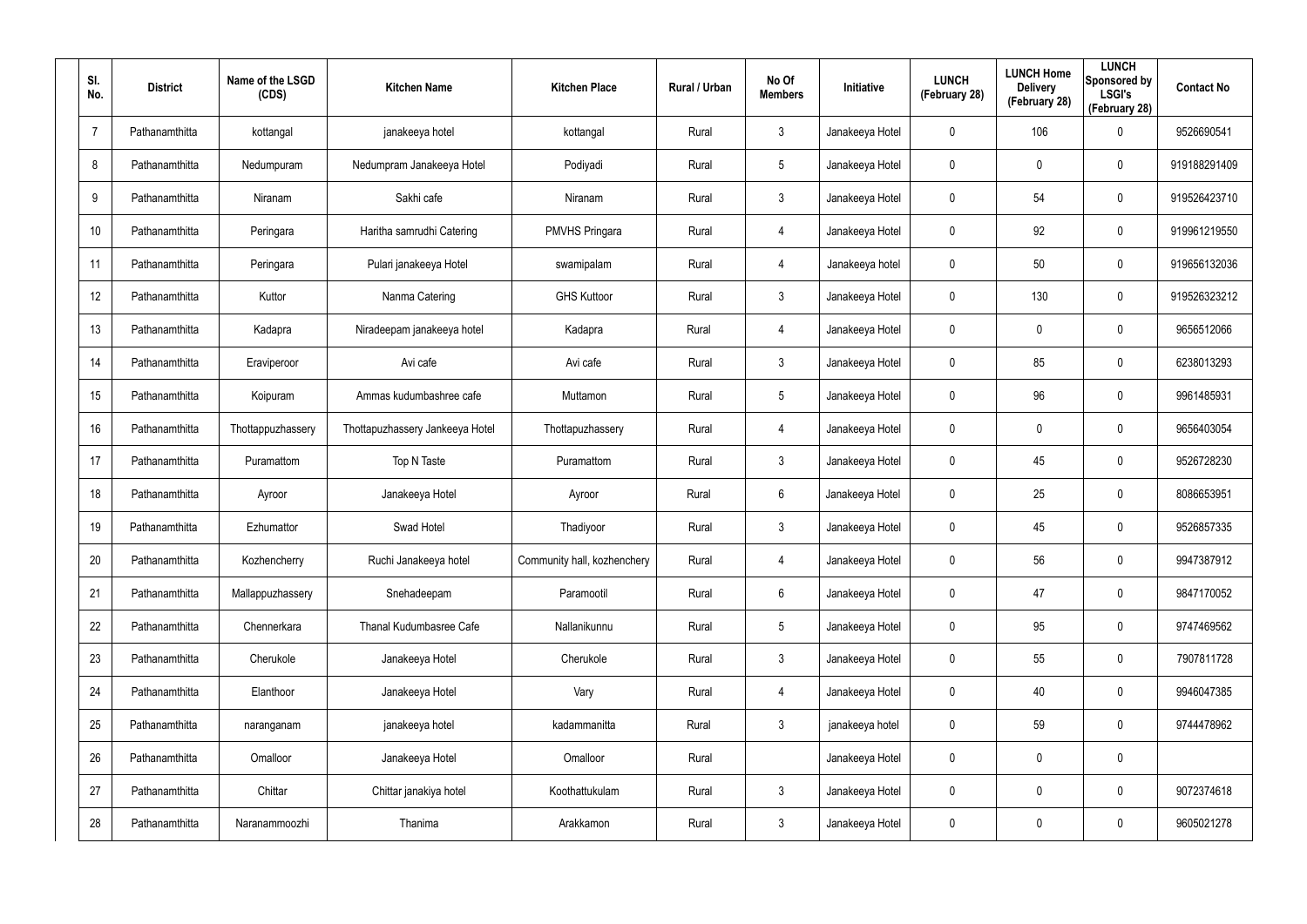| Sl. No. | District | Name of the LSGD (CDS) | Kitchen Name | Kitchen Place | Rural / Urban | No Of Members | Initiative | LUNCH (February 28) | LUNCH Home Delivery (February 28) | LUNCH Sponsored by LSGI's (February 28) | Contact No |
|---|---|---|---|---|---|---|---|---|---|---|---|
| 7 | Pathanamthitta | kottangal | janakeeya hotel | kottangal | Rural | 3 | Janakeeya Hotel | 0 | 106 | 0 | 9526690541 |
| 8 | Pathanamthitta | Nedumpuram | Nedumpram Janakeeya Hotel | Podiyadi | Rural | 5 | Janakeeya Hotel | 0 | 0 | 0 | 919188291409 |
| 9 | Pathanamthitta | Niranam | Sakhi cafe | Niranam | Rural | 3 | Janakeeya Hotel | 0 | 54 | 0 | 919526423710 |
| 10 | Pathanamthitta | Peringara | Haritha samrudhi Catering | PMVHS Pringara | Rural | 4 | Janakeeya Hotel | 0 | 92 | 0 | 919961219550 |
| 11 | Pathanamthitta | Peringara | Pulari janakeeya Hotel | swamipalam | Rural | 4 | Janakeeya hotel | 0 | 50 | 0 | 919656132036 |
| 12 | Pathanamthitta | Kuttor | Nanma Catering | GHS Kuttoor | Rural | 3 | Janakeeya Hotel | 0 | 130 | 0 | 919526323212 |
| 13 | Pathanamthitta | Kadapra | Niradeepam janakeeya hotel | Kadapra | Rural | 4 | Janakeeya Hotel | 0 | 0 | 0 | 9656512066 |
| 14 | Pathanamthitta | Eraviperoor | Avi cafe | Avi cafe | Rural | 3 | Janakeeya Hotel | 0 | 85 | 0 | 6238013293 |
| 15 | Pathanamthitta | Koipuram | Ammas kudumbashree cafe | Muttamon | Rural | 5 | Janakeeya Hotel | 0 | 96 | 0 | 9961485931 |
| 16 | Pathanamthitta | Thottappuzhassery | Thottapuzhassery Jankeeya Hotel | Thottapuzhassery | Rural | 4 | Janakeeya Hotel | 0 | 0 | 0 | 9656403054 |
| 17 | Pathanamthitta | Puramattom | Top N Taste | Puramattom | Rural | 3 | Janakeeya Hotel | 0 | 45 | 0 | 9526728230 |
| 18 | Pathanamthitta | Ayroor | Janakeeya Hotel | Ayroor | Rural | 6 | Janakeeya Hotel | 0 | 25 | 0 | 8086653951 |
| 19 | Pathanamthitta | Ezhumattor | Swad Hotel | Thadiyoor | Rural | 3 | Janakeeya Hotel | 0 | 45 | 0 | 9526857335 |
| 20 | Pathanamthitta | Kozhencherry | Ruchi Janakeeya hotel | Community hall, kozhenchery | Rural | 4 | Janakeeya Hotel | 0 | 56 | 0 | 9947387912 |
| 21 | Pathanamthitta | Mallappuzhassery | Snehadeepam | Paramootil | Rural | 6 | Janakeeya Hotel | 0 | 47 | 0 | 9847170052 |
| 22 | Pathanamthitta | Chennerkara | Thanal Kudumbasree Cafe | Nallanikunnu | Rural | 5 | Janakeeya Hotel | 0 | 95 | 0 | 9747469562 |
| 23 | Pathanamthitta | Cherukole | Janakeeya Hotel | Cherukole | Rural | 3 | Janakeeya Hotel | 0 | 55 | 0 | 7907811728 |
| 24 | Pathanamthitta | Elanthoor | Janakeeya Hotel | Vary | Rural | 4 | Janakeeya Hotel | 0 | 40 | 0 | 9946047385 |
| 25 | Pathanamthitta | naranganam | janakeeya hotel | kadammanitta | Rural | 3 | janakeeya hotel | 0 | 59 | 0 | 9744478962 |
| 26 | Pathanamthitta | Omalloor | Janakeeya Hotel | Omalloor | Rural | | Janakeeya Hotel | 0 | 0 | 0 | |
| 27 | Pathanamthitta | Chittar | Chittar janakiya hotel | Koothattukulam | Rural | 3 | Janakeeya Hotel | 0 | 0 | 0 | 9072374618 |
| 28 | Pathanamthitta | Naranammoozhi | Thanima | Arakkamon | Rural | 3 | Janakeeya Hotel | 0 | 0 | 0 | 9605021278 |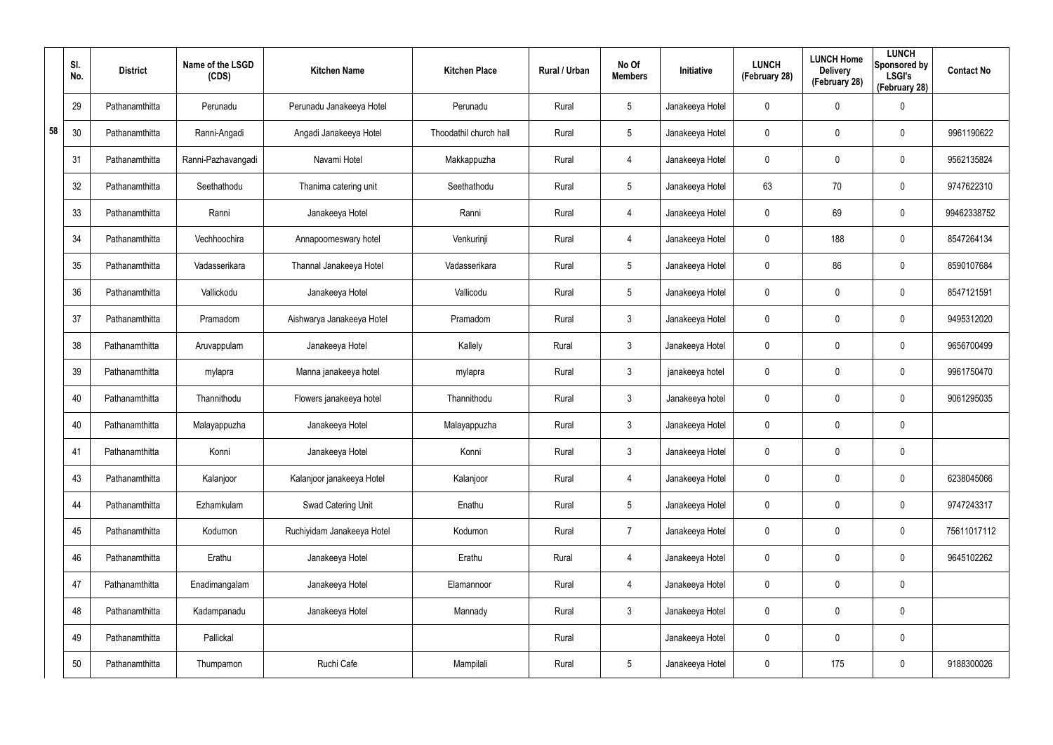| | Sl. No. | District | Name of the LSGD (CDS) | Kitchen Name | Kitchen Place | Rural / Urban | No Of Members | Initiative | LUNCH (February 28) | LUNCH Home Delivery (February 28) | LUNCH Sponsored by LSGI's (February 28) | Contact No |
|---|---|---|---|---|---|---|---|---|---|---|---|---|
| 58 | 29 | Pathanamthitta | Perunadu | Perunadu Janakeeya Hotel | Perunadu | Rural | 5 | Janakeeya Hotel | 0 | 0 | 0 | |
| | 30 | Pathanamthitta | Ranni-Angadi | Angadi Janakeeya Hotel | Thoodathil church hall | Rural | 5 | Janakeeya Hotel | 0 | 0 | 0 | 9961190622 |
| | 31 | Pathanamthitta | Ranni-Pazhavangadi | Navami Hotel | Makkappuzha | Rural | 4 | Janakeeya Hotel | 0 | 0 | 0 | 9562135824 |
| | 32 | Pathanamthitta | Seethathodu | Thanima catering unit | Seethathodu | Rural | 5 | Janakeeya Hotel | 63 | 70 | 0 | 9747622310 |
| | 33 | Pathanamthitta | Ranni | Janakeeya Hotel | Ranni | Rural | 4 | Janakeeya Hotel | 0 | 69 | 0 | 99462338752 |
| | 34 | Pathanamthitta | Vechhoochira | Annapoorneswary hotel | Venkurinji | Rural | 4 | Janakeeya Hotel | 0 | 188 | 0 | 8547264134 |
| | 35 | Pathanamthitta | Vadasserikara | Thannal Janakeeya Hotel | Vadasserikara | Rural | 5 | Janakeeya Hotel | 0 | 86 | 0 | 8590107684 |
| | 36 | Pathanamthitta | Vallickodu | Janakeeya Hotel | Vallicodu | Rural | 5 | Janakeeya Hotel | 0 | 0 | 0 | 8547121591 |
| | 37 | Pathanamthitta | Pramadom | Aishwarya Janakeeya Hotel | Pramadom | Rural | 3 | Janakeeya Hotel | 0 | 0 | 0 | 9495312020 |
| | 38 | Pathanamthitta | Aruvappulam | Janakeeya Hotel | Kallely | Rural | 3 | Janakeeya Hotel | 0 | 0 | 0 | 9656700499 |
| | 39 | Pathanamthitta | mylapra | Manna janakeeya hotel | mylapra | Rural | 3 | janakeeya hotel | 0 | 0 | 0 | 9961750470 |
| | 40 | Pathanamthitta | Thannithodu | Flowers janakeeya hotel | Thannithodu | Rural | 3 | Janakeeya hotel | 0 | 0 | 0 | 9061295035 |
| | 40 | Pathanamthitta | Malayappuzha | Janakeeya Hotel | Malayappuzha | Rural | 3 | Janakeeya Hotel | 0 | 0 | 0 | |
| | 41 | Pathanamthitta | Konni | Janakeeya Hotel | Konni | Rural | 3 | Janakeeya Hotel | 0 | 0 | 0 | |
| | 43 | Pathanamthitta | Kalanjoor | Kalanjoor janakeeya Hotel | Kalanjoor | Rural | 4 | Janakeeya Hotel | 0 | 0 | 0 | 6238045066 |
| | 44 | Pathanamthitta | Ezhamkulam | Swad Catering Unit | Enathu | Rural | 5 | Janakeeya Hotel | 0 | 0 | 0 | 9747243317 |
| | 45 | Pathanamthitta | Kodumon | Ruchiyidam Janakeeya Hotel | Kodumon | Rural | 7 | Janakeeya Hotel | 0 | 0 | 0 | 75611017112 |
| | 46 | Pathanamthitta | Erathu | Janakeeya Hotel | Erathu | Rural | 4 | Janakeeya Hotel | 0 | 0 | 0 | 9645102262 |
| | 47 | Pathanamthitta | Enadimangalam | Janakeeya Hotel | Elamannoor | Rural | 4 | Janakeeya Hotel | 0 | 0 | 0 | |
| | 48 | Pathanamthitta | Kadampanadu | Janakeeya Hotel | Mannady | Rural | 3 | Janakeeya Hotel | 0 | 0 | 0 | |
| | 49 | Pathanamthitta | Pallickal | | | Rural | | Janakeeya Hotel | 0 | 0 | 0 | |
| | 50 | Pathanamthitta | Thumpamon | Ruchi Cafe | Mampilali | Rural | 5 | Janakeeya Hotel | 0 | 175 | 0 | 9188300026 |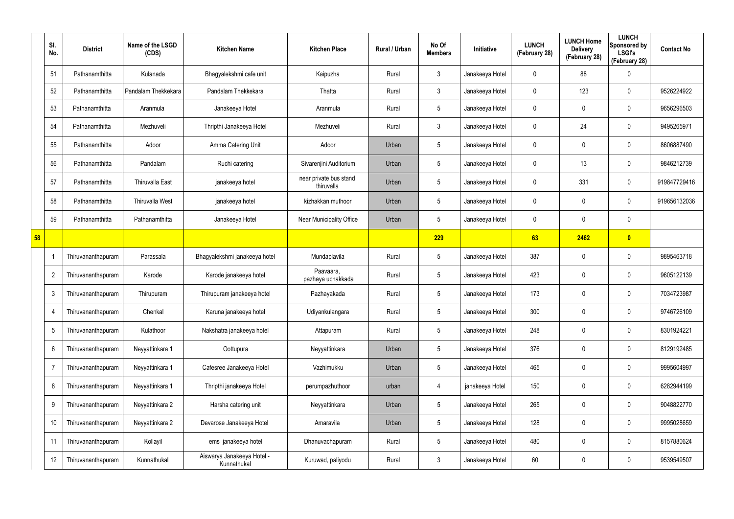| | Sl. No. | District | Name of the LSGD (CDS) | Kitchen Name | Kitchen Place | Rural / Urban | No Of Members | Initiative | LUNCH (February 28) | LUNCH Home Delivery (February 28) | LUNCH Sponsored by LSGI's (February 28) | Contact No |
|---|---|---|---|---|---|---|---|---|---|---|---|---|
| | 51 | Pathanamthitta | Kulanada | Bhagyalekshmi cafe unit | Kaipuzha | Rural | 3 | Janakeeya Hotel | 0 | 88 | 0 | |
| | 52 | Pathanamthitta | Pandalam Thekkekara | Pandalam Thekkekara | Thatta | Rural | 3 | Janakeeya Hotel | 0 | 123 | 0 | 9526224922 |
| | 53 | Pathanamthitta | Aranmula | Janakeeya Hotel | Aranmula | Rural | 5 | Janakeeya Hotel | 0 | 0 | 0 | 9656296503 |
| | 54 | Pathanamthitta | Mezhuveli | Thripthi Janakeeya Hotel | Mezhuveli | Rural | 3 | Janakeeya Hotel | 0 | 24 | 0 | 9495265971 |
| | 55 | Pathanamthitta | Adoor | Amma Catering Unit | Adoor | Urban | 5 | Janakeeya Hotel | 0 | 0 | 0 | 8606887490 |
| | 56 | Pathanamthitta | Pandalam | Ruchi catering | Sivarenjini Auditorium | Urban | 5 | Janakeeya Hotel | 0 | 13 | 0 | 9846212739 |
| | 57 | Pathanamthitta | Thiruvalla East | janakeeya hotel | near private bus stand thiruvalla | Urban | 5 | Janakeeya Hotel | 0 | 331 | 0 | 919847729416 |
| | 58 | Pathanamthitta | Thiruvalla West | janakeeya hotel | kizhakkan muthoor | Urban | 5 | Janakeeya Hotel | 0 | 0 | 0 | 919656132036 |
| | 59 | Pathanamthitta | Pathanamthitta | Janakeeya Hotel | Near Municipality Office | Urban | 5 | Janakeeya Hotel | 0 | 0 | 0 | |
| **58** | | | | | | | **229** | | **63** | **2462** | **0** | |
| | 1 | Thiruvananthapuram | Parassala | Bhagyalekshmi janakeeya hotel | Mundaplavila | Rural | 5 | Janakeeya Hotel | 387 | 0 | 0 | 9895463718 |
| | 2 | Thiruvananthapuram | Karode | Karode janakeeya hotel | Paavaara, pazhaya uchakkada | Rural | 5 | Janakeeya Hotel | 423 | 0 | 0 | 9605122139 |
| | 3 | Thiruvananthapuram | Thirupuram | Thirupuram janakeeya hotel | Pazhayakada | Rural | 5 | Janakeeya Hotel | 173 | 0 | 0 | 7034723987 |
| | 4 | Thiruvananthapuram | Chenkal | Karuna janakeeya hotel | Udiyankulangara | Rural | 5 | Janakeeya Hotel | 300 | 0 | 0 | 9746726109 |
| | 5 | Thiruvananthapuram | Kulathoor | Nakshatra janakeeya hotel | Attapuram | Rural | 5 | Janakeeya Hotel | 248 | 0 | 0 | 8301924221 |
| | 6 | Thiruvananthapuram | Neyyattinkara 1 | Oottupura | Neyyattinkara | Urban | 5 | Janakeeya Hotel | 376 | 0 | 0 | 8129192485 |
| | 7 | Thiruvananthapuram | Neyyattinkara 1 | Cafesree Janakeeya Hotel | Vazhimukku | Urban | 5 | Janakeeya Hotel | 465 | 0 | 0 | 9995604997 |
| | 8 | Thiruvananthapuram | Neyyattinkara 1 | Thripthi janakeeya Hotel | perumpazhuthoor | urban | 4 | janakeeya Hotel | 150 | 0 | 0 | 6282944199 |
| | 9 | Thiruvananthapuram | Neyyattinkara 2 | Harsha catering unit | Neyyattinkara | Urban | 5 | Janakeeya Hotel | 265 | 0 | 0 | 9048822770 |
| | 10 | Thiruvananthapuram | Neyyattinkara 2 | Devarose Janakeeya Hotel | Amaravila | Urban | 5 | Janakeeya Hotel | 128 | 0 | 0 | 9995028659 |
| | 11 | Thiruvananthapuram | Kollayil | ems janakeeya hotel | Dhanuvachapuram | Rural | 5 | Janakeeya Hotel | 480 | 0 | 0 | 8157880624 |
| | 12 | Thiruvananthapuram | Kunnathukal | Aiswarya Janakeeya Hotel - Kunnathukal | Kuruwad, paliyodu | Rural | 3 | Janakeeya Hotel | 60 | 0 | 0 | 9539549507 |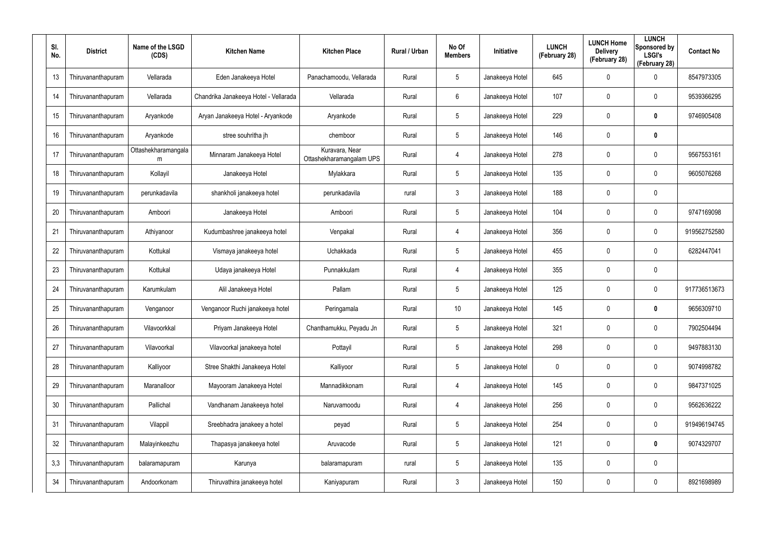| Sl. No. | District | Name of the LSGD (CDS) | Kitchen Name | Kitchen Place | Rural / Urban | No Of Members | Initiative | LUNCH (February 28) | LUNCH Home Delivery (February 28) | LUNCH Sponsored by LSGI's (February 28) | Contact No |
|---|---|---|---|---|---|---|---|---|---|---|---|
| 13 | Thiruvananthapuram | Vellarada | Eden Janakeeya Hotel | Panachamoodu, Vellarada | Rural | 5 | Janakeeya Hotel | 645 | 0 | 0 | 8547973305 |
| 14 | Thiruvananthapuram | Vellarada | Chandrika Janakeeya Hotel - Vellarada | Vellarada | Rural | 6 | Janakeeya Hotel | 107 | 0 | 0 | 9539366295 |
| 15 | Thiruvananthapuram | Aryankode | Aryan Janakeeya Hotel - Aryankode | Aryankode | Rural | 5 | Janakeeya Hotel | 229 | 0 | **0** | 9746905408 |
| 16 | Thiruvananthapuram | Aryankode | stree souhritha jh | chemboor | Rural | 5 | Janakeeya Hotel | 146 | 0 | **0** | |
| 17 | Thiruvananthapuram | Ottashekharamangalam | Minnaram Janakeeya Hotel | Kuravara, Near Ottashekharamangalam UPS | Rural | 4 | Janakeeya Hotel | 278 | 0 | 0 | 9567553161 |
| 18 | Thiruvananthapuram | Kollayil | Janakeeya Hotel | Mylakkara | Rural | 5 | Janakeeya Hotel | 135 | 0 | 0 | 9605076268 |
| 19 | Thiruvananthapuram | perunkadavila | shankholi janakeeya hotel | perunkadavila | rural | 3 | Janakeeya Hotel | 188 | 0 | 0 | |
| 20 | Thiruvananthapuram | Amboori | Janakeeya Hotel | Amboori | Rural | 5 | Janakeeya Hotel | 104 | 0 | 0 | 9747169098 |
| 21 | Thiruvananthapuram | Athiyanoor | Kudumbashree janakeeya hotel | Venpakal | Rural | 4 | Janakeeya Hotel | 356 | 0 | 0 | 919562752580 |
| 22 | Thiruvananthapuram | Kottukal | Vismaya janakeeya hotel | Uchakkada | Rural | 5 | Janakeeya Hotel | 455 | 0 | 0 | 6282447041 |
| 23 | Thiruvananthapuram | Kottukal | Udaya janakeeya Hotel | Punnakkulam | Rural | 4 | Janakeeya Hotel | 355 | 0 | 0 | |
| 24 | Thiruvananthapuram | Karumkulam | Alil Janakeeya Hotel | Pallam | Rural | 5 | Janakeeya Hotel | 125 | 0 | 0 | 917736513673 |
| 25 | Thiruvananthapuram | Venganoor | Venganoor Ruchi janakeeya hotel | Peringamala | Rural | 10 | Janakeeya Hotel | 145 | 0 | **0** | 9656309710 |
| 26 | Thiruvananthapuram | Vilavoorkkal | Priyam Janakeeya Hotel | Chanthamukku, Peyadu Jn | Rural | 5 | Janakeeya Hotel | 321 | 0 | 0 | 7902504494 |
| 27 | Thiruvananthapuram | Vilavoorkal | Vilavoorkal janakeeya hotel | Pottayil | Rural | 5 | Janakeeya Hotel | 298 | 0 | 0 | 9497883130 |
| 28 | Thiruvananthapuram | Kalliyoor | Stree Shakthi Janakeeya Hotel | Kalliyoor | Rural | 5 | Janakeeya Hotel | 0 | 0 | 0 | 9074998782 |
| 29 | Thiruvananthapuram | Maranalloor | Mayooram Janakeeya Hotel | Mannadikkonam | Rural | 4 | Janakeeya Hotel | 145 | 0 | 0 | 9847371025 |
| 30 | Thiruvananthapuram | Pallichal | Vandhanam Janakeeya hotel | Naruvamoodu | Rural | 4 | Janakeeya Hotel | 256 | 0 | 0 | 9562636222 |
| 31 | Thiruvananthapuram | Vilappil | Sreebhadra janakeey a hotel | peyad | Rural | 5 | Janakeeya Hotel | 254 | 0 | 0 | 919496194745 |
| 32 | Thiruvananthapuram | Malayinkeezhu | Thapasya janakeeya hotel | Aruvacode | Rural | 5 | Janakeeya Hotel | 121 | 0 | **0** | 9074329707 |
| 3,3 | Thiruvananthapuram | balaramapuram | Karunya | balaramapuram | rural | 5 | Janakeeya Hotel | 135 | 0 | 0 | |
| 34 | Thiruvananthapuram | Andoorkonam | Thiruvathira janakeeya hotel | Kaniyapuram | Rural | 3 | Janakeeya Hotel | 150 | 0 | 0 | 8921698989 |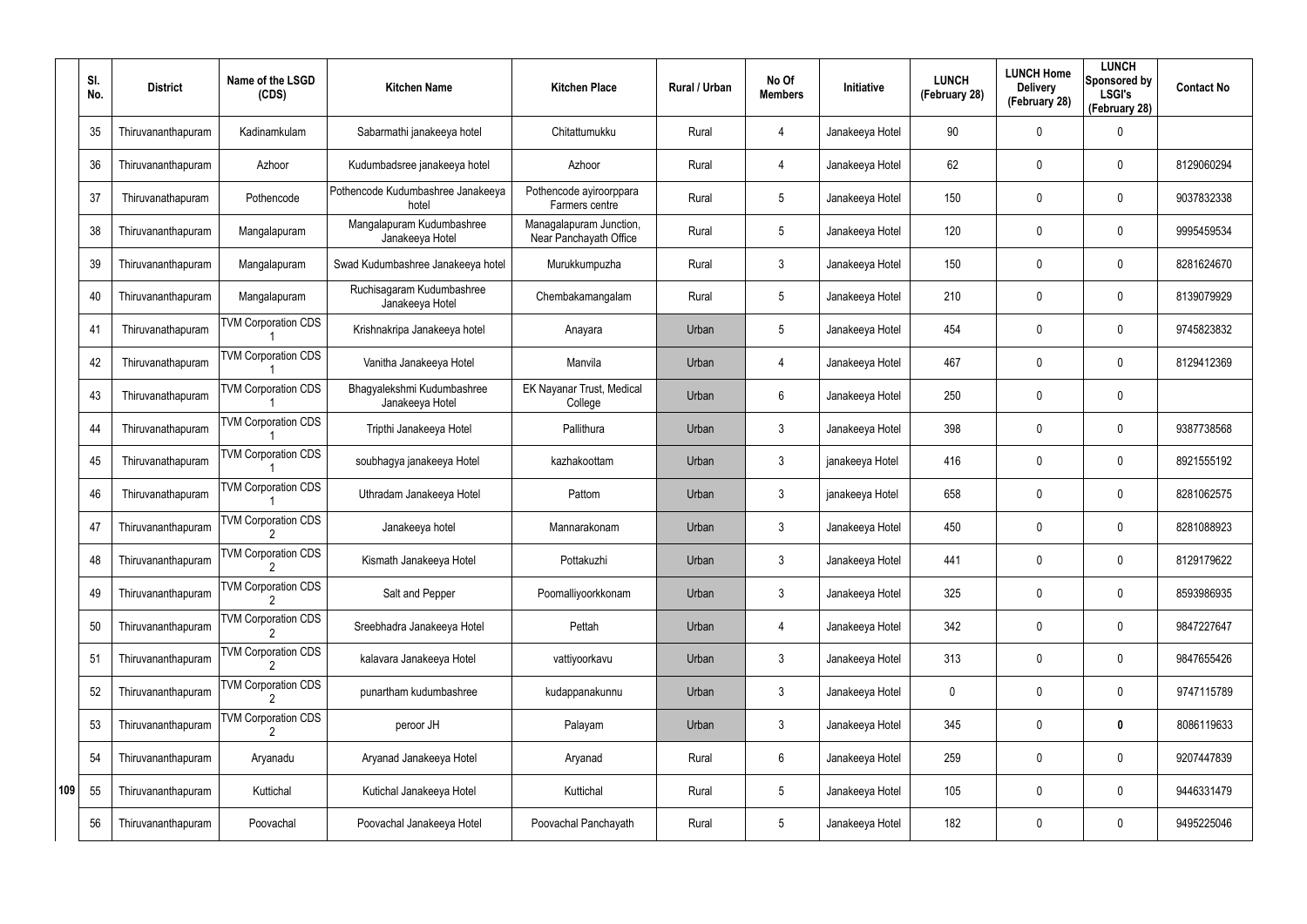| Sl. No. | District | Name of the LSGD (CDS) | Kitchen Name | Kitchen Place | Rural / Urban | No Of Members | Initiative | LUNCH (February 28) | LUNCH Home Delivery (February 28) | LUNCH Sponsored by LSGI's (February 28) | Contact No |
|---|---|---|---|---|---|---|---|---|---|---|---|
| 35 | Thiruvananthapuram | Kadinamkulam | Sabarmathi janakeeya hotel | Chitattumukku | Rural | 4 | Janakeeya Hotel | 90 | 0 | 0 | |
| 36 | Thiruvananthapuram | Azhoor | Kudumbadsree janakeeya hotel | Azhoor | Rural | 4 | Janakeeya Hotel | 62 | 0 | 0 | 8129060294 |
| 37 | Thiruvanathapuram | Pothencode | Pothencode Kudumbashree Janakeeya hotel | Pothencode ayiroorppara Farmers centre | Rural | 5 | Janakeeya Hotel | 150 | 0 | 0 | 9037832338 |
| 38 | Thiruvananthapuram | Mangalapuram | Mangalapuram Kudumbashree Janakeeya Hotel | Managalapuram Junction, Near Panchayath Office | Rural | 5 | Janakeeya Hotel | 120 | 0 | 0 | 9995459534 |
| 39 | Thiruvananthapuram | Mangalapuram | Swad Kudumbashree Janakeeya hotel | Murukkumpuzha | Rural | 3 | Janakeeya Hotel | 150 | 0 | 0 | 8281624670 |
| 40 | Thiruvananthapuram | Mangalapuram | Ruchisagaram Kudumbashree Janakeeya Hotel | Chembakamangalam | Rural | 5 | Janakeeya Hotel | 210 | 0 | 0 | 8139079929 |
| 41 | Thiruvanathapuram | TVM Corporation CDS 1 | Krishnakripa Janakeeya hotel | Anayara | Urban | 5 | Janakeeya Hotel | 454 | 0 | 0 | 9745823832 |
| 42 | Thiruvanathapuram | TVM Corporation CDS 1 | Vanitha Janakeeya Hotel | Manvila | Urban | 4 | Janakeeya Hotel | 467 | 0 | 0 | 8129412369 |
| 43 | Thiruvanathapuram | TVM Corporation CDS 1 | Bhagyalekshmi Kudumbashree Janakeeya Hotel | EK Nayanar Trust, Medical College | Urban | 6 | Janakeeya Hotel | 250 | 0 | 0 | |
| 44 | Thiruvanathapuram | TVM Corporation CDS 1 | Tripthi Janakeeya Hotel | Pallithura | Urban | 3 | Janakeeya Hotel | 398 | 0 | 0 | 9387738568 |
| 45 | Thiruvanathapuram | TVM Corporation CDS 1 | soubhagya janakeeya Hotel | kazhakoottam | Urban | 3 | janakeeya Hotel | 416 | 0 | 0 | 8921555192 |
| 46 | Thiruvanathapuram | TVM Corporation CDS 1 | Uthradam Janakeeya Hotel | Pattom | Urban | 3 | janakeeya Hotel | 658 | 0 | 0 | 8281062575 |
| 47 | Thiruvananthapuram | TVM Corporation CDS 2 | Janakeeya hotel | Mannarakonam | Urban | 3 | Janakeeya Hotel | 450 | 0 | 0 | 8281088923 |
| 48 | Thiruvananthapuram | TVM Corporation CDS 2 | Kismath Janakeeya Hotel | Pottakuzhi | Urban | 3 | Janakeeya Hotel | 441 | 0 | 0 | 8129179622 |
| 49 | Thiruvananthapuram | TVM Corporation CDS 2 | Salt and Pepper | Poomalliyoorkkonam | Urban | 3 | Janakeeya Hotel | 325 | 0 | 0 | 8593986935 |
| 50 | Thiruvananthapuram | TVM Corporation CDS 2 | Sreebhadra Janakeeya Hotel | Pettah | Urban | 4 | Janakeeya Hotel | 342 | 0 | 0 | 9847227647 |
| 51 | Thiruvananthapuram | TVM Corporation CDS 2 | kalavara Janakeeya Hotel | vattiyoorkavu | Urban | 3 | Janakeeya Hotel | 313 | 0 | 0 | 9847655426 |
| 52 | Thiruvananthapuram | TVM Corporation CDS 2 | punartham kudumbashree | kudappanakunnu | Urban | 3 | Janakeeya Hotel | 0 | 0 | 0 | 9747115789 |
| 53 | Thiruvananthapuram | TVM Corporation CDS 2 | peroor JH | Palayam | Urban | 3 | Janakeeya Hotel | 345 | 0 | **0** | 8086119633 |
| 54 | Thiruvananthapuram | Aryanadu | Aryanad Janakeeya Hotel | Aryanad | Rural | 6 | Janakeeya Hotel | 259 | 0 | 0 | 9207447839 |
| 55 | Thiruvananthapuram | Kuttichal | Kutichal Janakeeya Hotel | Kuttichal | Rural | 5 | Janakeeya Hotel | 105 | 0 | 0 | 9446331479 |
| 56 | Thiruvananthapuram | Poovachal | Poovachal Janakeeya Hotel | Poovachal Panchayath | Rural | 5 | Janakeeya Hotel | 182 | 0 | 0 | 9495225046 |

109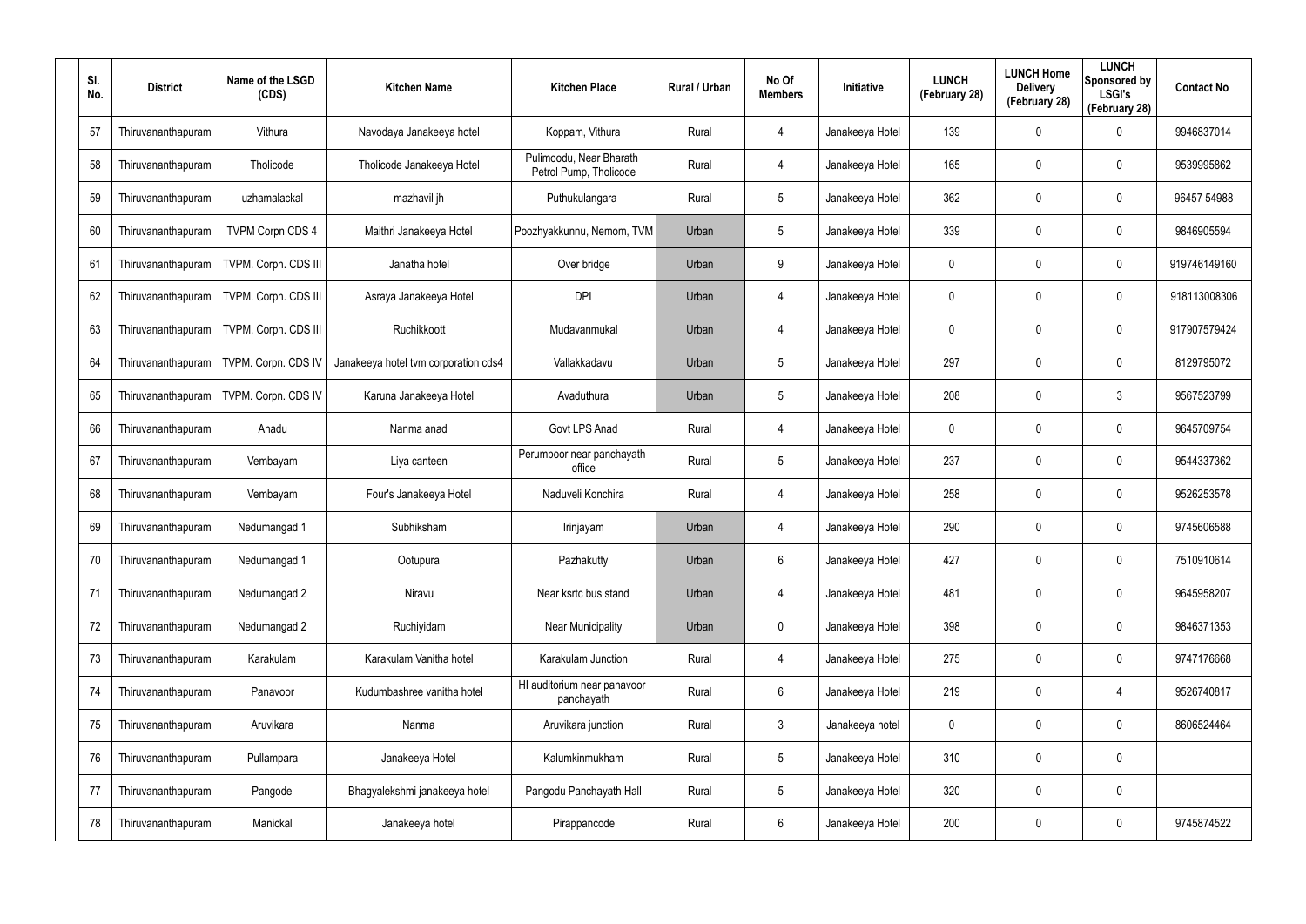| Sl. No. | District | Name of the LSGD (CDS) | Kitchen Name | Kitchen Place | Rural / Urban | No Of Members | Initiative | LUNCH (February 28) | LUNCH Home Delivery (February 28) | LUNCH Sponsored by LSGI's (February 28) | Contact No |
|---|---|---|---|---|---|---|---|---|---|---|---|
| 57 | Thiruvananthapuram | Vithura | Navodaya Janakeeya hotel | Koppam, Vithura | Rural | 4 | Janakeeya Hotel | 139 | 0 | 0 | 9946837014 |
| 58 | Thiruvananthapuram | Tholicode | Tholicode Janakeeya Hotel | Pulimoodu, Near Bharath Petrol Pump, Tholicode | Rural | 4 | Janakeeya Hotel | 165 | 0 | 0 | 9539995862 |
| 59 | Thiruvananthapuram | uzhamalackal | mazhavil jh | Puthukulangara | Rural | 5 | Janakeeya Hotel | 362 | 0 | 0 | 96457 54988 |
| 60 | Thiruvananthapuram | TVPM Corpn CDS 4 | Maithri Janakeeya Hotel | Poozhyakkunnu, Nemom, TVM | Urban | 5 | Janakeeya Hotel | 339 | 0 | 0 | 9846905594 |
| 61 | Thiruvananthapuram | TVPM. Corpn. CDS III | Janatha hotel | Over bridge | Urban | 9 | Janakeeya Hotel | 0 | 0 | 0 | 919746149160 |
| 62 | Thiruvananthapuram | TVPM. Corpn. CDS III | Asraya Janakeeya Hotel | DPI | Urban | 4 | Janakeeya Hotel | 0 | 0 | 0 | 918113008306 |
| 63 | Thiruvananthapuram | TVPM. Corpn. CDS III | Ruchikkoott | Mudavanmukal | Urban | 4 | Janakeeya Hotel | 0 | 0 | 0 | 917907579424 |
| 64 | Thiruvananthapuram | TVPM. Corpn. CDS IV | Janakeeya hotel tvm corporation cds4 | Vallakkadavu | Urban | 5 | Janakeeya Hotel | 297 | 0 | 0 | 8129795072 |
| 65 | Thiruvananthapuram | TVPM. Corpn. CDS IV | Karuna Janakeeya Hotel | Avaduthura | Urban | 5 | Janakeeya Hotel | 208 | 0 | 3 | 9567523799 |
| 66 | Thiruvananthapuram | Anadu | Nanma anad | Govt LPS Anad | Rural | 4 | Janakeeya Hotel | 0 | 0 | 0 | 9645709754 |
| 67 | Thiruvananthapuram | Vembayam | Liya canteen | Perumboor near panchayath office | Rural | 5 | Janakeeya Hotel | 237 | 0 | 0 | 9544337362 |
| 68 | Thiruvananthapuram | Vembayam | Four's Janakeeya Hotel | Naduveli Konchira | Rural | 4 | Janakeeya Hotel | 258 | 0 | 0 | 9526253578 |
| 69 | Thiruvananthapuram | Nedumangad 1 | Subhiksham | Irinjayam | Urban | 4 | Janakeeya Hotel | 290 | 0 | 0 | 9745606588 |
| 70 | Thiruvananthapuram | Nedumangad 1 | Ootupura | Pazhakutty | Urban | 6 | Janakeeya Hotel | 427 | 0 | 0 | 7510910614 |
| 71 | Thiruvananthapuram | Nedumangad 2 | Niravu | Near ksrtc bus stand | Urban | 4 | Janakeeya Hotel | 481 | 0 | 0 | 9645958207 |
| 72 | Thiruvananthapuram | Nedumangad 2 | Ruchiyidam | Near Municipality | Urban | 0 | Janakeeya Hotel | 398 | 0 | 0 | 9846371353 |
| 73 | Thiruvananthapuram | Karakulam | Karakulam Vanitha hotel | Karakulam Junction | Rural | 4 | Janakeeya Hotel | 275 | 0 | 0 | 9747176668 |
| 74 | Thiruvananthapuram | Panavoor | Kudumbashree vanitha hotel | Hl auditorium near panavoor panchayath | Rural | 6 | Janakeeya Hotel | 219 | 0 | 4 | 9526740817 |
| 75 | Thiruvananthapuram | Aruvikara | Nanma | Aruvikara junction | Rural | 3 | Janakeeya hotel | 0 | 0 | 0 | 8606524464 |
| 76 | Thiruvananthapuram | Pullampara | Janakeeya Hotel | Kalumkinmukham | Rural | 5 | Janakeeya Hotel | 310 | 0 | 0 | |
| 77 | Thiruvananthapuram | Pangode | Bhagyalekshmi janakeeya hotel | Pangodu Panchayath Hall | Rural | 5 | Janakeeya Hotel | 320 | 0 | 0 | |
| 78 | Thiruvananthapuram | Manickal | Janakeeya hotel | Pirappancode | Rural | 6 | Janakeeya Hotel | 200 | 0 | 0 | 9745874522 |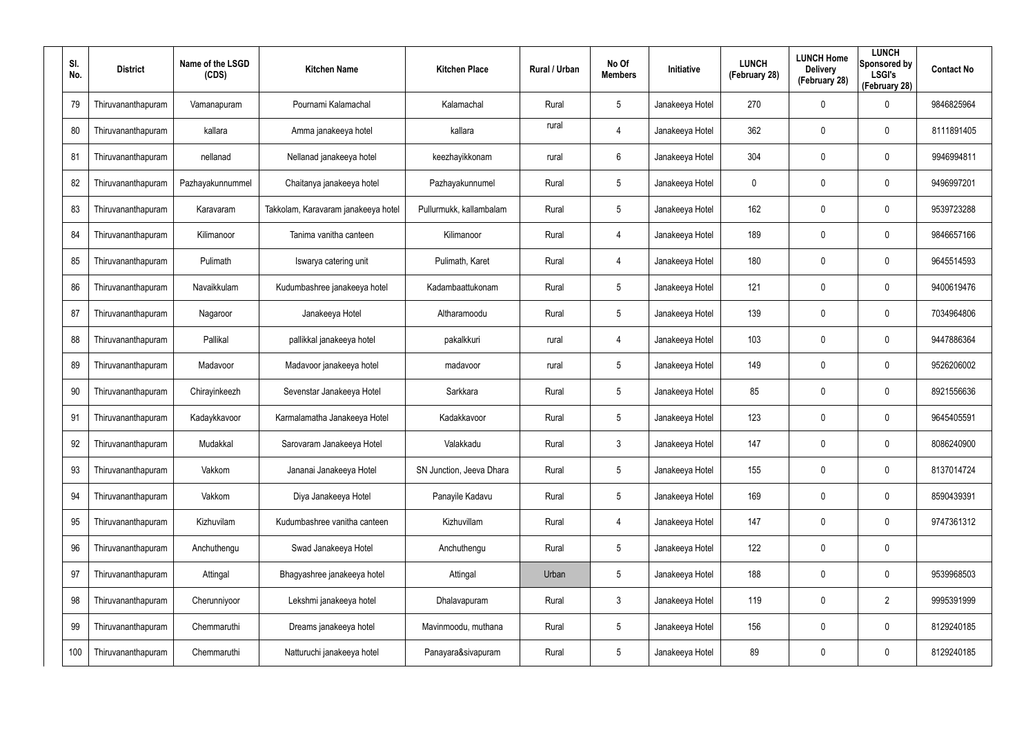| Sl. No. | District | Name of the LSGD (CDS) | Kitchen Name | Kitchen Place | Rural / Urban | No Of Members | Initiative | LUNCH (February 28) | LUNCH Home Delivery (February 28) | LUNCH Sponsored by LSGI's (February 28) | Contact No |
|---|---|---|---|---|---|---|---|---|---|---|---|
| 79 | Thiruvananthapuram | Vamanapuram | Pournami Kalamachal | Kalamachal | Rural | 5 | Janakeeya Hotel | 270 | 0 | 0 | 9846825964 |
| 80 | Thiruvananthapuram | kallara | Amma janakeeya hotel | kallara | rural | 4 | Janakeeya Hotel | 362 | 0 | 0 | 8111891405 |
| 81 | Thiruvananthapuram | nellanad | Nellanad janakeeya hotel | keezhayikkonam | rural | 6 | Janakeeya Hotel | 304 | 0 | 0 | 9946994811 |
| 82 | Thiruvananthapuram | Pazhayakunnummel | Chaitanya janakeeya hotel | Pazhayakunnumel | Rural | 5 | Janakeeya Hotel | 0 | 0 | 0 | 9496997201 |
| 83 | Thiruvananthapuram | Karavaram | Takkolam, Karavaram janakeeya hotel | Pullurmukk, kallambalam | Rural | 5 | Janakeeya Hotel | 162 | 0 | 0 | 9539723288 |
| 84 | Thiruvananthapuram | Kilimanoor | Tanima vanitha canteen | Kilimanoor | Rural | 4 | Janakeeya Hotel | 189 | 0 | 0 | 9846657166 |
| 85 | Thiruvananthapuram | Pulimath | Iswarya catering unit | Pulimath, Karet | Rural | 4 | Janakeeya Hotel | 180 | 0 | 0 | 9645514593 |
| 86 | Thiruvananthapuram | Navaikkulam | Kudumbashree janakeeya hotel | Kadambaattukonam | Rural | 5 | Janakeeya Hotel | 121 | 0 | 0 | 9400619476 |
| 87 | Thiruvananthapuram | Nagaroor | Janakeeya Hotel | Altharamoodu | Rural | 5 | Janakeeya Hotel | 139 | 0 | 0 | 7034964806 |
| 88 | Thiruvananthapuram | Pallikal | pallikkal janakeeya hotel | pakalkkuri | rural | 4 | Janakeeya Hotel | 103 | 0 | 0 | 9447886364 |
| 89 | Thiruvananthapuram | Madavoor | Madavoor janakeeya hotel | madavoor | rural | 5 | Janakeeya Hotel | 149 | 0 | 0 | 9526206002 |
| 90 | Thiruvananthapuram | Chirayinkeezh | Sevenstar Janakeeya Hotel | Sarkkara | Rural | 5 | Janakeeya Hotel | 85 | 0 | 0 | 8921556636 |
| 91 | Thiruvananthapuram | Kadaykkavoor | Karmalamatha Janakeeya Hotel | Kadakkavoor | Rural | 5 | Janakeeya Hotel | 123 | 0 | 0 | 9645405591 |
| 92 | Thiruvananthapuram | Mudakkal | Sarovaram Janakeeya Hotel | Valakkadu | Rural | 3 | Janakeeya Hotel | 147 | 0 | 0 | 8086240900 |
| 93 | Thiruvananthapuram | Vakkom | Jananai Janakeeya Hotel | SN Junction, Jeeva Dhara | Rural | 5 | Janakeeya Hotel | 155 | 0 | 0 | 8137014724 |
| 94 | Thiruvananthapuram | Vakkom | Diya Janakeeya Hotel | Panayile Kadavu | Rural | 5 | Janakeeya Hotel | 169 | 0 | 0 | 8590439391 |
| 95 | Thiruvananthapuram | Kizhuvilam | Kudumbashree vanitha canteen | Kizhuvillam | Rural | 4 | Janakeeya Hotel | 147 | 0 | 0 | 9747361312 |
| 96 | Thiruvananthapuram | Anchuthengu | Swad Janakeeya Hotel | Anchuthengu | Rural | 5 | Janakeeya Hotel | 122 | 0 | 0 | |
| 97 | Thiruvananthapuram | Attingal | Bhagyashree janakeeya hotel | Attingal | Urban | 5 | Janakeeya Hotel | 188 | 0 | 0 | 9539968503 |
| 98 | Thiruvananthapuram | Cherunniyoor | Lekshmi janakeeya hotel | Dhalavapuram | Rural | 3 | Janakeeya Hotel | 119 | 0 | 2 | 9995391999 |
| 99 | Thiruvananthapuram | Chemmaruthi | Dreams janakeeya hotel | Mavinmoodu, muthana | Rural | 5 | Janakeeya Hotel | 156 | 0 | 0 | 8129240185 |
| 100 | Thiruvananthapuram | Chemmaruthi | Natturuchi janakeeya hotel | Panayara&sivapuram | Rural | 5 | Janakeeya Hotel | 89 | 0 | 0 | 8129240185 |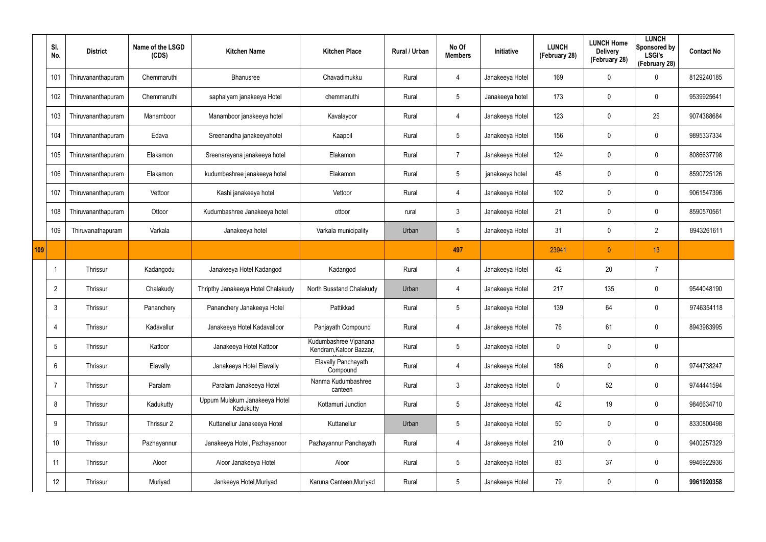| | Sl. No. | District | Name of the LSGD (CDS) | Kitchen Name | Kitchen Place | Rural / Urban | No Of Members | Initiative | LUNCH (February 28) | LUNCH Home Delivery (February 28) | LUNCH Sponsored by LSGI's (February 28) | Contact No |
|---|---|---|---|---|---|---|---|---|---|---|---|---|
| | 101 | Thiruvananthapuram | Chemmaruthi | Bhanusree | Chavadimukku | Rural | 4 | Janakeeya Hotel | 169 | 0 | 0 | 8129240185 |
| | 102 | Thiruvananthapuram | Chemmaruthi | saphalyam janakeeya Hotel | chemmaruthi | Rural | 5 | Janakeeya hotel | 173 | 0 | 0 | 9539925641 |
| | 103 | Thiruvananthapuram | Manamboor | Manamboor janakeeya hotel | Kavalayoor | Rural | 4 | Janakeeya Hotel | 123 | 0 | 2$ | 9074388684 |
| | 104 | Thiruvananthapuram | Edava | Sreenandha janakeeyahotel | Kaappil | Rural | 5 | Janakeeya Hotel | 156 | 0 | 0 | 9895337334 |
| | 105 | Thiruvananthapuram | Elakamon | Sreenarayana janakeeya hotel | Elakamon | Rural | 7 | Janakeeya Hotel | 124 | 0 | 0 | 8086637798 |
| | 106 | Thiruvananthapuram | Elakamon | kudumbashree janakeeya hotel | Elakamon | Rural | 5 | janakeeya hotel | 48 | 0 | 0 | 8590725126 |
| | 107 | Thiruvananthapuram | Vettoor | Kashi janakeeya hotel | Vettoor | Rural | 4 | Janakeeya Hotel | 102 | 0 | 0 | 9061547396 |
| | 108 | Thiruvananthapuram | Ottoor | Kudumbashree Janakeeya hotel | ottoor | rural | 3 | Janakeeya Hotel | 21 | 0 | 0 | 8590570561 |
| | 109 | Thiruvanathapuram | Varkala | Janakeeya hotel | Varkala municipality | Urban | 5 | Janakeeya Hotel | 31 | 0 | 2 | 8943261611 |
| 109 | | | | | | | 497 | | 23941 | 0 | 13 | |
| | 1 | Thrissur | Kadangodu | Janakeeya Hotel Kadangod | Kadangod | Rural | 4 | Janakeeya Hotel | 42 | 20 | 7 | |
| | 2 | Thrissur | Chalakudy | Thripthy Janakeeya Hotel Chalakudy | North Busstand Chalakudy | Urban | 4 | Janakeeya Hotel | 217 | 135 | 0 | 9544048190 |
| | 3 | Thrissur | Pananchery | Pananchery Janakeeya Hotel | Pattikkad | Rural | 5 | Janakeeya Hotel | 139 | 64 | 0 | 9746354118 |
| | 4 | Thrissur | Kadavallur | Janakeeya Hotel Kadavalloor | Panjayath Compound | Rural | 4 | Janakeeya Hotel | 76 | 61 | 0 | 8943983995 |
| | 5 | Thrissur | Kattoor | Janakeeya Hotel Kattoor | Kudumbashree Vipanana Kendram,Katoor Bazzar, | Rural | 5 | Janakeeya Hotel | 0 | 0 | 0 | |
| | 6 | Thrissur | Elavally | Janakeeya Hotel Elavally | Elavally Panchayath Compound | Rural | 4 | Janakeeya Hotel | 186 | 0 | 0 | 9744738247 |
| | 7 | Thrissur | Paralam | Paralam Janakeeya Hotel | Nanma Kudumbashree canteen | Rural | 3 | Janakeeya Hotel | 0 | 52 | 0 | 9744441594 |
| | 8 | Thrissur | Kadukutty | Uppum Mulakum Janakeeya Hotel Kadukutty | Kottamuri Junction | Rural | 5 | Janakeeya Hotel | 42 | 19 | 0 | 9846634710 |
| | 9 | Thrissur | Thrissur 2 | Kuttanellur Janakeeya Hotel | Kuttanellur | Urban | 5 | Janakeeya Hotel | 50 | 0 | 0 | 8330800498 |
| | 10 | Thrissur | Pazhayannur | Janakeeya Hotel, Pazhayanoor | Pazhayannur Panchayath | Rural | 4 | Janakeeya Hotel | 210 | 0 | 0 | 9400257329 |
| | 11 | Thrissur | Aloor | Aloor Janakeeya Hotel | Aloor | Rural | 5 | Janakeeya Hotel | 83 | 37 | 0 | 9946922936 |
| | 12 | Thrissur | Muriyad | Jankeeya Hotel,Muriyad | Karuna Canteen,Muriyad | Rural | 5 | Janakeeya Hotel | 79 | 0 | 0 | **9961920358** |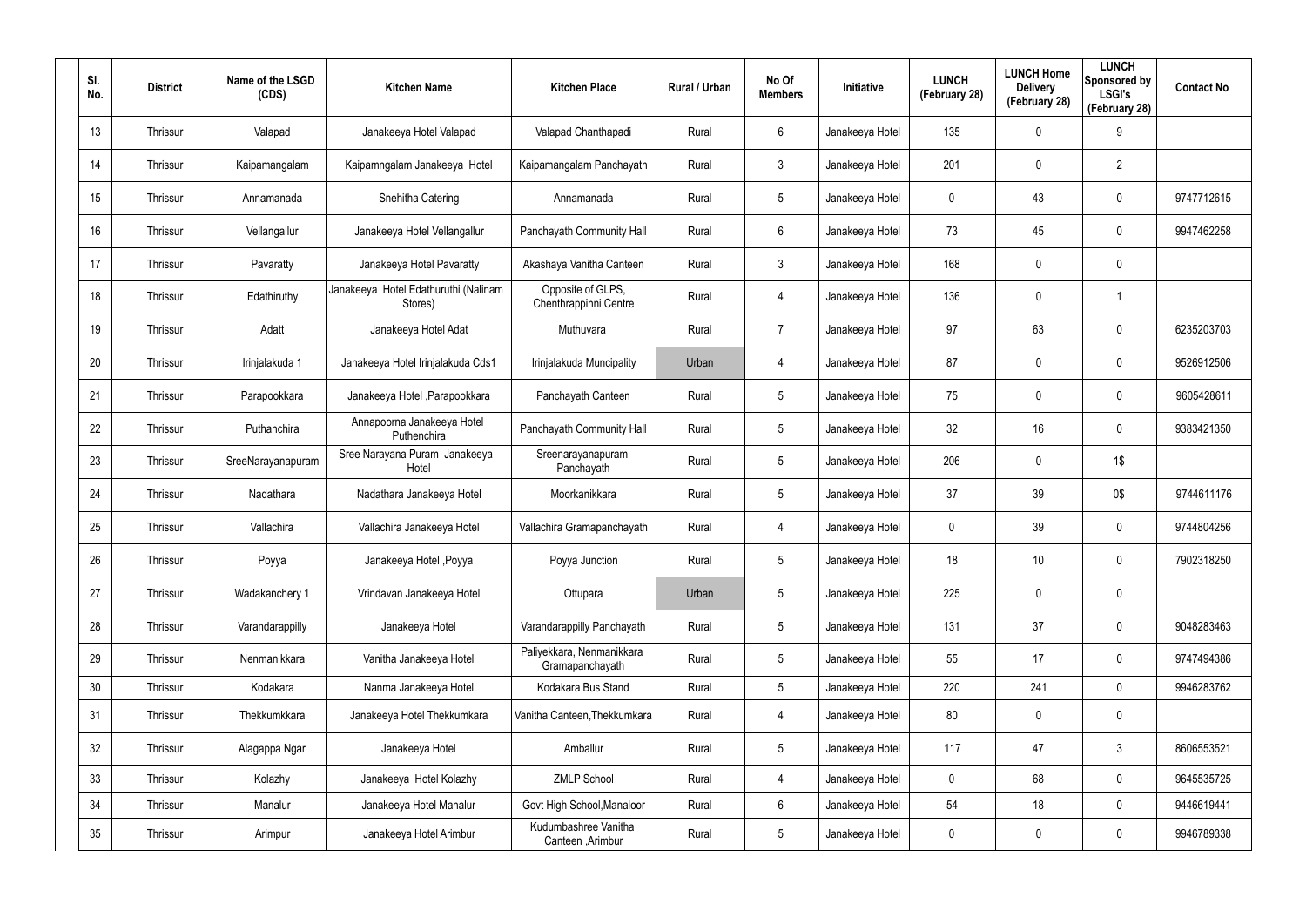| Sl. No. | District | Name of the LSGD (CDS) | Kitchen Name | Kitchen Place | Rural / Urban | No Of Members | Initiative | LUNCH (February 28) | LUNCH Home Delivery (February 28) | LUNCH Sponsored by LSGI's (February 28) | Contact No |
|---|---|---|---|---|---|---|---|---|---|---|---|
| 13 | Thrissur | Valapad | Janakeeya Hotel Valapad | Valapad Chanthapadi | Rural | 6 | Janakeeya Hotel | 135 | 0 | 9 | |
| 14 | Thrissur | Kaipamangalam | Kaipamngalam Janakeeya Hotel | Kaipamangalam Panchayath | Rural | 3 | Janakeeya Hotel | 201 | 0 | 2 | |
| 15 | Thrissur | Annamanada | Snehitha Catering | Annamanada | Rural | 5 | Janakeeya Hotel | 0 | 43 | 0 | 9747712615 |
| 16 | Thrissur | Vellangallur | Janakeeya Hotel Vellangallur | Panchayath Community Hall | Rural | 6 | Janakeeya Hotel | 73 | 45 | 0 | 9947462258 |
| 17 | Thrissur | Pavaratty | Janakeeya Hotel Pavaratty | Akashaya Vanitha Canteen | Rural | 3 | Janakeeya Hotel | 168 | 0 | 0 | |
| 18 | Thrissur | Edathiruthy | Janakeeya Hotel Edathuruthi (Nalinam Stores) | Opposite of GLPS, Chenthrappinni Centre | Rural | 4 | Janakeeya Hotel | 136 | 0 | 1 | |
| 19 | Thrissur | Adatt | Janakeeya Hotel Adat | Muthuvara | Rural | 7 | Janakeeya Hotel | 97 | 63 | 0 | 6235203703 |
| 20 | Thrissur | Irinjalakuda 1 | Janakeeya Hotel Irinjalakuda Cds1 | Irinjalakuda Muncipality | Urban | 4 | Janakeeya Hotel | 87 | 0 | 0 | 9526912506 |
| 21 | Thrissur | Parapookkara | Janakeeya Hotel ,Parapookkara | Panchayath Canteen | Rural | 5 | Janakeeya Hotel | 75 | 0 | 0 | 9605428611 |
| 22 | Thrissur | Puthanchira | Annapoorna Janakeeya Hotel Puthenchira | Panchayath Community Hall | Rural | 5 | Janakeeya Hotel | 32 | 16 | 0 | 9383421350 |
| 23 | Thrissur | SreeNarayanapuram | Sree Narayana Puram Janakeeya Hotel | Sreenarayanapuram Panchayath | Rural | 5 | Janakeeya Hotel | 206 | 0 | 1$ | |
| 24 | Thrissur | Nadathara | Nadathara Janakeeya Hotel | Moorkanikkara | Rural | 5 | Janakeeya Hotel | 37 | 39 | 0$ | 9744611176 |
| 25 | Thrissur | Vallachira | Vallachira Janakeeya Hotel | Vallachira Gramapanchayath | Rural | 4 | Janakeeya Hotel | 0 | 39 | 0 | 9744804256 |
| 26 | Thrissur | Poyya | Janakeeya Hotel ,Poyya | Poyya Junction | Rural | 5 | Janakeeya Hotel | 18 | 10 | 0 | 7902318250 |
| 27 | Thrissur | Wadakanchery 1 | Vrindavan Janakeeya Hotel | Ottupara | Urban | 5 | Janakeeya Hotel | 225 | 0 | 0 | |
| 28 | Thrissur | Varandarappilly | Janakeeya Hotel | Varandarappilly Panchayath | Rural | 5 | Janakeeya Hotel | 131 | 37 | 0 | 9048283463 |
| 29 | Thrissur | Nenmanikkara | Vanitha Janakeeya Hotel | Paliyekkara, Nenmanikkara Gramapanchayath | Rural | 5 | Janakeeya Hotel | 55 | 17 | 0 | 9747494386 |
| 30 | Thrissur | Kodakara | Nanma Janakeeya Hotel | Kodakara Bus Stand | Rural | 5 | Janakeeya Hotel | 220 | 241 | 0 | 9946283762 |
| 31 | Thrissur | Thekkumkkara | Janakeeya Hotel Thekkumkara | Vanitha Canteen,Thekkumkara | Rural | 4 | Janakeeya Hotel | 80 | 0 | 0 | |
| 32 | Thrissur | Alagappa Ngar | Janakeeya Hotel | Amballur | Rural | 5 | Janakeeya Hotel | 117 | 47 | 3 | 8606553521 |
| 33 | Thrissur | Kolazhy | Janakeeya Hotel Kolazhy | ZMLP School | Rural | 4 | Janakeeya Hotel | 0 | 68 | 0 | 9645535725 |
| 34 | Thrissur | Manalur | Janakeeya Hotel Manalur | Govt High School,Manaloor | Rural | 6 | Janakeeya Hotel | 54 | 18 | 0 | 9446619441 |
| 35 | Thrissur | Arimpur | Janakeeya Hotel Arimbur | Kudumbashree Vanitha Canteen ,Arimbur | Rural | 5 | Janakeeya Hotel | 0 | 0 | 0 | 9946789338 |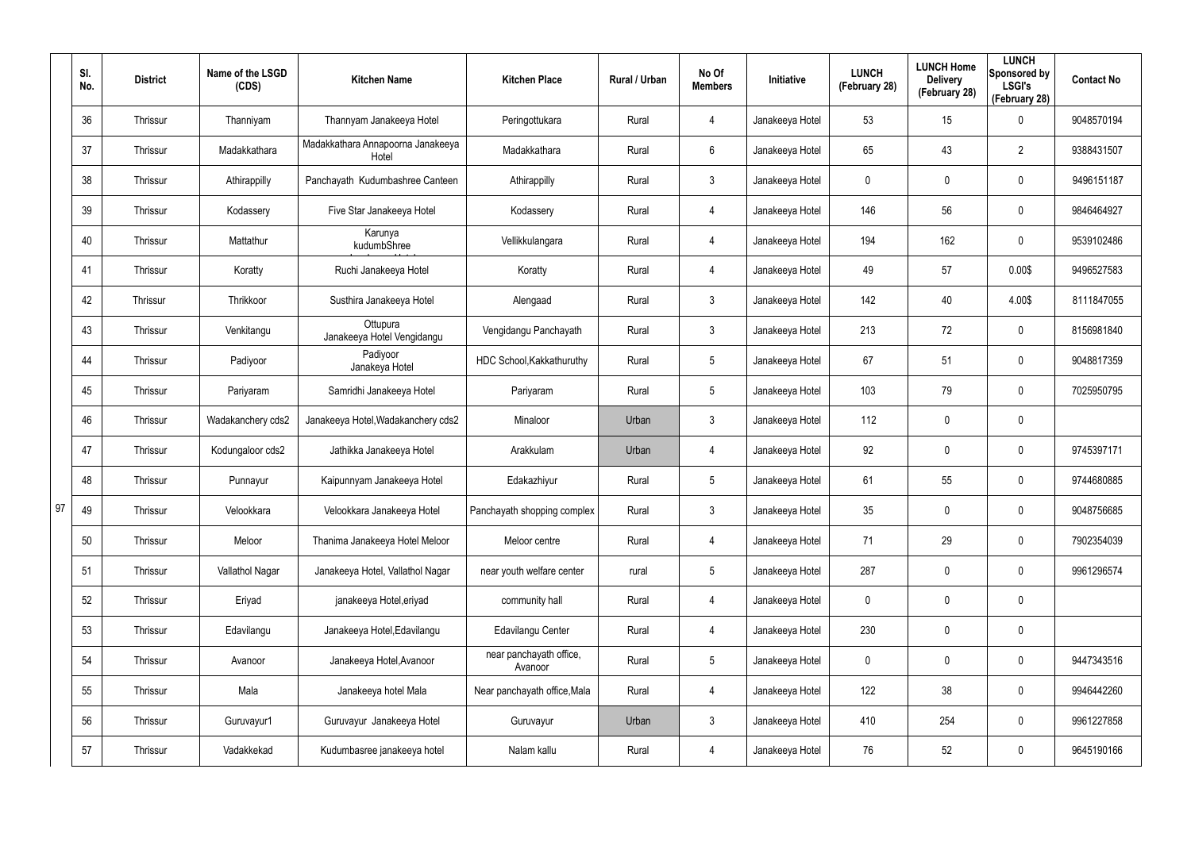| Sl. No. | District | Name of the LSGD (CDS) | Kitchen Name | Kitchen Place | Rural / Urban | No Of Members | Initiative | LUNCH (February 28) | LUNCH Home Delivery (February 28) | LUNCH Sponsored by LSGI's (February 28) | Contact No |
|---|---|---|---|---|---|---|---|---|---|---|---|
| 36 | Thrissur | Thanniyam | Thannyam Janakeeya Hotel | Peringottukara | Rural | 4 | Janakeeya Hotel | 53 | 15 | 0 | 9048570194 |
| 37 | Thrissur | Madakkathara | Madakkathara Annapoorna Janakeeya Hotel | Madakkathara | Rural | 6 | Janakeeya Hotel | 65 | 43 | 2 | 9388431507 |
| 38 | Thrissur | Athirappilly | Panchayath Kudumbashree Canteen | Athirappilly | Rural | 3 | Janakeeya Hotel | 0 | 0 | 0 | 9496151187 |
| 39 | Thrissur | Kodassery | Five Star Janakeeya Hotel | Kodassery | Rural | 4 | Janakeeya Hotel | 146 | 56 | 0 | 9846464927 |
| 40 | Thrissur | Mattathur | Karunya kudumbShree | Vellikkulangara | Rural | 4 | Janakeeya Hotel | 194 | 162 | 0 | 9539102486 |
| 41 | Thrissur | Koratty | Ruchi Janakeeya Hotel | Koratty | Rural | 4 | Janakeeya Hotel | 49 | 57 | 0.00$ | 9496527583 |
| 42 | Thrissur | Thrikkoor | Susthira Janakeeya Hotel | Alengaad | Rural | 3 | Janakeeya Hotel | 142 | 40 | 4.00$ | 8111847055 |
| 43 | Thrissur | Venkitangu | Ottupura Janakeeya Hotel Vengidangu | Vengidangu Panchayath | Rural | 3 | Janakeeya Hotel | 213 | 72 | 0 | 8156981840 |
| 44 | Thrissur | Padiyoor | Padiyoor Janakeya Hotel | HDC School,Kakkathuruthy | Rural | 5 | Janakeeya Hotel | 67 | 51 | 0 | 9048817359 |
| 45 | Thrissur | Pariyaram | Samridhi Janakeeya Hotel | Pariyaram | Rural | 5 | Janakeeya Hotel | 103 | 79 | 0 | 7025950795 |
| 46 | Thrissur | Wadakanchery cds2 | Janakeeya Hotel,Wadakanchery cds2 | Minaloor | Urban | 3 | Janakeeya Hotel | 112 | 0 | 0 | |
| 47 | Thrissur | Kodungaloor cds2 | Jathikka Janakeeya Hotel | Arakkulam | Urban | 4 | Janakeeya Hotel | 92 | 0 | 0 | 9745397171 |
| 48 | Thrissur | Punnayur | Kaipunnyam Janakeeya Hotel | Edakazhiyur | Rural | 5 | Janakeeya Hotel | 61 | 55 | 0 | 9744680885 |
| 49 | Thrissur | Velookkara | Velookkara Janakeeya Hotel | Panchayath shopping complex | Rural | 3 | Janakeeya Hotel | 35 | 0 | 0 | 9048756685 |
| 50 | Thrissur | Meloor | Thanima Janakeeya Hotel Meloor | Meloor centre | Rural | 4 | Janakeeya Hotel | 71 | 29 | 0 | 7902354039 |
| 51 | Thrissur | Vallathol Nagar | Janakeeya Hotel, Vallathol Nagar | near youth welfare center | rural | 5 | Janakeeya Hotel | 287 | 0 | 0 | 9961296574 |
| 52 | Thrissur | Eriyad | janakeeya Hotel,eriyad | community hall | Rural | 4 | Janakeeya Hotel | 0 | 0 | 0 | |
| 53 | Thrissur | Edavilangu | Janakeeya Hotel,Edavilangu | Edavilangu Center | Rural | 4 | Janakeeya Hotel | 230 | 0 | 0 | |
| 54 | Thrissur | Avanoor | Janakeeya Hotel,Avanoor | near panchayath office, Avanoor | Rural | 5 | Janakeeya Hotel | 0 | 0 | 0 | 9447343516 |
| 55 | Thrissur | Mala | Janakeeya hotel Mala | Near panchayath office,Mala | Rural | 4 | Janakeeya Hotel | 122 | 38 | 0 | 9946442260 |
| 56 | Thrissur | Guruvayur1 | Guruvayur Janakeeya Hotel | Guruvayur | Urban | 3 | Janakeeya Hotel | 410 | 254 | 0 | 9961227858 |
| 57 | Thrissur | Vadakkekad | Kudumbasree janakeeya hotel | Nalam kallu | Rural | 4 | Janakeeya Hotel | 76 | 52 | 0 | 9645190166 |

97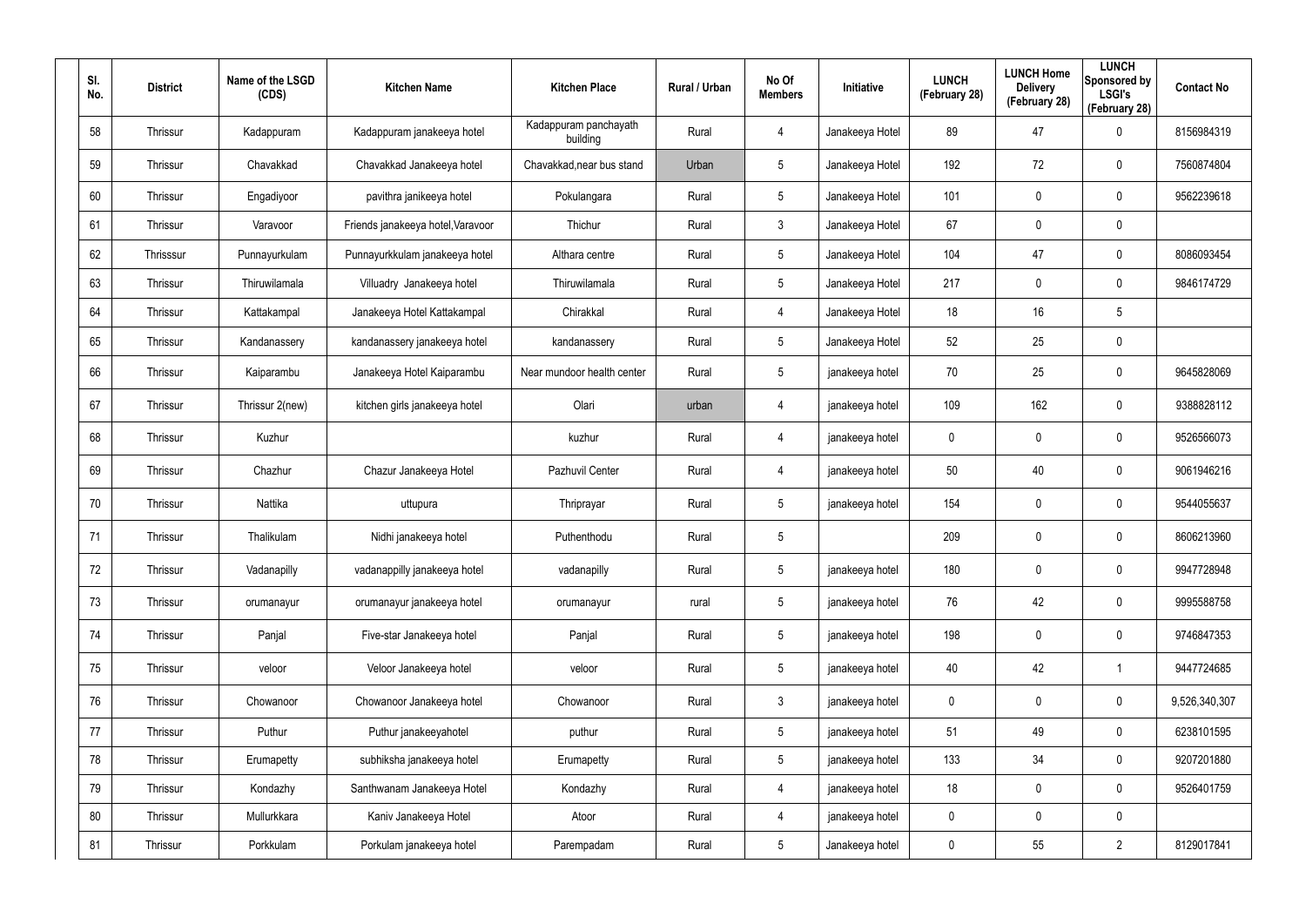| Sl. No. | District | Name of the LSGD (CDS) | Kitchen Name | Kitchen Place | Rural / Urban | No Of Members | Initiative | LUNCH (February 28) | LUNCH Home Delivery (February 28) | LUNCH Sponsored by LSGI's (February 28) | Contact No |
|---|---|---|---|---|---|---|---|---|---|---|---|
| 58 | Thrissur | Kadappuram | Kadappuram janakeeya hotel | Kadappuram panchayath building | Rural | 4 | Janakeeya Hotel | 89 | 47 | 0 | 8156984319 |
| 59 | Thrissur | Chavakkad | Chavakkad Janakeeya hotel | Chavakkad,near bus stand | Urban | 5 | Janakeeya Hotel | 192 | 72 | 0 | 7560874804 |
| 60 | Thrissur | Engadiyoor | pavithra janikeeya hotel | Pokulangara | Rural | 5 | Janakeeya Hotel | 101 | 0 | 0 | 9562239618 |
| 61 | Thrissur | Varavoor | Friends janakeeya hotel,Varavoor | Thichur | Rural | 3 | Janakeeya Hotel | 67 | 0 | 0 | |
| 62 | Thrisssur | Punnayurkulam | Punnayurkkulam janakeeya hotel | Althara centre | Rural | 5 | Janakeeya Hotel | 104 | 47 | 0 | 8086093454 |
| 63 | Thrissur | Thiruwilamala | Villuadry Janakeeya hotel | Thiruwilamala | Rural | 5 | Janakeeya Hotel | 217 | 0 | 0 | 9846174729 |
| 64 | Thrissur | Kattakampal | Janakeeya Hotel Kattakampal | Chirakkal | Rural | 4 | Janakeeya Hotel | 18 | 16 | 5 | |
| 65 | Thrissur | Kandanassery | kandanassery janakeeya hotel | kandanassery | Rural | 5 | Janakeeya Hotel | 52 | 25 | 0 | |
| 66 | Thrissur | Kaiparambu | Janakeeya Hotel Kaiparambu | Near mundoor health center | Rural | 5 | janakeeya hotel | 70 | 25 | 0 | 9645828069 |
| 67 | Thrissur | Thrissur 2(new) | kitchen girls janakeeya hotel | Olari | urban | 4 | janakeeya hotel | 109 | 162 | 0 | 9388828112 |
| 68 | Thrissur | Kuzhur | | kuzhur | Rural | 4 | janakeeya hotel | 0 | 0 | 0 | 9526566073 |
| 69 | Thrissur | Chazhur | Chazur Janakeeya Hotel | Pazhuvil Center | Rural | 4 | janakeeya hotel | 50 | 40 | 0 | 9061946216 |
| 70 | Thrissur | Nattika | uttupura | Thriprayar | Rural | 5 | janakeeya hotel | 154 | 0 | 0 | 9544055637 |
| 71 | Thrissur | Thalikulam | Nidhi janakeeya hotel | Puthenthodu | Rural | 5 | | 209 | 0 | 0 | 8606213960 |
| 72 | Thrissur | Vadanapilly | vadanappilly janakeeya hotel | vadanapilly | Rural | 5 | janakeeya hotel | 180 | 0 | 0 | 9947728948 |
| 73 | Thrissur | orumanayur | orumanayur janakeeya hotel | orumanayur | rural | 5 | janakeeya hotel | 76 | 42 | 0 | 9995588758 |
| 74 | Thrissur | Panjal | Five-star Janakeeya hotel | Panjal | Rural | 5 | janakeeya hotel | 198 | 0 | 0 | 9746847353 |
| 75 | Thrissur | veloor | Veloor Janakeeya hotel | veloor | Rural | 5 | janakeeya hotel | 40 | 42 | 1 | 9447724685 |
| 76 | Thrissur | Chowanoor | Chowanoor Janakeeya hotel | Chowanoor | Rural | 3 | janakeeya hotel | 0 | 0 | 0 | 9,526,340,307 |
| 77 | Thrissur | Puthur | Puthur janakeeyahotel | puthur | Rural | 5 | janakeeya hotel | 51 | 49 | 0 | 6238101595 |
| 78 | Thrissur | Erumapetty | subhiksha janakeeya hotel | Erumapetty | Rural | 5 | janakeeya hotel | 133 | 34 | 0 | 9207201880 |
| 79 | Thrissur | Kondazhy | Santhwanam Janakeeya Hotel | Kondazhy | Rural | 4 | janakeeya hotel | 18 | 0 | 0 | 9526401759 |
| 80 | Thrissur | Mullurkkara | Kaniv Janakeeya Hotel | Atoor | Rural | 4 | janakeeya hotel | 0 | 0 | 0 | |
| 81 | Thrissur | Porkkulam | Porkulam janakeeya hotel | Parempadam | Rural | 5 | Janakeeya hotel | 0 | 55 | 2 | 8129017841 |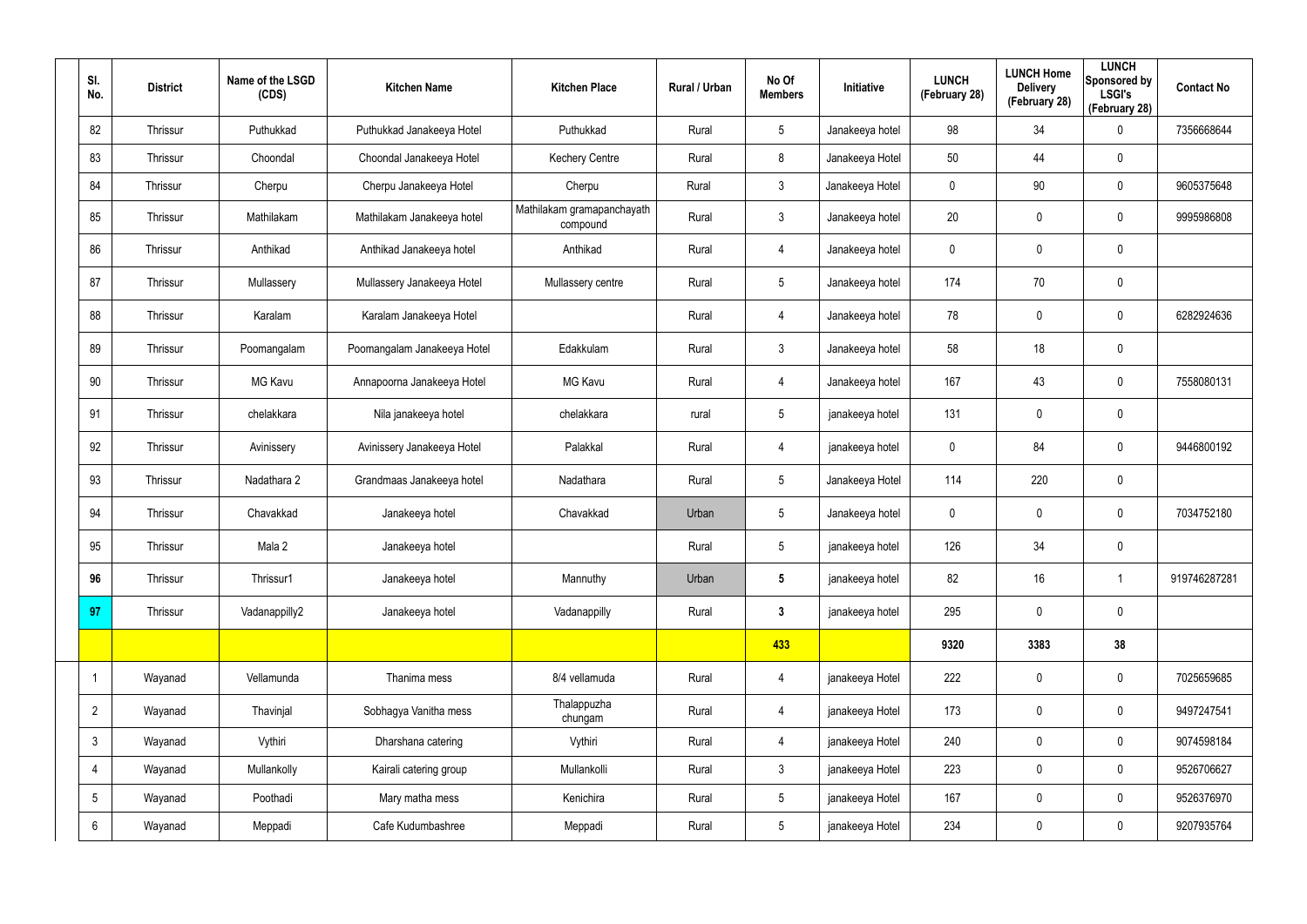| Sl. No. | District | Name of the LSGD (CDS) | Kitchen Name | Kitchen Place | Rural / Urban | No Of Members | Initiative | LUNCH (February 28) | LUNCH Home Delivery (February 28) | LUNCH Sponsored by LSGI's (February 28) | Contact No |
|---|---|---|---|---|---|---|---|---|---|---|---|
| 82 | Thrissur | Puthukkad | Puthukkad Janakeeya Hotel | Puthukkad | Rural | 5 | Janakeeya hotel | 98 | 34 | 0 | 7356668644 |
| 83 | Thrissur | Choondal | Choondal Janakeeya Hotel | Kechery Centre | Rural | 8 | Janakeeya Hotel | 50 | 44 | 0 | |
| 84 | Thrissur | Cherpu | Cherpu Janakeeya Hotel | Cherpu | Rural | 3 | Janakeeya Hotel | 0 | 90 | 0 | 9605375648 |
| 85 | Thrissur | Mathilakam | Mathilakam Janakeeya hotel | Mathilakam gramapanchayath compound | Rural | 3 | Janakeeya hotel | 20 | 0 | 0 | 9995986808 |
| 86 | Thrissur | Anthikad | Anthikad Janakeeya hotel | Anthikad | Rural | 4 | Janakeeya hotel | 0 | 0 | 0 | |
| 87 | Thrissur | Mullassery | Mullassery Janakeeya Hotel | Mullassery centre | Rural | 5 | Janakeeya hotel | 174 | 70 | 0 | |
| 88 | Thrissur | Karalam | Karalam Janakeeya Hotel | | Rural | 4 | Janakeeya hotel | 78 | 0 | 0 | 6282924636 |
| 89 | Thrissur | Poomangalam | Poomangalam Janakeeya Hotel | Edakkulam | Rural | 3 | Janakeeya hotel | 58 | 18 | 0 | |
| 90 | Thrissur | MG Kavu | Annapoorna Janakeeya Hotel | MG Kavu | Rural | 4 | Janakeeya hotel | 167 | 43 | 0 | 7558080131 |
| 91 | Thrissur | chelakkara | Nila janakeeya hotel | chelakkara | rural | 5 | janakeeya hotel | 131 | 0 | 0 | |
| 92 | Thrissur | Avinissery | Avinissery Janakeeya Hotel | Palakkal | Rural | 4 | janakeeya hotel | 0 | 84 | 0 | 9446800192 |
| 93 | Thrissur | Nadathara 2 | Grandmaas Janakeeya hotel | Nadathara | Rural | 5 | Janakeeya Hotel | 114 | 220 | 0 | |
| 94 | Thrissur | Chavakkad | Janakeeya hotel | Chavakkad | Urban | 5 | Janakeeya hotel | 0 | 0 | 0 | 7034752180 |
| 95 | Thrissur | Mala 2 | Janakeeya hotel | | Rural | 5 | janakeeya hotel | 126 | 34 | 0 | |
| **96** | Thrissur | Thrissur1 | Janakeeya hotel | Mannuthy | Urban | **5** | janakeeya hotel | 82 | 16 | 1 | 919746287281 |
| **97** | Thrissur | Vadanappilly2 | Janakeeya hotel | Vadanappilly | Rural | **3** | janakeeya hotel | 295 | 0 | 0 | |
| | | | | | | **433** | | **9320** | **3383** | **38** | |
| 1 | Wayanad | Vellamunda | Thanima mess | 8/4 vellamuda | Rural | 4 | janakeeya Hotel | 222 | 0 | 0 | 7025659685 |
| 2 | Wayanad | Thavinjal | Sobhagya Vanitha mess | Thalappuzha chungam | Rural | 4 | janakeeya Hotel | 173 | 0 | 0 | 9497247541 |
| 3 | Wayanad | Vythiri | Dharshana catering | Vythiri | Rural | 4 | janakeeya Hotel | 240 | 0 | 0 | 9074598184 |
| 4 | Wayanad | Mullankolly | Kairali catering group | Mullankolli | Rural | 3 | janakeeya Hotel | 223 | 0 | 0 | 9526706627 |
| 5 | Wayanad | Poothadi | Mary matha mess | Kenichira | Rural | 5 | janakeeya Hotel | 167 | 0 | 0 | 9526376970 |
| 6 | Wayanad | Meppadi | Cafe Kudumbashree | Meppadi | Rural | 5 | janakeeya Hotel | 234 | 0 | 0 | 9207935764 |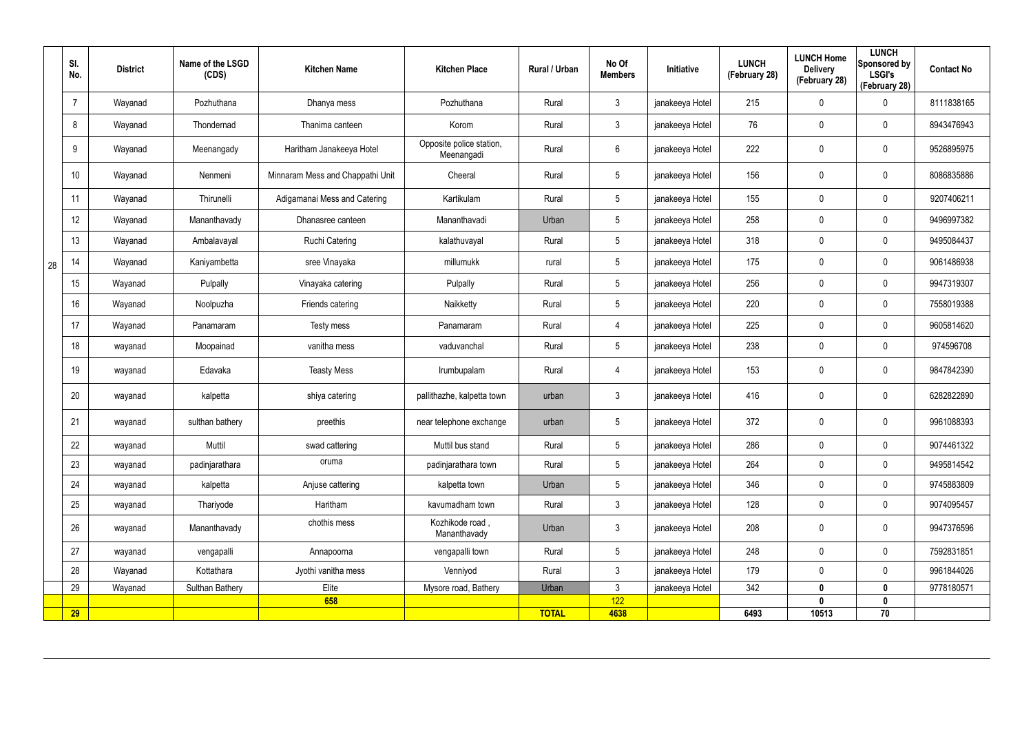| | Sl. No. | District | Name of the LSGD (CDS) | Kitchen Name | Kitchen Place | Rural / Urban | No Of Members | Initiative | LUNCH (February 28) | LUNCH Home Delivery (February 28) | LUNCH Sponsored by LSGI's (February 28) | Contact No |
|---|---|---|---|---|---|---|---|---|---|---|---|---|
| 28 | 7 | Wayanad | Pozhuthana | Dhanya mess | Pozhuthana | Rural | 3 | janakeeya Hotel | 215 | 0 | 0 | 8111838165 |
| | 8 | Wayanad | Thondernad | Thanima canteen | Korom | Rural | 3 | janakeeya Hotel | 76 | 0 | 0 | 8943476943 |
| | 9 | Wayanad | Meenangady | Haritham Janakeeya Hotel | Opposite police station, Meenangadi | Rural | 6 | janakeeya Hotel | 222 | 0 | 0 | 9526895975 |
| | 10 | Wayanad | Nenmeni | Minnaram Mess and Chappathi Unit | Cheeral | Rural | 5 | janakeeya Hotel | 156 | 0 | 0 | 8086835886 |
| | 11 | Wayanad | Thirunelli | Adigamanai Mess and Catering | Kartikulam | Rural | 5 | janakeeya Hotel | 155 | 0 | 0 | 9207406211 |
| | 12 | Wayanad | Mananthavady | Dhanasree canteen | Mananthavadi | Urban | 5 | janakeeya Hotel | 258 | 0 | 0 | 9496997382 |
| | 13 | Wayanad | Ambalavayal | Ruchi Catering | kalathuvayal | Rural | 5 | janakeeya Hotel | 318 | 0 | 0 | 9495084437 |
| | 14 | Wayanad | Kaniyambetta | sree Vinayaka | millumukk | rural | 5 | janakeeya Hotel | 175 | 0 | 0 | 9061486938 |
| | 15 | Wayanad | Pulpally | Vinayaka catering | Pulpally | Rural | 5 | janakeeya Hotel | 256 | 0 | 0 | 9947319307 |
| | 16 | Wayanad | Noolpuzha | Friends catering | Naikketty | Rural | 5 | janakeeya Hotel | 220 | 0 | 0 | 7558019388 |
| | 17 | Wayanad | Panamaram | Testy mess | Panamaram | Rural | 4 | janakeeya Hotel | 225 | 0 | 0 | 9605814620 |
| | 18 | wayanad | Moopainad | vanitha mess | vaduvanchal | Rural | 5 | janakeeya Hotel | 238 | 0 | 0 | 974596708 |
| | 19 | wayanad | Edavaka | Teasty Mess | Irumbupalam | Rural | 4 | janakeeya Hotel | 153 | 0 | 0 | 9847842390 |
| | 20 | wayanad | kalpetta | shiya catering | pallithazhe, kalpetta town | urban | 3 | janakeeya Hotel | 416 | 0 | 0 | 6282822890 |
| | 21 | wayanad | sulthan bathery | preethis | near telephone exchange | urban | 5 | janakeeya Hotel | 372 | 0 | 0 | 9961088393 |
| | 22 | wayanad | Muttil | swad cattering | Muttil bus stand | Rural | 5 | janakeeya Hotel | 286 | 0 | 0 | 9074461322 |
| | 23 | wayanad | padinjarathara | oruma | padinjarathara town | Rural | 5 | janakeeya Hotel | 264 | 0 | 0 | 9495814542 |
| | 24 | wayanad | kalpetta | Anjuse cattering | kalpetta town | Urban | 5 | janakeeya Hotel | 346 | 0 | 0 | 9745883809 |
| | 25 | wayanad | Thariyode | Haritham | kavumadham town | Rural | 3 | janakeeya Hotel | 128 | 0 | 0 | 9074095457 |
| | 26 | wayanad | Mananthavady | chothis mess | Kozhikode road , Mananthavady | Urban | 3 | janakeeya Hotel | 208 | 0 | 0 | 9947376596 |
| | 27 | wayanad | vengapalli | Annapoorna | vengapalli town | Rural | 5 | janakeeya Hotel | 248 | 0 | 0 | 7592831851 |
| | 28 | Wayanad | Kottathara | Jyothi vanitha mess | Venniyod | Rural | 3 | janakeeya Hotel | 179 | 0 | 0 | 9961844026 |
| | 29 | Wayanad | Sulthan Bathery | Elite | Mysore road, Bathery | Urban | 3 | janakeeya Hotel | 342 | 0 | 0 | 9778180571 |
| | | | | 658 | | | 122 | | | 0 | 0 | |
| | 29 | | | | | TOTAL | 4638 | | 6493 | 10513 | 70 | |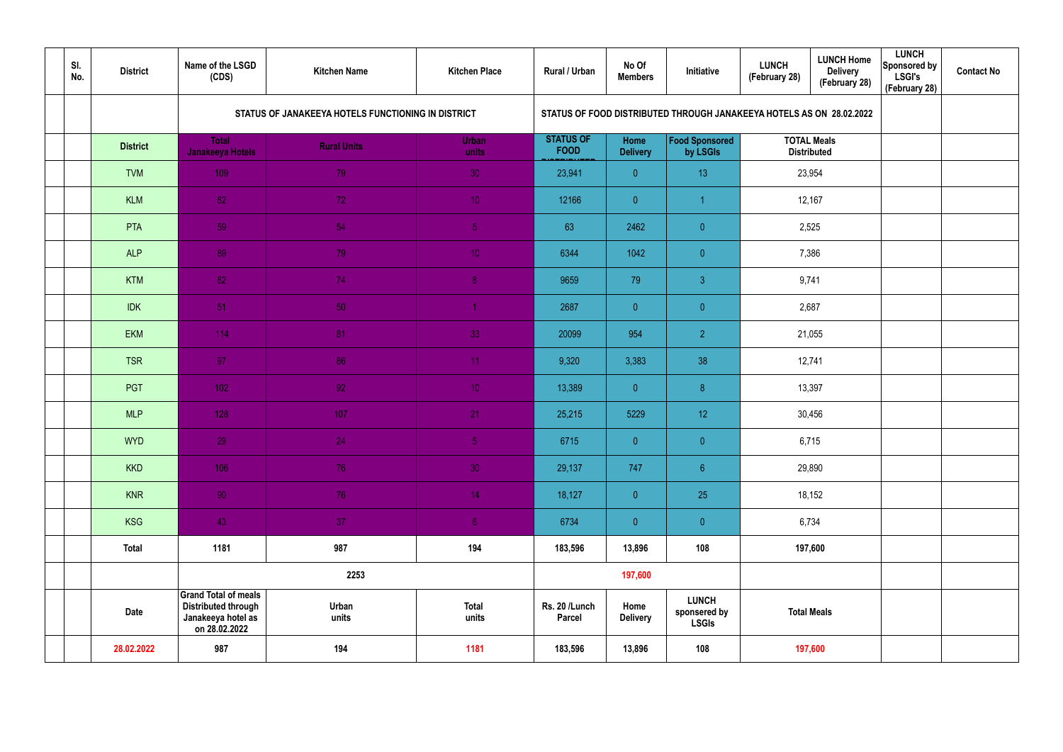| | Sl. No. | District | Name of the LSGD (CDS) | Kitchen Name | Kitchen Place | Rural / Urban | No Of Members | Initiative | LUNCH (February 28) | LUNCH Home Delivery (February 28) | LUNCH Sponsored by LSGI's (February 28) | Contact No |
|---|---|---|---|---|---|---|---|---|---|---|---|---|
| | | | STATUS OF JANAKEEYA HOTELS FUNCTIONING IN DISTRICT | | | STATUS OF FOOD DISTRIBUTED THROUGH JANAKEEYA HOTELS AS ON 28.02.2022 | | | | | | |
| | | District | Total Janakeeya Hotels | Rural Units | Urban units | STATUS OF FOOD DISTRIBUTED | Home Delivery | Food Sponsored by LSGIs | TOTAL Meals Distributed | | | |
| | | TVM | 109 | 79 | 30 | 23,941 | 0 | 13 | 23,954 | | | |
| | | KLM | 82 | 72 | 10 | 12166 | 0 | 1 | 12,167 | | | |
| | | PTA | 59 | 54 | 5 | 63 | 2462 | 0 | 2,525 | | | |
| | | ALP | 89 | 79 | 10 | 6344 | 1042 | 0 | 7,386 | | | |
| | | KTM | 82 | 74 | 8 | 9659 | 79 | 3 | 9,741 | | | |
| | | IDK | 51 | 50 | 1 | 2687 | 0 | 0 | 2,687 | | | |
| | | EKM | 114 | 81 | 33 | 20099 | 954 | 2 | 21,055 | | | |
| | | TSR | 97 | 86 | 11 | 9,320 | 3,383 | 38 | 12,741 | | | |
| | | PGT | 102 | 92 | 10 | 13,389 | 0 | 8 | 13,397 | | | |
| | | MLP | 128 | 107 | 21 | 25,215 | 5229 | 12 | 30,456 | | | |
| | | WYD | 29 | 24 | 5 | 6715 | 0 | 0 | 6,715 | | | |
| | | KKD | 106 | 76 | 30 | 29,137 | 747 | 6 | 29,890 | | | |
| | | KNR | 90 | 76 | 14 | 18,127 | 0 | 25 | 18,152 | | | |
| | | KSG | 43 | 37 | 6 | 6734 | 0 | 0 | 6,734 | | | |
| | | Total | 1181 | 987 | 194 | 183,596 | 13,896 | 108 | 197,600 | | | |
| | | | 2253 | | | 197,600 | | | | | | |
| | | Date | Grand Total of meals Distributed through Janakeeya hotel as on 28.02.2022 | Urban units | Total units | Rs. 20 /Lunch Parcel | Home Delivery | LUNCH sponsered by LSGIs | Total Meals | | | |
| | | 28.02.2022 | 987 | 194 | 1181 | 183,596 | 13,896 | 108 | 197,600 | | | |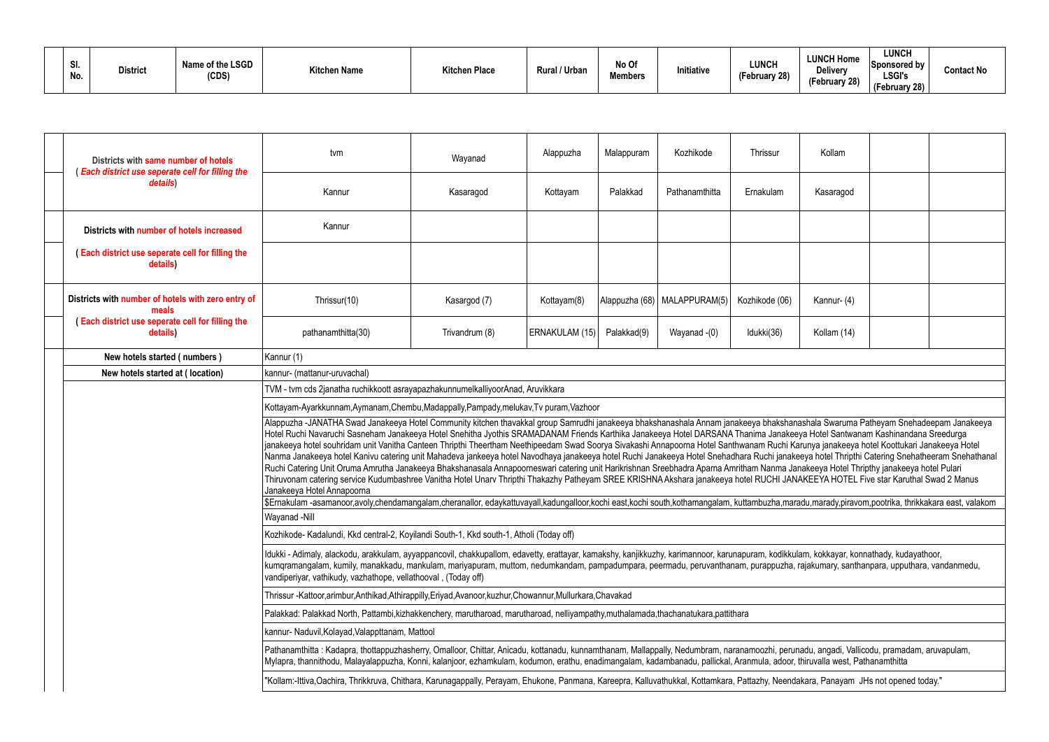| Sl. No. | District | Name of the LSGD (CDS) | Kitchen Name | Kitchen Place | Rural / Urban | No Of Members | Initiative | LUNCH (February 28) | LUNCH Home Delivery (February 28) | LUNCH Sponsored by LSGI's (February 28) | Contact No |
|---|---|---|---|---|---|---|---|---|---|---|---|

| | | | | | | | | | | |
|---|---|---|---|---|---|---|---|---|---|---|
| | Districts with same number of hotels ( *Each district use seperate cell for filling the details*) | tvm | Wayanad | Alappuzha | Malappuram | Kozhikode | Thrissur | Kollam | | |
| | | Kannur | Kasaragod | Kottayam | Palakkad | Pathanamthitta | Ernakulam | Kasaragod | | |
| | Districts with number of hotels increased | Kannur | | | | | | | | |
| | ( Each district use seperate cell for filling the details) | | | | | | | | | |
| | Districts with number of hotels with zero entry of meals ( Each district use seperate cell for filling the details) | Thrissur(10) | Kasargod (7) | Kottayam(8) | Alappuzha (68) | MALAPPURAM(5) | Kozhikode (06) | Kannur- (4) | | |
| | | pathanamthitta(30) | Trivandrum (8) | ERNAKULAM (15) | Palakkad(9) | Wayanad -(0) | Idukki(36) | Kollam (14) | | |
| | New hotels started ( numbers ) | Kannur (1) | | | | | | | | |
| | New hotels started at ( location) | kannur- (mattanur-uruvachal) | | | | | | | | |
| | | TVM - tvm cds 2janatha ruchikkoott asrayapazhakunnumelkalliyoorAnad, Aruvikkara | | | | | | | | |
| | | Kottayam-Ayarkkunnam,Aymanam,Chembu,Madappally,Pampady,melukav,Tv puram,Vazhoor | | | | | | | | |
| | | Alappuzha -JANATHA Swad Janakeeya Hotel Community kitchen thavakkal group Samrudhi janakeeya bhakshanashala Annam janakeeya bhakshanashala Swaruma Patheyam Snehadeepam Janakeeya Hotel Ruchi Navaruchi Sasneham Janakeeya Hotel Snehitha Jyothis SRAMADANAM Friends Karthika Janakeeya Hotel DARSANA Thanima Janakeeya Hotel Santwanam Kashinandana Sreedurga janakeeya hotel souhridam unit Vanitha Canteen Thripthi Theertham Neethipeedam Swad Soorya Sivakashi Annapoorna Hotel Santhwanam Ruchi Karunya janakeeya hotel Koottukari Janakeeya Hotel Nanma Janakeeya hotel Kanivu catering unit Mahadeva jankeeya hotel Navodhaya janakeeya hotel Ruchi Janakeeya Hotel Snehadhara Ruchi janakeeya hotel Thripthi Catering Snehatheeram Snehathanal Ruchi Catering Unit Oruma Amrutha Janakeeya Bhakshanasala Annapoorneswari catering unit Harikrishnan Sreebhadra Aparna Amritham Nanma Janakeeya Hotel Thripthy janakeeya hotel Pulari Thiruvonam catering service Kudumbashree Vanitha Hotel Unarv Thripthi Thakazhy Patheyam SREE KRISHNA Akshara janakeeya hotel RUCHI JANAKEEYA HOTEL Five star Karuthal Swad 2 Manus Janakeeya Hotel Annapoorna | | | | | | | | |
| | | $Ernakulam -asamanoor,avoly,chendamangalam,cheranallor, edaykattuvayall,kadungalloor,kochi east,kochi south,kothamangalam, kuttambuzha,maradu,marady,piravom,pootrika, thrikkakara east, valakom | | | | | | | | |
| | | Wayanad -Nill | | | | | | | | |
| | | Kozhikode- Kadalundi, Kkd central-2, Koyilandi South-1, Kkd south-1, Atholi (Today off) | | | | | | | | |
| | | Idukki - Adimaly, alackodu, arakkulam, ayyappancovil, chakkupallom, edavetty, erattayar, kamakshy, kanjikkuzhy, karimannoor, karunapuram, kodikkulam, kokkayar, konnathady, kudayathoor, kumqramangalam, kumily, manakkadu, mankulam, mariyapuram, muttom, nedumkandam, pampadumpara, peermadu, peruvanthanam, purappuzha, rajakumary, santhanpara, upputhara, vandanmedu, vandiperiyar, vathikudy, vazhathope, vellathooval , (Today off) | | | | | | | | |
| | | Thrissur -Kattoor,arimbur,Anthikad,Athirappilly,Eriyad,Avanoor,kuzhur,Chowannur,Mullurkara,Chavakad | | | | | | | | |
| | | Palakkad: Palakkad North, Pattambi,kizhakkenchery, marutharoad, marutharoad, nelliyampathy,muthalamada,thachanatukara,pattithara | | | | | | | | |
| | | kannur- Naduvil,Kolayad,Valappttanam, Mattool | | | | | | | | |
| | | Pathanamthitta : Kadapra, thottappuzhasherry, Omalloor, Chittar, Anicadu, kottanadu, kunnamthanam, Mallappally, Nedumbram, naranamoozhi, perunadu, angadi, Vallicodu, pramadam, aruvapulam, Mylapra, thannithodu, Malayalappuzha, Konni, kalanjoor, ezhamkulam, kodumon, erathu, enadimangalam, kadambanadu, pallickal, Aranmula, adoor, thiruvalla west, Pathanamthitta | | | | | | | | |
| | | "Kollam:-Ittiva,Oachira, Thrikkruva, Chithara, Karunagappally, Perayam, Ehukone, Panmana, Kareepra, Kalluvathukkal, Kottamkara, Pattazhy, Neendakara, Panayam JHs not opened today." | | | | | | | | |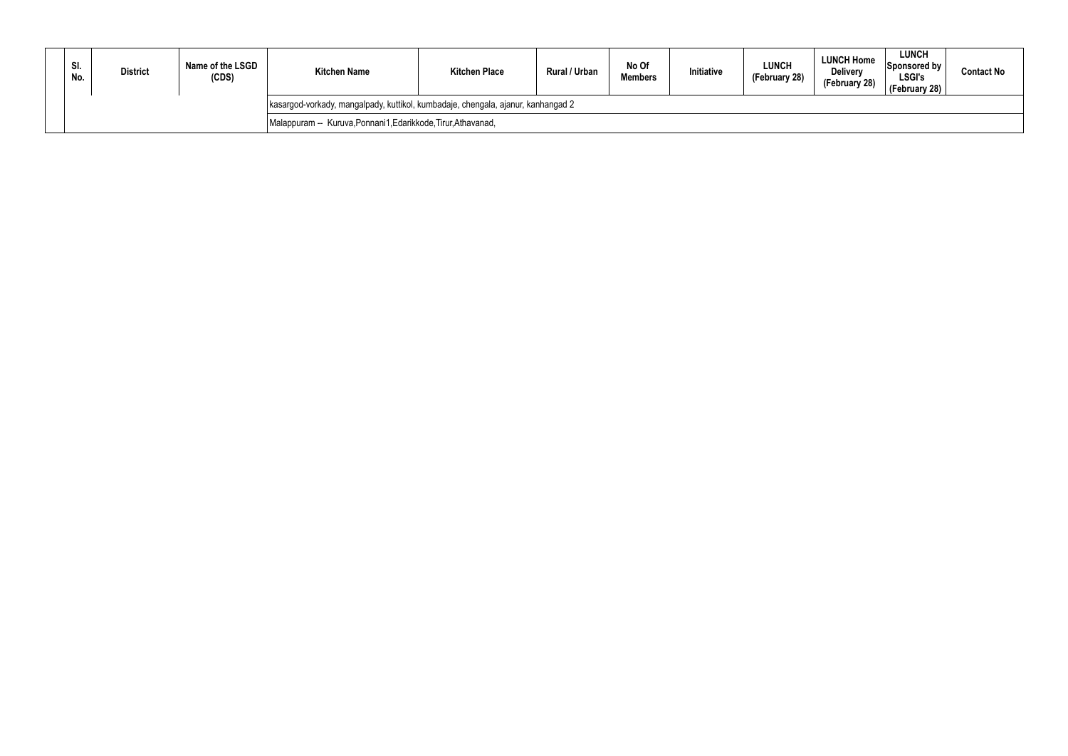| Sl. No. | District | Name of the LSGD (CDS) | Kitchen Name | Kitchen Place | Rural / Urban | No Of Members | Initiative | LUNCH (February 28) | LUNCH Home Delivery (February 28) | LUNCH Sponsored by LSGI's (February 28) | Contact No |
|---|---|---|---|---|---|---|---|---|---|---|---|
| | | | kasargod-vorkady, mangalpady, kuttikol, kumbadaje, chengala, ajanur, kanhangad 2 | | | | | | | | |
| | | | Malappuram -- Kuruva,Ponnani1,Edarikkode,Tirur,Athavanad, | | | | | | | | |